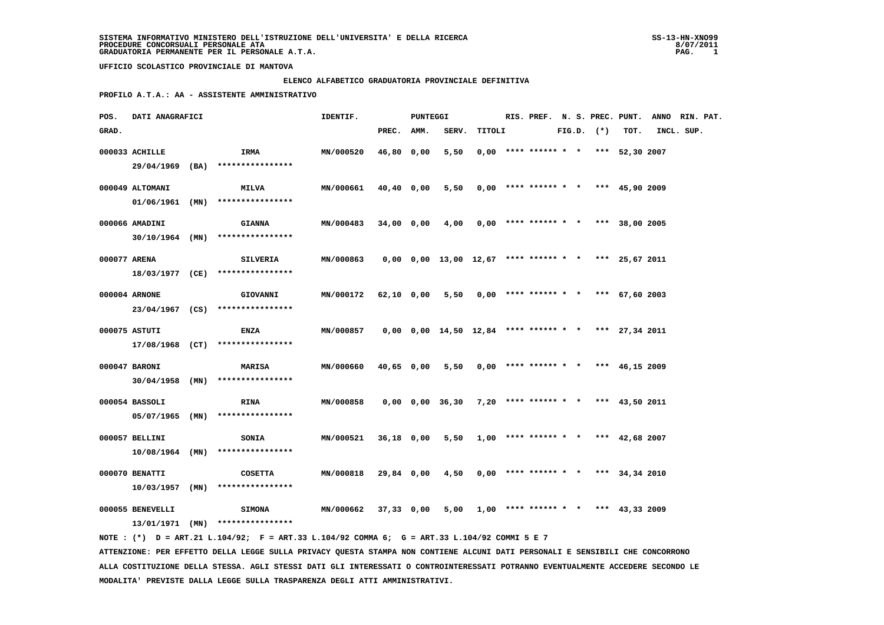SISTEMA INFORMATIVO MINISTERO DELL'ISTRUZIONE DELL'UNIVERSITA' E DELLA RICERCA
PROCEDURE CONCORSUALI PERSONALE ATA
GRADUATORIA PERMANENTE PER IL PERSONALE A.T.A.

UFFICIO SCOLASTICO PROVINCIALE DI MANTOVA

**ELENCO ALFABETICO GRADUATORIA PROVINCIALE DEFINITIVA**

**PROFILO A.T.A.: AA - ASSISTENTE AMMINISTRATIVO**

| POS. GRAD. | DATI ANAGRAFICI | | IDENTIF. | PUNTEGGI PREC. | AMM. | SERV. | TITOLI | RIS. | PREF. | N. S. FIG.D. | PREC. (*) | PUNT. TOT. | ANNO INCL. | RIN. PAT. SUP. |
|---|---|---|---|---|---|---|---|---|---|---|---|---|---|---|
| 000033 | ACHILLE 29/04/1969 (BA) | IRMA **************** | MN/000520 | 46,80 | 0,00 | 5,50 | 0,00 | **** | ****** | * | * *** | 52,30 | 2007 | |
| 000049 | ALTOMANI 01/06/1961 (MN) | MILVA **************** | MN/000661 | 40,40 | 0,00 | 5,50 | 0,00 | **** | ****** | * | * *** | 45,90 | 2009 | |
| 000066 | AMADINI 30/10/1964 (MN) | GIANNA **************** | MN/000483 | 34,00 | 0,00 | 4,00 | 0,00 | **** | ****** | * | * *** | 38,00 | 2005 | |
| 000077 | ARENA 18/03/1977 (CE) | SILVERIA **************** | MN/000863 | 0,00 | 0,00 | 13,00 | 12,67 | **** | ****** | * | * *** | 25,67 | 2011 | |
| 000004 | ARNONE 23/04/1967 (CS) | GIOVANNI **************** | MN/000172 | 62,10 | 0,00 | 5,50 | 0,00 | **** | ****** | * | * *** | 67,60 | 2003 | |
| 000075 | ASTUTI 17/08/1968 (CT) | ENZA **************** | MN/000857 | 0,00 | 0,00 | 14,50 | 12,84 | **** | ****** | * | * *** | 27,34 | 2011 | |
| 000047 | BARONI 30/04/1958 (MN) | MARISA **************** | MN/000660 | 40,65 | 0,00 | 5,50 | 0,00 | **** | ****** | * | * *** | 46,15 | 2009 | |
| 000054 | BASSOLI 05/07/1965 (MN) | RINA **************** | MN/000858 | 0,00 | 0,00 | 36,30 | 7,20 | **** | ****** | * | * *** | 43,50 | 2011 | |
| 000057 | BELLINI 10/08/1964 (MN) | SONIA **************** | MN/000521 | 36,18 | 0,00 | 5,50 | 1,00 | **** | ****** | * | * *** | 42,68 | 2007 | |
| 000070 | BENATTI 10/03/1957 (MN) | COSETTA **************** | MN/000818 | 29,84 | 0,00 | 4,50 | 0,00 | **** | ****** | * | * *** | 34,34 | 2010 | |
| 000055 | BENEVELLI 13/01/1971 (MN) | SIMONA **************** | MN/000662 | 37,33 | 0,00 | 5,00 | 1,00 | **** | ****** | * | * *** | 43,33 | 2009 | |

NOTE : (*) D = ART.21 L.104/92; F = ART.33 L.104/92 COMMA 6; G = ART.33 L.104/92 COMMI 5 E 7

ATTENZIONE: PER EFFETTO DELLA LEGGE SULLA PRIVACY QUESTA STAMPA NON CONTIENE ALCUNI DATI PERSONALI E SENSIBILI CHE CONCORRONO ALLA COSTITUZIONE DELLA STESSA. AGLI STESSI DATI GLI INTERESSATI O CONTROINTERESSATI POTRANNO EVENTUALMENTE ACCEDERE SECONDO LE MODALITA' PREVISTE DALLA LEGGE SULLA TRASPARENZA DEGLI ATTI AMMINISTRATIVI.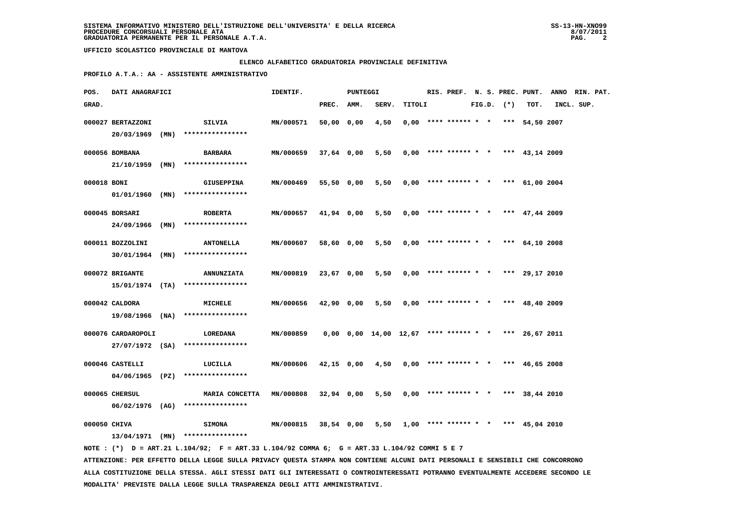SISTEMA INFORMATIVO MINISTERO DELL'ISTRUZIONE DELL'UNIVERSITA' E DELLA RICERCA
PROCEDURE CONCORSUALI PERSONALE ATA
GRADUATORIA PERMANENTE PER IL PERSONALE A.T.A.

UFFICIO SCOLASTICO PROVINCIALE DI MANTOVA

## ELENCO ALFABETICO GRADUATORIA PROVINCIALE DEFINITIVA

**PROFILO A.T.A.: AA - ASSISTENTE AMMINISTRATIVO**

| POS. GRAD. | DATI ANAGRAFICI | | IDENTIF. | PUNTEGGI PREC. | AMM. | SERV. | TITOLI | RIS. | PREF. | N. S. FIG.D. | PREC. (*) | PUNT. TOT. | ANNO INCL. | RIN. SUP. | PAT. |
|---|---|---|---|---|---|---|---|---|---|---|---|---|---|---|---|
| 000027 | BERTAZZONI 20/03/1969 (MN) | SILVIA **************** | MN/000571 | 50,00 | 0,00 | 4,50 | 0,00 | **** | ****** | * * | *** | 54,50 | 2007 | | |
| 000056 | BOMBANA 21/10/1959 (MN) | BARBARA **************** | MN/000659 | 37,64 | 0,00 | 5,50 | 0,00 | **** | ****** | * * | *** | 43,14 | 2009 | | |
| 000018 | BONI 01/01/1960 (MN) | GIUSEPPINA **************** | MN/000469 | 55,50 | 0,00 | 5,50 | 0,00 | **** | ****** | * * | *** | 61,00 | 2004 | | |
| 000045 | BORSARI 24/09/1966 (MN) | ROBERTA **************** | MN/000657 | 41,94 | 0,00 | 5,50 | 0,00 | **** | ****** | * * | *** | 47,44 | 2009 | | |
| 000011 | BOZZOLINI 30/01/1964 (MN) | ANTONELLA **************** | MN/000607 | 58,60 | 0,00 | 5,50 | 0,00 | **** | ****** | * * | *** | 64,10 | 2008 | | |
| 000072 | BRIGANTE 15/01/1974 (TA) | ANNUNZIATA **************** | MN/000819 | 23,67 | 0,00 | 5,50 | 0,00 | **** | ****** | * * | *** | 29,17 | 2010 | | |
| 000042 | CALDORA 19/08/1966 (NA) | MICHELE **************** | MN/000656 | 42,90 | 0,00 | 5,50 | 0,00 | **** | ****** | * * | *** | 48,40 | 2009 | | |
| 000076 | CARDAROPOLI 27/07/1972 (SA) | LOREDANA **************** | MN/000859 | 0,00 | 0,00 | 14,00 | 12,67 | **** | ****** | * * | *** | 26,67 | 2011 | | |
| 000046 | CASTELLI 04/06/1965 (PZ) | LUCILLA **************** | MN/000606 | 42,15 | 0,00 | 4,50 | 0,00 | **** | ****** | * * | *** | 46,65 | 2008 | | |
| 000065 | CHERSUL 06/02/1976 (AG) | MARIA CONCETTA **************** | MN/000808 | 32,94 | 0,00 | 5,50 | 0,00 | **** | ****** | * * | *** | 38,44 | 2010 | | |
| 000050 | CHIVA 13/04/1971 (MN) | SIMONA **************** | MN/000815 | 38,54 | 0,00 | 5,50 | 1,00 | **** | ****** | * * | *** | 45,04 | 2010 | | |

NOTE : (*) D = ART.21 L.104/92; F = ART.33 L.104/92 COMMA 6; G = ART.33 L.104/92 COMMI 5 E 7

ATTENZIONE: PER EFFETTO DELLA LEGGE SULLA PRIVACY QUESTA STAMPA NON CONTIENE ALCUNI DATI PERSONALI E SENSIBILI CHE CONCORRONO ALLA COSTITUZIONE DELLA STESSA. AGLI STESSI DATI GLI INTERESSATI O CONTROINTERESSATI POTRANNO EVENTUALMENTE ACCEDERE SECONDO LE MODALITA' PREVISTE DALLA LEGGE SULLA TRASPARENZA DEGLI ATTI AMMINISTRATIVI.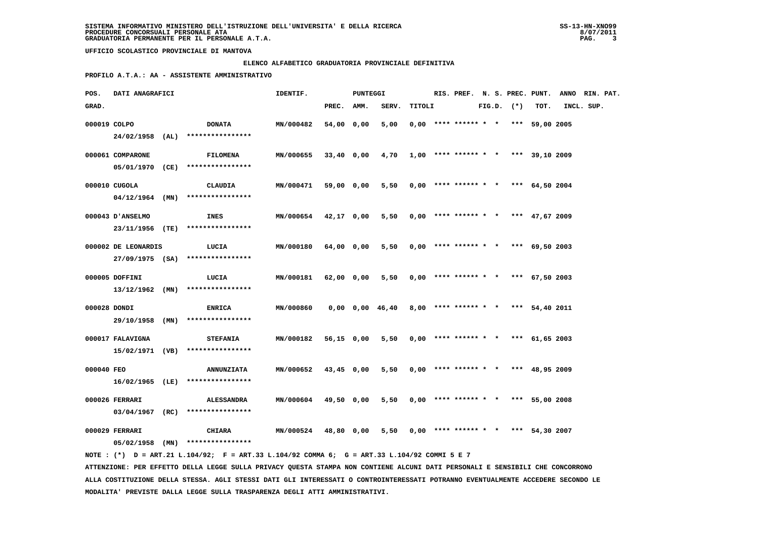SISTEMA INFORMATIVO MINISTERO DELL'ISTRUZIONE DELL'UNIVERSITA' E DELLA RICERCA
PROCEDURE CONCORSUALI PERSONALE ATA
GRADUATORIA PERMANENTE PER IL PERSONALE A.T.A.

UFFICIO SCOLASTICO PROVINCIALE DI MANTOVA

ELENCO ALFABETICO GRADUATORIA PROVINCIALE DEFINITIVA

PROFILO A.T.A.: AA - ASSISTENTE AMMINISTRATIVO

| POS. GRAD. | DATI ANAGRAFICI | | IDENTIF. | PUNTEGGI PREC. | AMM. | SERV. | TITOLI | RIS. | PREF. | N. S. FIG.D. | PREC. (*) | PUNT. TOT. | ANNO INCL. | RIN. SUP. | PAT. |
|---|---|---|---|---|---|---|---|---|---|---|---|---|---|---|---|
| 000019 | COLPO 24/02/1958 (AL) | DONATA **************** | MN/000482 | 54,00 | 0,00 | 5,00 | 0,00 | **** | ****** | * * | *** | 59,00 | 2005 | | |
| 000061 | COMPARONE 05/01/1970 (CE) | FILOMENA **************** | MN/000655 | 33,40 | 0,00 | 4,70 | 1,00 | **** | ****** | * * | *** | 39,10 | 2009 | | |
| 000010 | CUGOLA 04/12/1964 (MN) | CLAUDIA **************** | MN/000471 | 59,00 | 0,00 | 5,50 | 0,00 | **** | ****** | * * | *** | 64,50 | 2004 | | |
| 000043 | D'ANSELMO 23/11/1956 (TE) | INES **************** | MN/000654 | 42,17 | 0,00 | 5,50 | 0,00 | **** | ****** | * * | *** | 47,67 | 2009 | | |
| 000002 | DE LEONARDIS 27/09/1975 (SA) | LUCIA **************** | MN/000180 | 64,00 | 0,00 | 5,50 | 0,00 | **** | ****** | * * | *** | 69,50 | 2003 | | |
| 000005 | DOFFINI 13/12/1962 (MN) | LUCIA **************** | MN/000181 | 62,00 | 0,00 | 5,50 | 0,00 | **** | ****** | * * | *** | 67,50 | 2003 | | |
| 000028 | DONDI 29/10/1958 (MN) | ENRICA **************** | MN/000860 | 0,00 | 0,00 | 46,40 | 8,00 | **** | ****** | * * | *** | 54,40 | 2011 | | |
| 000017 | FALAVIGNA 15/02/1971 (VB) | STEFANIA **************** | MN/000182 | 56,15 | 0,00 | 5,50 | 0,00 | **** | ****** | * * | *** | 61,65 | 2003 | | |
| 000040 | FEO 16/02/1965 (LE) | ANNUNZIATA **************** | MN/000652 | 43,45 | 0,00 | 5,50 | 0,00 | **** | ****** | * * | *** | 48,95 | 2009 | | |
| 000026 | FERRARI 03/04/1967 (RC) | ALESSANDRA **************** | MN/000604 | 49,50 | 0,00 | 5,50 | 0,00 | **** | ****** | * * | *** | 55,00 | 2008 | | |
| 000029 | FERRARI 05/02/1958 (MN) | CHIARA **************** | MN/000524 | 48,80 | 0,00 | 5,50 | 0,00 | **** | ****** | * * | *** | 54,30 | 2007 | | |

NOTE : (*) D = ART.21 L.104/92; F = ART.33 L.104/92 COMMA 6; G = ART.33 L.104/92 COMMI 5 E 7

ATTENZIONE: PER EFFETTO DELLA LEGGE SULLA PRIVACY QUESTA STAMPA NON CONTIENE ALCUNI DATI PERSONALI E SENSIBILI CHE CONCORRONO ALLA COSTITUZIONE DELLA STESSA. AGLI STESSI DATI GLI INTERESSATI O CONTROINTERESSATI POTRANNO EVENTUALMENTE ACCEDERE SECONDO LE MODALITA' PREVISTE DALLA LEGGE SULLA TRASPARENZA DEGLI ATTI AMMINISTRATIVI.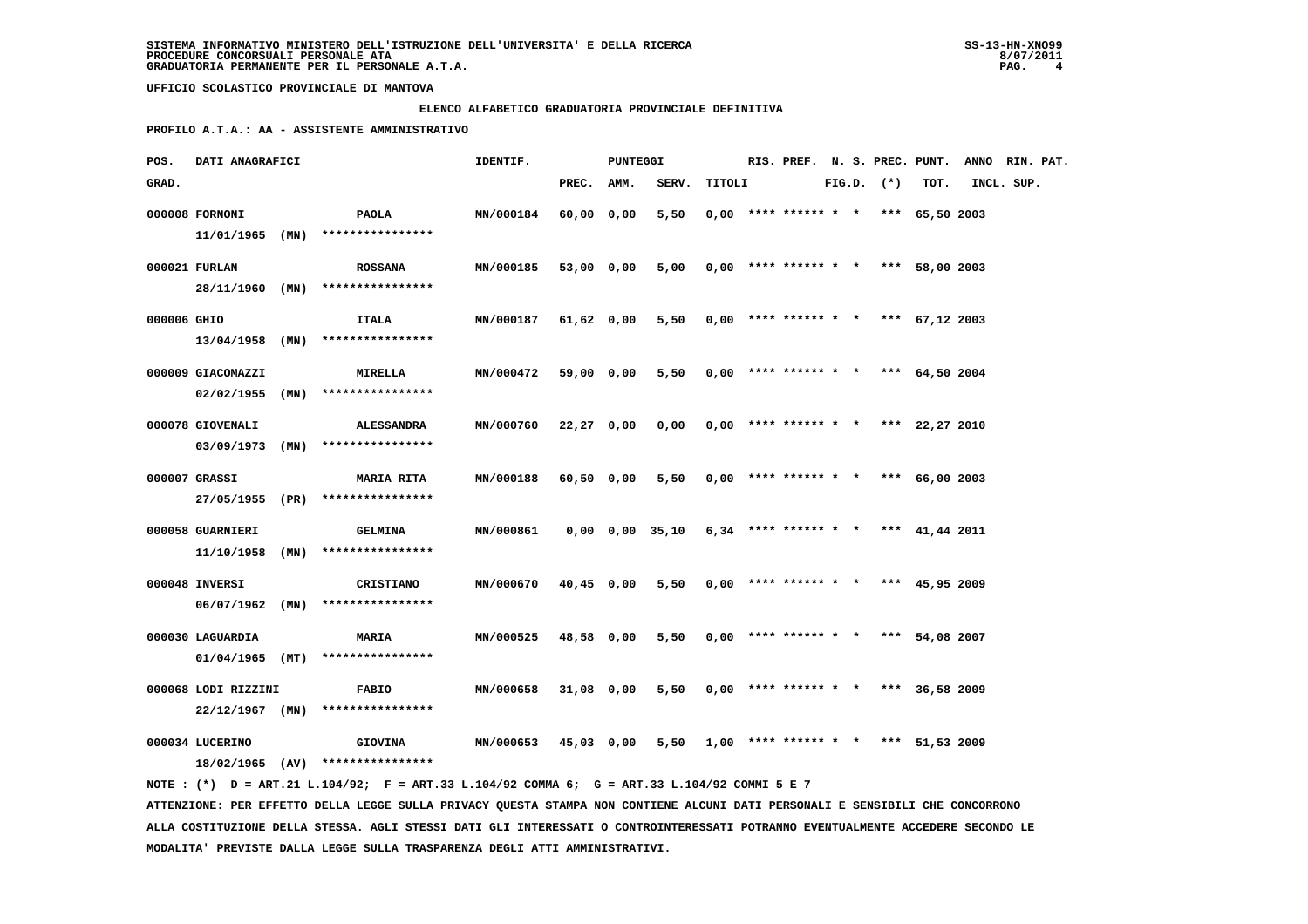SISTEMA INFORMATIVO MINISTERO DELL'ISTRUZIONE DELL'UNIVERSITA' E DELLA RICERCA
PROCEDURE CONCORSUALI PERSONALE ATA
GRADUATORIA PERMANENTE PER IL PERSONALE A.T.A.

UFFICIO SCOLASTICO PROVINCIALE DI MANTOVA

## ELENCO ALFABETICO GRADUATORIA PROVINCIALE DEFINITIVA

PROFILO A.T.A.: AA - ASSISTENTE AMMINISTRATIVO

| POS. GRAD. | DATI ANAGRAFICI | | IDENTIF. | PUNTEGGI PREC. | AMM. | SERV. | TITOLI | RIS. | PREF. | N. S. FIG.D. | PREC. (*) | PUNT. TOT. | ANNO INCL. | RIN. PAT. SUP. |
|---|---|---|---|---|---|---|---|---|---|---|---|---|---|---|
| 000008 | FORNONI 11/01/1965 (MN) | PAOLA **************** | MN/000184 | 60,00 | 0,00 | 5,50 | 0,00 | **** | ****** | * * | *** | 65,50 | 2003 | |
| 000021 | FURLAN 28/11/1960 (MN) | ROSSANA **************** | MN/000185 | 53,00 | 0,00 | 5,00 | 0,00 | **** | ****** | * * | *** | 58,00 | 2003 | |
| 000006 | GHIO 13/04/1958 (MN) | ITALA **************** | MN/000187 | 61,62 | 0,00 | 5,50 | 0,00 | **** | ****** | * * | *** | 67,12 | 2003 | |
| 000009 | GIACOMAZZI 02/02/1955 (MN) | MIRELLA **************** | MN/000472 | 59,00 | 0,00 | 5,50 | 0,00 | **** | ****** | * * | *** | 64,50 | 2004 | |
| 000078 | GIOVENALI 03/09/1973 (MN) | ALESSANDRA **************** | MN/000760 | 22,27 | 0,00 | 0,00 | 0,00 | **** | ****** | * * | *** | 22,27 | 2010 | |
| 000007 | GRASSI 27/05/1955 (PR) | MARIA RITA **************** | MN/000188 | 60,50 | 0,00 | 5,50 | 0,00 | **** | ****** | * * | *** | 66,00 | 2003 | |
| 000058 | GUARNIERI 11/10/1958 (MN) | GELMINA **************** | MN/000861 | 0,00 | 0,00 | 35,10 | 6,34 | **** | ****** | * * | *** | 41,44 | 2011 | |
| 000048 | INVERSI 06/07/1962 (MN) | CRISTIANO **************** | MN/000670 | 40,45 | 0,00 | 5,50 | 0,00 | **** | ****** | * * | *** | 45,95 | 2009 | |
| 000030 | LAGUARDIA 01/04/1965 (MT) | MARIA **************** | MN/000525 | 48,58 | 0,00 | 5,50 | 0,00 | **** | ****** | * * | *** | 54,08 | 2007 | |
| 000068 | LODI RIZZINI 22/12/1967 (MN) | FABIO **************** | MN/000658 | 31,08 | 0,00 | 5,50 | 0,00 | **** | ****** | * * | *** | 36,58 | 2009 | |
| 000034 | LUCERINO 18/02/1965 (AV) | GIOVINA **************** | MN/000653 | 45,03 | 0,00 | 5,50 | 1,00 | **** | ****** | * * | *** | 51,53 | 2009 | |

NOTE : (*) D = ART.21 L.104/92; F = ART.33 L.104/92 COMMA 6; G = ART.33 L.104/92 COMMI 5 E 7

ATTENZIONE: PER EFFETTO DELLA LEGGE SULLA PRIVACY QUESTA STAMPA NON CONTIENE ALCUNI DATI PERSONALI E SENSIBILI CHE CONCORRONO ALLA COSTITUZIONE DELLA STESSA. AGLI STESSI DATI GLI INTERESSATI O CONTROINTERESSATI POTRANNO EVENTUALMENTE ACCEDERE SECONDO LE MODALITA' PREVISTE DALLA LEGGE SULLA TRASPARENZA DEGLI ATTI AMMINISTRATIVI.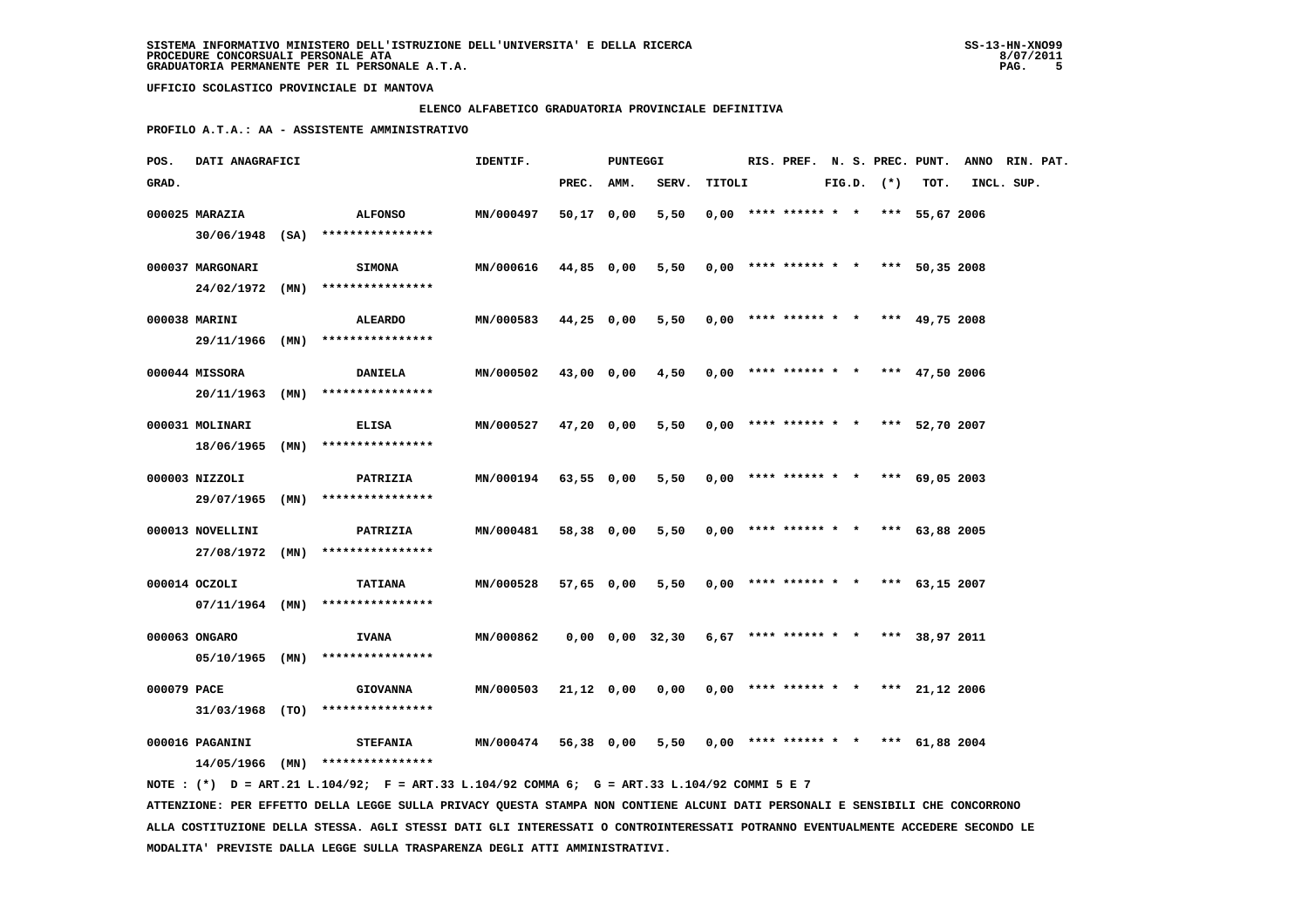SISTEMA INFORMATIVO MINISTERO DELL'ISTRUZIONE DELL'UNIVERSITA' E DELLA RICERCA
PROCEDURE CONCORSUALI PERSONALE ATA
GRADUATORIA PERMANENTE PER IL PERSONALE A.T.A.

UFFICIO SCOLASTICO PROVINCIALE DI MANTOVA

ELENCO ALFABETICO GRADUATORIA PROVINCIALE DEFINITIVA

PROFILO A.T.A.: AA - ASSISTENTE AMMINISTRATIVO

| POS. GRAD. | DATI ANAGRAFICI | | IDENTIF. | PUNTEGGI PREC. | AMM. | SERV. | TITOLI | RIS. | PREF. | N. S. FIG.D. | PREC. (*) | PUNT. TOT. | ANNO INCL. | RIN. PAT. SUP. |
|---|---|---|---|---|---|---|---|---|---|---|---|---|---|---|
| 000025 | MARAZIA 30/06/1948 (SA) | ALFONSO **************** | MN/000497 | 50,17 | 0,00 | 5,50 | 0,00 | **** | ****** | * * | *** | 55,67 | 2006 | |
| 000037 | MARGONARI 24/02/1972 (MN) | SIMONA **************** | MN/000616 | 44,85 | 0,00 | 5,50 | 0,00 | **** | ****** | * * | *** | 50,35 | 2008 | |
| 000038 | MARINI 29/11/1966 (MN) | ALEARDO **************** | MN/000583 | 44,25 | 0,00 | 5,50 | 0,00 | **** | ****** | * * | *** | 49,75 | 2008 | |
| 000044 | MISSORA 20/11/1963 (MN) | DANIELA **************** | MN/000502 | 43,00 | 0,00 | 4,50 | 0,00 | **** | ****** | * * | *** | 47,50 | 2006 | |
| 000031 | MOLINARI 18/06/1965 (MN) | ELISA **************** | MN/000527 | 47,20 | 0,00 | 5,50 | 0,00 | **** | ****** | * * | *** | 52,70 | 2007 | |
| 000003 | NIZZOLI 29/07/1965 (MN) | PATRIZIA **************** | MN/000194 | 63,55 | 0,00 | 5,50 | 0,00 | **** | ****** | * * | *** | 69,05 | 2003 | |
| 000013 | NOVELLINI 27/08/1972 (MN) | PATRIZIA **************** | MN/000481 | 58,38 | 0,00 | 5,50 | 0,00 | **** | ****** | * * | *** | 63,88 | 2005 | |
| 000014 | OCZOLI 07/11/1964 (MN) | TATIANA **************** | MN/000528 | 57,65 | 0,00 | 5,50 | 0,00 | **** | ****** | * * | *** | 63,15 | 2007 | |
| 000063 | ONGARO 05/10/1965 (MN) | IVANA **************** | MN/000862 | 0,00 | 0,00 | 32,30 | 6,67 | **** | ****** | * * | *** | 38,97 | 2011 | |
| 000079 | PACE 31/03/1968 (TO) | GIOVANNA **************** | MN/000503 | 21,12 | 0,00 | 0,00 | 0,00 | **** | ****** | * * | *** | 21,12 | 2006 | |
| 000016 | PAGANINI 14/05/1966 (MN) | STEFANIA **************** | MN/000474 | 56,38 | 0,00 | 5,50 | 0,00 | **** | ****** | * * | *** | 61,88 | 2004 | |

NOTE : (*) D = ART.21 L.104/92; F = ART.33 L.104/92 COMMA 6; G = ART.33 L.104/92 COMMI 5 E 7

ATTENZIONE: PER EFFETTO DELLA LEGGE SULLA PRIVACY QUESTA STAMPA NON CONTIENE ALCUNI DATI PERSONALI E SENSIBILI CHE CONCORRONO ALLA COSTITUZIONE DELLA STESSA. AGLI STESSI DATI GLI INTERESSATI O CONTROINTERESSATI POTRANNO EVENTUALMENTE ACCEDERE SECONDO LE MODALITA' PREVISTE DALLA LEGGE SULLA TRASPARENZA DEGLI ATTI AMMINISTRATIVI.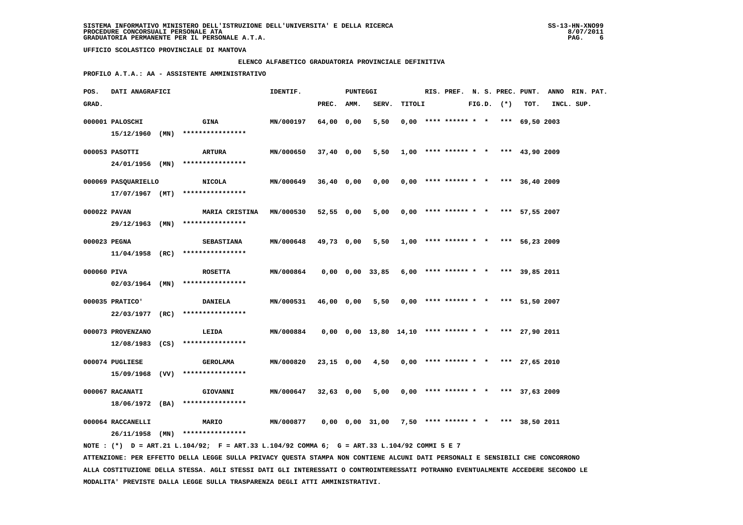SISTEMA INFORMATIVO MINISTERO DELL'ISTRUZIONE DELL'UNIVERSITA' E DELLA RICERCA
PROCEDURE CONCORSUALI PERSONALE ATA
GRADUATORIA PERMANENTE PER IL PERSONALE A.T.A.

UFFICIO SCOLASTICO PROVINCIALE DI MANTOVA

ELENCO ALFABETICO GRADUATORIA PROVINCIALE DEFINITIVA

PROFILO A.T.A.: AA - ASSISTENTE AMMINISTRATIVO

| POS. GRAD. | DATI ANAGRAFICI | | IDENTIF. | PUNTEGGI PREC. | AMM. | SERV. | TITOLI | RIS. | PREF. | N. S. FIG.D. | PREC. (*) | PUNT. TOT. | ANNO INCL. | RIN. PAT. SUP. |
|---|---|---|---|---|---|---|---|---|---|---|---|---|---|---|
| 000001 | PALOSCHI 15/12/1960 (MN) | GINA **************** | MN/000197 | 64,00 | 0,00 | 5,50 | 0,00 | **** | ****** | * * | *** | 69,50 | 2003 | |
| 000053 | PASOTTI 24/01/1956 (MN) | ARTURA **************** | MN/000650 | 37,40 | 0,00 | 5,50 | 1,00 | **** | ****** | * * | *** | 43,90 | 2009 | |
| 000069 | PASQUARIELLO 17/07/1967 (MT) | NICOLA **************** | MN/000649 | 36,40 | 0,00 | 0,00 | 0,00 | **** | ****** | * * | *** | 36,40 | 2009 | |
| 000022 | PAVAN 29/12/1963 (MN) | MARIA CRISTINA **************** | MN/000530 | 52,55 | 0,00 | 5,00 | 0,00 | **** | ****** | * * | *** | 57,55 | 2007 | |
| 000023 | PEGNA 11/04/1958 (RC) | SEBASTIANA **************** | MN/000648 | 49,73 | 0,00 | 5,50 | 1,00 | **** | ****** | * * | *** | 56,23 | 2009 | |
| 000060 | PIVA 02/03/1964 (MN) | ROSETTA **************** | MN/000864 | 0,00 | 0,00 | 33,85 | 6,00 | **** | ****** | * * | *** | 39,85 | 2011 | |
| 000035 | PRATICO' 22/03/1977 (RC) | DANIELA **************** | MN/000531 | 46,00 | 0,00 | 5,50 | 0,00 | **** | ****** | * * | *** | 51,50 | 2007 | |
| 000073 | PROVENZANO 12/08/1983 (CS) | LEIDA **************** | MN/000884 | 0,00 | 0,00 | 13,80 | 14,10 | **** | ****** | * * | *** | 27,90 | 2011 | |
| 000074 | PUGLIESE 15/09/1968 (VV) | GEROLAMA **************** | MN/000820 | 23,15 | 0,00 | 4,50 | 0,00 | **** | ****** | * * | *** | 27,65 | 2010 | |
| 000067 | RACANATI 18/06/1972 (BA) | GIOVANNI **************** | MN/000647 | 32,63 | 0,00 | 5,00 | 0,00 | **** | ****** | * * | *** | 37,63 | 2009 | |
| 000064 | RACCANELLI 26/11/1958 (MN) | MARIO **************** | MN/000877 | 0,00 | 0,00 | 31,00 | 7,50 | **** | ****** | * * | *** | 38,50 | 2011 | |

NOTE : (*) D = ART.21 L.104/92; F = ART.33 L.104/92 COMMA 6; G = ART.33 L.104/92 COMMI 5 E 7

ATTENZIONE: PER EFFETTO DELLA LEGGE SULLA PRIVACY QUESTA STAMPA NON CONTIENE ALCUNI DATI PERSONALI E SENSIBILI CHE CONCORRONO ALLA COSTITUZIONE DELLA STESSA. AGLI STESSI DATI GLI INTERESSATI O CONTROINTERESSATI POTRANNO EVENTUALMENTE ACCEDERE SECONDO LE MODALITA' PREVISTE DALLA LEGGE SULLA TRASPARENZA DEGLI ATTI AMMINISTRATIVI.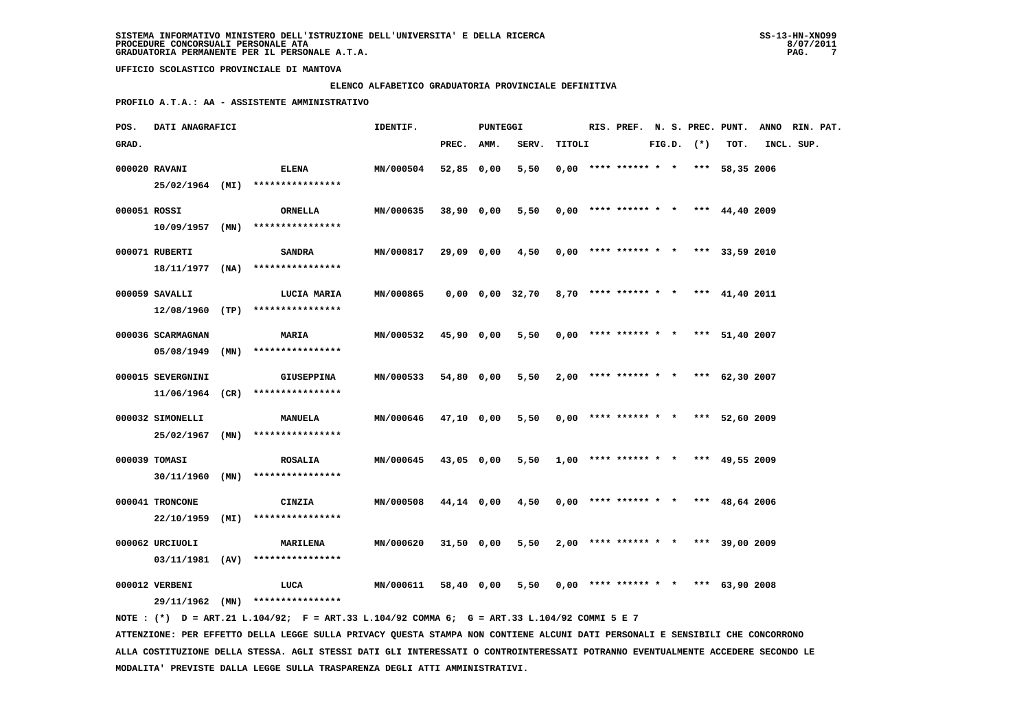SISTEMA INFORMATIVO MINISTERO DELL'ISTRUZIONE DELL'UNIVERSITA' E DELLA RICERCA
PROCEDURE CONCORSUALI PERSONALE ATA
GRADUATORIA PERMANENTE PER IL PERSONALE A.T.A.

UFFICIO SCOLASTICO PROVINCIALE DI MANTOVA

ELENCO ALFABETICO GRADUATORIA PROVINCIALE DEFINITIVA

PROFILO A.T.A.: AA - ASSISTENTE AMMINISTRATIVO

| POS. GRAD. | DATI ANAGRAFICI | | IDENTIF. | PUNTEGGI PREC. | AMM. | SERV. | TITOLI | RIS. | PREF. | N. S. FIG.D. | PREC. (*) | PUNT. TOT. | ANNO INCL. | RIN. PAT. SUP. |
|---|---|---|---|---|---|---|---|---|---|---|---|---|---|---|
| 000020 | RAVANI 25/02/1964 (MI) | ELENA **************** | MN/000504 | 52,85 | 0,00 | 5,50 | 0,00 | **** | ****** | * * | *** | 58,35 | 2006 | |
| 000051 | ROSSI 10/09/1957 (MN) | ORNELLA **************** | MN/000635 | 38,90 | 0,00 | 5,50 | 0,00 | **** | ****** | * * | *** | 44,40 | 2009 | |
| 000071 | RUBERTI 18/11/1977 (NA) | SANDRA **************** | MN/000817 | 29,09 | 0,00 | 4,50 | 0,00 | **** | ****** | * * | *** | 33,59 | 2010 | |
| 000059 | SAVALLI 12/08/1960 (TP) | LUCIA MARIA **************** | MN/000865 | 0,00 | 0,00 | 32,70 | 8,70 | **** | ****** | * * | *** | 41,40 | 2011 | |
| 000036 | SCARMAGNAN 05/08/1949 (MN) | MARIA **************** | MN/000532 | 45,90 | 0,00 | 5,50 | 0,00 | **** | ****** | * * | *** | 51,40 | 2007 | |
| 000015 | SEVERGNINI 11/06/1964 (CR) | GIUSEPPINA **************** | MN/000533 | 54,80 | 0,00 | 5,50 | 2,00 | **** | ****** | * * | *** | 62,30 | 2007 | |
| 000032 | SIMONELLI 25/02/1967 (MN) | MANUELA **************** | MN/000646 | 47,10 | 0,00 | 5,50 | 0,00 | **** | ****** | * * | *** | 52,60 | 2009 | |
| 000039 | TOMASI 30/11/1960 (MN) | ROSALIA **************** | MN/000645 | 43,05 | 0,00 | 5,50 | 1,00 | **** | ****** | * * | *** | 49,55 | 2009 | |
| 000041 | TRONCONE 22/10/1959 (MI) | CINZIA **************** | MN/000508 | 44,14 | 0,00 | 4,50 | 0,00 | **** | ****** | * * | *** | 48,64 | 2006 | |
| 000062 | URCIUOLI 03/11/1981 (AV) | MARILENA **************** | MN/000620 | 31,50 | 0,00 | 5,50 | 2,00 | **** | ****** | * * | *** | 39,00 | 2009 | |
| 000012 | VERBENI 29/11/1962 (MN) | LUCA **************** | MN/000611 | 58,40 | 0,00 | 5,50 | 0,00 | **** | ****** | * * | *** | 63,90 | 2008 | |

NOTE : (*) D = ART.21 L.104/92; F = ART.33 L.104/92 COMMA 6; G = ART.33 L.104/92 COMMI 5 E 7

ATTENZIONE: PER EFFETTO DELLA LEGGE SULLA PRIVACY QUESTA STAMPA NON CONTIENE ALCUNI DATI PERSONALI E SENSIBILI CHE CONCORRONO ALLA COSTITUZIONE DELLA STESSA. AGLI STESSI DATI GLI INTERESSATI O CONTROINTERESSATI POTRANNO EVENTUALMENTE ACCEDERE SECONDO LE MODALITA' PREVISTE DALLA LEGGE SULLA TRASPARENZA DEGLI ATTI AMMINISTRATIVI.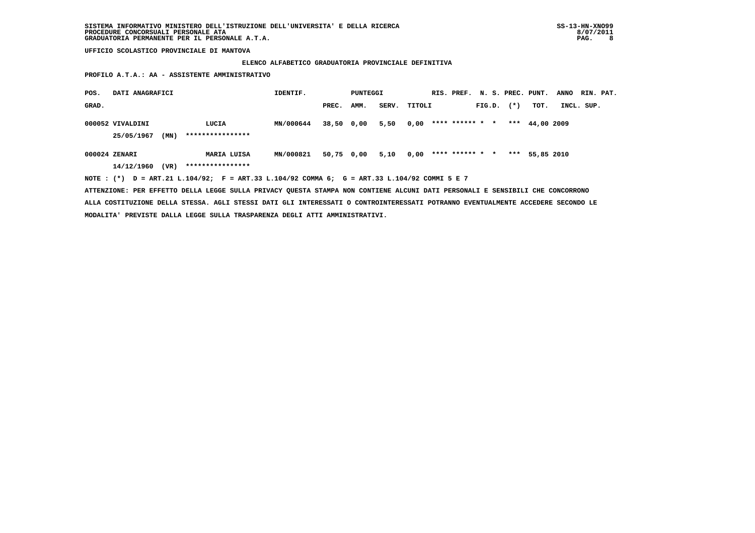**UFFICIO SCOLASTICO PROVINCIALE DI MANTOVA**

**ELENCO ALFABETICO GRADUATORIA PROVINCIALE DEFINITIVA**

**PROFILO A.T.A.: AA - ASSISTENTE AMMINISTRATIVO**

| POS. GRAD. | DATI ANAGRAFICI | | IDENTIF. | PUNTEGGI PREC. | AMM. | SERV. | TITOLI | RIS. | PREF. | N. S. FIG.D. | PREC. (*) | PUNT. TOT. | ANNO INCL. | RIN. SUP. | PAT. |
|---|---|---|---|---|---|---|---|---|---|---|---|---|---|---|---|
| 000052 | VIVALDINI 25/05/1967 (MN) | LUCIA **************** | MN/000644 | 38,50 | 0,00 | 5,50 | 0,00 | **** | ****** | * | * *** | 44,00 | 2009 | | |
| 000024 | ZENARI 14/12/1960 (VR) | MARIA LUISA **************** | MN/000821 | 50,75 | 0,00 | 5,10 | 0,00 | **** | ****** | * | * *** | 55,85 | 2010 | | |

NOTE : (*) D = ART.21 L.104/92; F = ART.33 L.104/92 COMMA 6; G = ART.33 L.104/92 COMMI 5 E 7

ATTENZIONE: PER EFFETTO DELLA LEGGE SULLA PRIVACY QUESTA STAMPA NON CONTIENE ALCUNI DATI PERSONALI E SENSIBILI CHE CONCORRONO ALLA COSTITUZIONE DELLA STESSA. AGLI STESSI DATI GLI INTERESSATI O CONTROINTERESSATI POTRANNO EVENTUALMENTE ACCEDERE SECONDO LE MODALITA' PREVISTE DALLA LEGGE SULLA TRASPARENZA DEGLI ATTI AMMINISTRATIVI.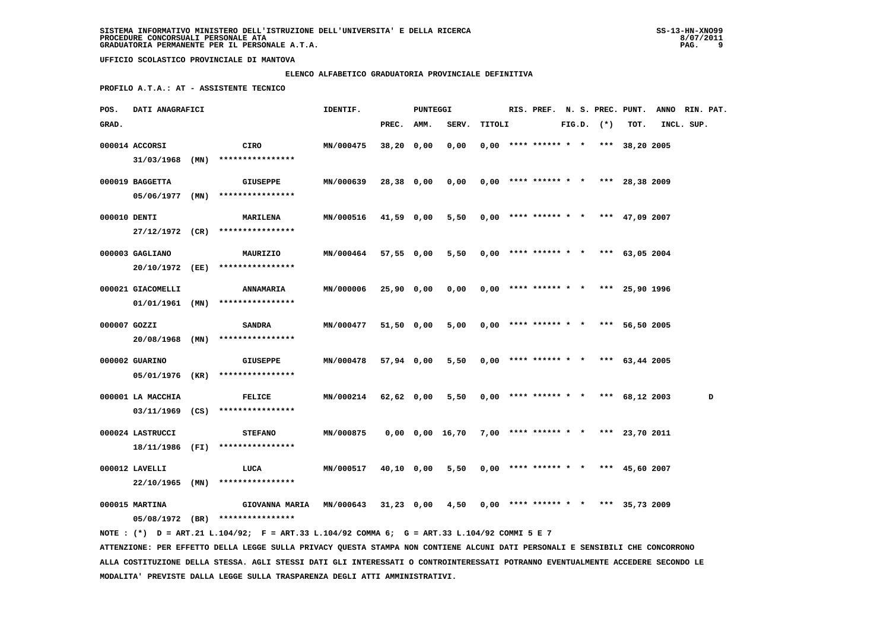SISTEMA INFORMATIVO MINISTERO DELL'ISTRUZIONE DELL'UNIVERSITA' E DELLA RICERCA
PROCEDURE CONCORSUALI PERSONALE ATA
GRADUATORIA PERMANENTE PER IL PERSONALE A.T.A.

UFFICIO SCOLASTICO PROVINCIALE DI MANTOVA

ELENCO ALFABETICO GRADUATORIA PROVINCIALE DEFINITIVA

PROFILO A.T.A.: AT - ASSISTENTE TECNICO

| POS. GRAD. | DATI ANAGRAFICI | | IDENTIF. | PUNTEGGI PREC. | AMM. | SERV. | TITOLI | RIS. | PREF. | N. S. FIG.D. | PREC. (*) | PUNT. TOT. | ANNO INCL. | RIN. SUP. | PAT. |
|---|---|---|---|---|---|---|---|---|---|---|---|---|---|---|---|
| 000014 | ACCORSI 31/03/1968 (MN) | CIRO **************** | MN/000475 | 38,20 | 0,00 | 0,00 | 0,00 | **** | ****** | * * | *** | 38,20 | 2005 | | |
| 000019 | BAGGETTA 05/06/1977 (MN) | GIUSEPPE **************** | MN/000639 | 28,38 | 0,00 | 0,00 | 0,00 | **** | ****** | * * | *** | 28,38 | 2009 | | |
| 000010 | DENTI 27/12/1972 (CR) | MARILENA **************** | MN/000516 | 41,59 | 0,00 | 5,50 | 0,00 | **** | ****** | * * | *** | 47,09 | 2007 | | |
| 000003 | GAGLIANO 20/10/1972 (EE) | MAURIZIO **************** | MN/000464 | 57,55 | 0,00 | 5,50 | 0,00 | **** | ****** | * * | *** | 63,05 | 2004 | | |
| 000021 | GIACOMELLI 01/01/1961 (MN) | ANNAMARIA **************** | MN/000006 | 25,90 | 0,00 | 0,00 | 0,00 | **** | ****** | * * | *** | 25,90 | 1996 | | |
| 000007 | GOZZI 20/08/1968 (MN) | SANDRA **************** | MN/000477 | 51,50 | 0,00 | 5,00 | 0,00 | **** | ****** | * * | *** | 56,50 | 2005 | | |
| 000002 | GUARINO 05/01/1976 (KR) | GIUSEPPE **************** | MN/000478 | 57,94 | 0,00 | 5,50 | 0,00 | **** | ****** | * * | *** | 63,44 | 2005 | | |
| 000001 | LA MACCHIA 03/11/1969 (CS) | FELICE **************** | MN/000214 | 62,62 | 0,00 | 5,50 | 0,00 | **** | ****** | * * | *** | 68,12 | 2003 | | D |
| 000024 | LASTRUCCI 18/11/1986 (FI) | STEFANO **************** | MN/000875 | 0,00 | 0,00 | 16,70 | 7,00 | **** | ****** | * * | *** | 23,70 | 2011 | | |
| 000012 | LAVELLI 22/10/1965 (MN) | LUCA **************** | MN/000517 | 40,10 | 0,00 | 5,50 | 0,00 | **** | ****** | * * | *** | 45,60 | 2007 | | |
| 000015 | MARTINA 05/08/1972 (BR) | GIOVANNA MARIA **************** | MN/000643 | 31,23 | 0,00 | 4,50 | 0,00 | **** | ****** | * * | *** | 35,73 | 2009 | | |

NOTE : (*) D = ART.21 L.104/92; F = ART.33 L.104/92 COMMA 6; G = ART.33 L.104/92 COMMI 5 E 7

ATTENZIONE: PER EFFETTO DELLA LEGGE SULLA PRIVACY QUESTA STAMPA NON CONTIENE ALCUNI DATI PERSONALI E SENSIBILI CHE CONCORRONO ALLA COSTITUZIONE DELLA STESSA. AGLI STESSI DATI GLI INTERESSATI O CONTROINTERESSATI POTRANNO EVENTUALMENTE ACCEDERE SECONDO LE MODALITA' PREVISTE DALLA LEGGE SULLA TRASPARENZA DEGLI ATTI AMMINISTRATIVI.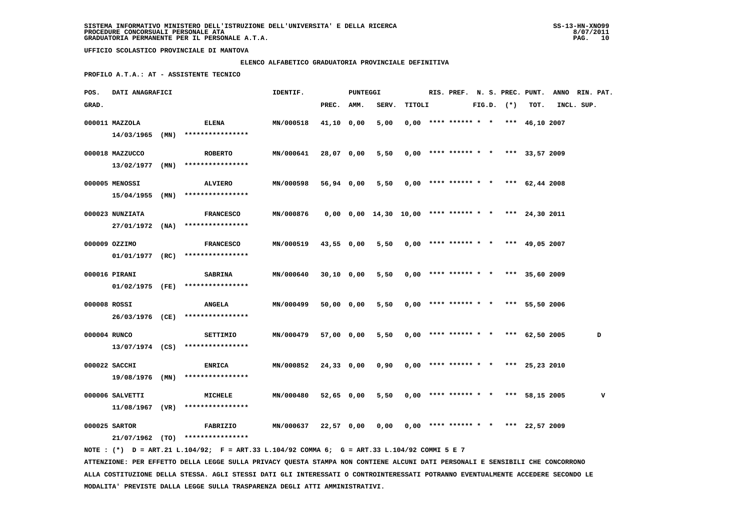SISTEMA INFORMATIVO MINISTERO DELL'ISTRUZIONE DELL'UNIVERSITA' E DELLA RICERCA
PROCEDURE CONCORSUALI PERSONALE ATA
GRADUATORIA PERMANENTE PER IL PERSONALE A.T.A.

UFFICIO SCOLASTICO PROVINCIALE DI MANTOVA

## ELENCO ALFABETICO GRADUATORIA PROVINCIALE DEFINITIVA

**PROFILO A.T.A.: AT - ASSISTENTE TECNICO**

| POS. GRAD. | DATI ANAGRAFICI | | IDENTIF. | PUNTEGGI PREC. | AMM. | SERV. | TITOLI | RIS. | PREF. | N. S. FIG.D. | PREC. (*) | PUNT. TOT. | ANNO INCL. | RIN. SUP. | PAT. |
|---|---|---|---|---|---|---|---|---|---|---|---|---|---|---|---|
| 000011 | MAZZOLA 14/03/1965 (MN) | ELENA **************** | MN/000518 | 41,10 | 0,00 | 5,00 | 0,00 | **** | ****** | * * | *** | 46,10 | 2007 | | |
| 000018 | MAZZUCCO 13/02/1977 (MN) | ROBERTO **************** | MN/000641 | 28,07 | 0,00 | 5,50 | 0,00 | **** | ****** | * * | *** | 33,57 | 2009 | | |
| 000005 | MENOSSI 15/04/1955 (MN) | ALVIERO **************** | MN/000598 | 56,94 | 0,00 | 5,50 | 0,00 | **** | ****** | * * | *** | 62,44 | 2008 | | |
| 000023 | NUNZIATA 27/01/1972 (NA) | FRANCESCO **************** | MN/000876 | 0,00 | 0,00 | 14,30 | 10,00 | **** | ****** | * * | *** | 24,30 | 2011 | | |
| 000009 | OZZIMO 01/01/1977 (RC) | FRANCESCO **************** | MN/000519 | 43,55 | 0,00 | 5,50 | 0,00 | **** | ****** | * * | *** | 49,05 | 2007 | | |
| 000016 | PIRANI 01/02/1975 (FE) | SABRINA **************** | MN/000640 | 30,10 | 0,00 | 5,50 | 0,00 | **** | ****** | * * | *** | 35,60 | 2009 | | |
| 000008 | ROSSI 26/03/1976 (CE) | ANGELA **************** | MN/000499 | 50,00 | 0,00 | 5,50 | 0,00 | **** | ****** | * * | *** | 55,50 | 2006 | | |
| 000004 | RUNCO 13/07/1974 (CS) | SETTIMIO **************** | MN/000479 | 57,00 | 0,00 | 5,50 | 0,00 | **** | ****** | * * | *** | 62,50 | 2005 | | D |
| 000022 | SACCHI 19/08/1976 (MN) | ENRICA **************** | MN/000852 | 24,33 | 0,00 | 0,90 | 0,00 | **** | ****** | * * | *** | 25,23 | 2010 | | |
| 000006 | SALVETTI 11/08/1967 (VR) | MICHELE **************** | MN/000480 | 52,65 | 0,00 | 5,50 | 0,00 | **** | ****** | * * | *** | 58,15 | 2005 | | V |
| 000025 | SARTOR 21/07/1962 (TO) | FABRIZIO **************** | MN/000637 | 22,57 | 0,00 | 0,00 | 0,00 | **** | ****** | * * | *** | 22,57 | 2009 | | |

NOTE : (*) D = ART.21 L.104/92; F = ART.33 L.104/92 COMMA 6; G = ART.33 L.104/92 COMMI 5 E 7

ATTENZIONE: PER EFFETTO DELLA LEGGE SULLA PRIVACY QUESTA STAMPA NON CONTIENE ALCUNI DATI PERSONALI E SENSIBILI CHE CONCORRONO ALLA COSTITUZIONE DELLA STESSA. AGLI STESSI DATI GLI INTERESSATI O CONTROINTERESSATI POTRANNO EVENTUALMENTE ACCEDERE SECONDO LE MODALITA' PREVISTE DALLA LEGGE SULLA TRASPARENZA DEGLI ATTI AMMINISTRATIVI.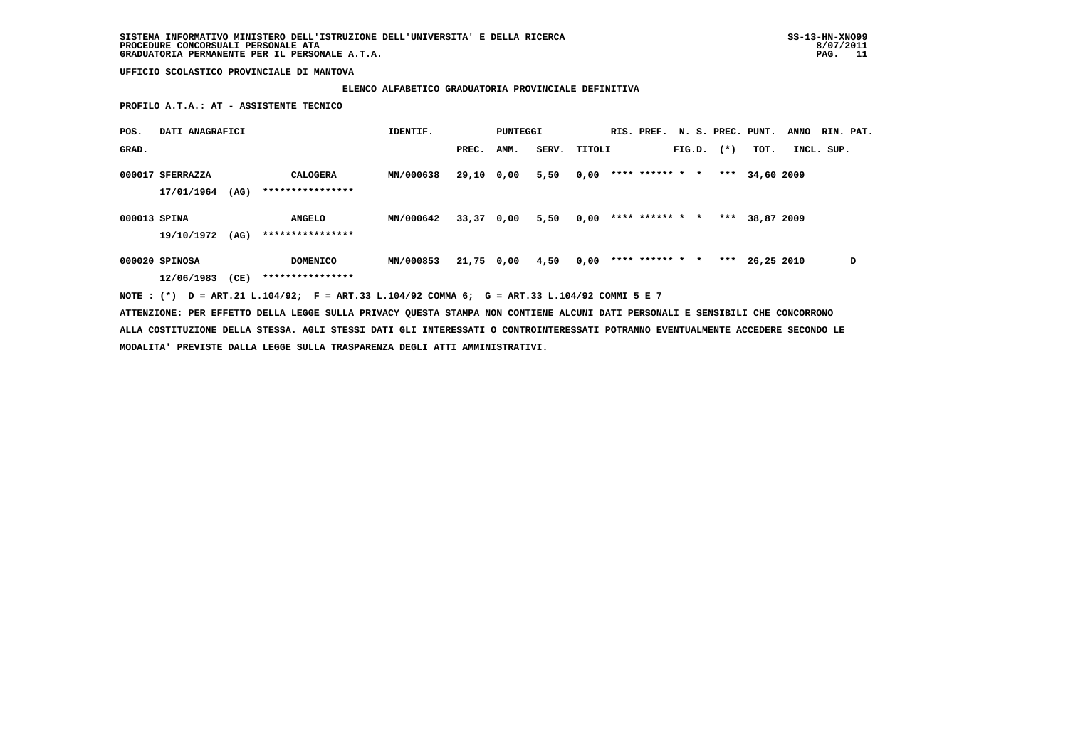UFFICIO SCOLASTICO PROVINCIALE DI MANTOVA

**ELENCO ALFABETICO GRADUATORIA PROVINCIALE DEFINITIVA**

**PROFILO A.T.A.: AT - ASSISTENTE TECNICO**

| POS. GRAD. | DATI ANAGRAFICI | | IDENTIF. | PUNTEGGI PREC. | AMM. | SERV. | TITOLI | RIS. | PREF. | N. S. FIG.D. | PREC. (*) | PUNT. TOT. | ANNO INCL. | RIN. | PAT. SUP. |
|---|---|---|---|---|---|---|---|---|---|---|---|---|---|---|---|
| 000017 | SFERRAZZA 17/01/1964 (AG) | CALOGERA **************** | MN/000638 | 29,10 | 0,00 | 5,50 | 0,00 | **** | ****** | * | * *** | 34,60 | 2009 | | |
| 000013 | SPINA 19/10/1972 (AG) | ANGELO **************** | MN/000642 | 33,37 | 0,00 | 5,50 | 0,00 | **** | ****** | * | * *** | 38,87 | 2009 | | |
| 000020 | SPINOSA 12/06/1983 (CE) | DOMENICO **************** | MN/000853 | 21,75 | 0,00 | 4,50 | 0,00 | **** | ****** | * | * *** | 26,25 | 2010 | | D |

NOTE : (*) D = ART.21 L.104/92; F = ART.33 L.104/92 COMMA 6; G = ART.33 L.104/92 COMMI 5 E 7

ATTENZIONE: PER EFFETTO DELLA LEGGE SULLA PRIVACY QUESTA STAMPA NON CONTIENE ALCUNI DATI PERSONALI E SENSIBILI CHE CONCORRONO ALLA COSTITUZIONE DELLA STESSA. AGLI STESSI DATI GLI INTERESSATI O CONTROINTERESSATI POTRANNO EVENTUALMENTE ACCEDERE SECONDO LE MODALITA' PREVISTE DALLA LEGGE SULLA TRASPARENZA DEGLI ATTI AMMINISTRATIVI.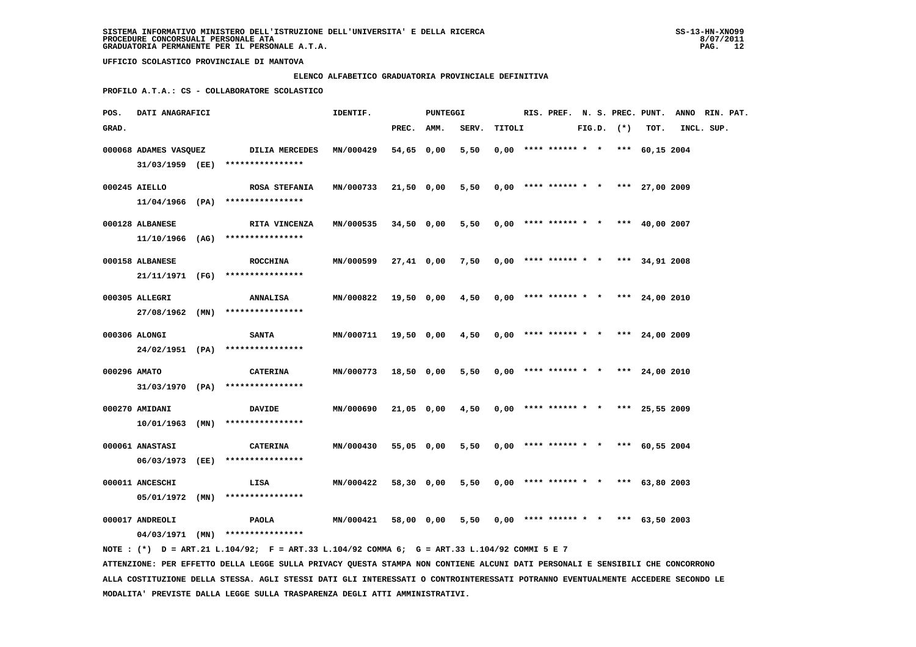SISTEMA INFORMATIVO MINISTERO DELL'ISTRUZIONE DELL'UNIVERSITA' E DELLA RICERCA
PROCEDURE CONCORSUALI PERSONALE ATA
GRADUATORIA PERMANENTE PER IL PERSONALE A.T.A.

UFFICIO SCOLASTICO PROVINCIALE DI MANTOVA

**ELENCO ALFABETICO GRADUATORIA PROVINCIALE DEFINITIVA**

**PROFILO A.T.A.: CS - COLLABORATORE SCOLASTICO**

| POS. GRAD. | DATI ANAGRAFICI | | IDENTIF. | PUNTEGGI PREC. | AMM. | SERV. | TITOLI | RIS. | PREF. | N. S. FIG.D. | PREC. (*) | PUNT. TOT. | ANNO INCL. | RIN. SUP. | PAT. |
|---|---|---|---|---|---|---|---|---|---|---|---|---|---|---|---|
| 000068 | ADAMES VASQUEZ 31/03/1959 (EE) | DILIA MERCEDES **************** | MN/000429 | 54,65 | 0,00 | 5,50 | 0,00 | **** | ****** | * * | *** | 60,15 | 2004 | | |
| 000245 | AIELLO 11/04/1966 (PA) | ROSA STEFANIA **************** | MN/000733 | 21,50 | 0,00 | 5,50 | 0,00 | **** | ****** | * * | *** | 27,00 | 2009 | | |
| 000128 | ALBANESE 11/10/1966 (AG) | RITA VINCENZA **************** | MN/000535 | 34,50 | 0,00 | 5,50 | 0,00 | **** | ****** | * * | *** | 40,00 | 2007 | | |
| 000158 | ALBANESE 21/11/1971 (FG) | ROCCHINA **************** | MN/000599 | 27,41 | 0,00 | 7,50 | 0,00 | **** | ****** | * * | *** | 34,91 | 2008 | | |
| 000305 | ALLEGRI 27/08/1962 (MN) | ANNALISA **************** | MN/000822 | 19,50 | 0,00 | 4,50 | 0,00 | **** | ****** | * * | *** | 24,00 | 2010 | | |
| 000306 | ALONGI 24/02/1951 (PA) | SANTA **************** | MN/000711 | 19,50 | 0,00 | 4,50 | 0,00 | **** | ****** | * * | *** | 24,00 | 2009 | | |
| 000296 | AMATO 31/03/1970 (PA) | CATERINA **************** | MN/000773 | 18,50 | 0,00 | 5,50 | 0,00 | **** | ****** | * * | *** | 24,00 | 2010 | | |
| 000270 | AMIDANI 10/01/1963 (MN) | DAVIDE **************** | MN/000690 | 21,05 | 0,00 | 4,50 | 0,00 | **** | ****** | * * | *** | 25,55 | 2009 | | |
| 000061 | ANASTASI 06/03/1973 (EE) | CATERINA **************** | MN/000430 | 55,05 | 0,00 | 5,50 | 0,00 | **** | ****** | * * | *** | 60,55 | 2004 | | |
| 000011 | ANCESCHI 05/01/1972 (MN) | LISA **************** | MN/000422 | 58,30 | 0,00 | 5,50 | 0,00 | **** | ****** | * * | *** | 63,80 | 2003 | | |
| 000017 | ANDREOLI 04/03/1971 (MN) | PAOLA **************** | MN/000421 | 58,00 | 0,00 | 5,50 | 0,00 | **** | ****** | * * | *** | 63,50 | 2003 | | |

NOTE : (*) D = ART.21 L.104/92; F = ART.33 L.104/92 COMMA 6; G = ART.33 L.104/92 COMMI 5 E 7

ATTENZIONE: PER EFFETTO DELLA LEGGE SULLA PRIVACY QUESTA STAMPA NON CONTIENE ALCUNI DATI PERSONALI E SENSIBILI CHE CONCORRONO ALLA COSTITUZIONE DELLA STESSA. AGLI STESSI DATI GLI INTERESSATI O CONTROINTERESSATI POTRANNO EVENTUALMENTE ACCEDERE SECONDO LE MODALITA' PREVISTE DALLA LEGGE SULLA TRASPARENZA DEGLI ATTI AMMINISTRATIVI.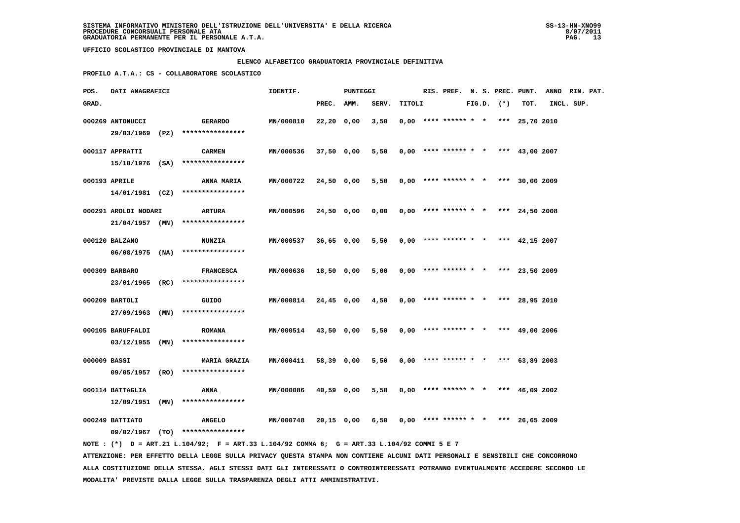**SISTEMA INFORMATIVO MINISTERO DELL'ISTRUZIONE DELL'UNIVERSITA' E DELLA RICERCA**
**PROCEDURE CONCORSUALI PERSONALE ATA**
**GRADUATORIA PERMANENTE PER IL PERSONALE A.T.A.**

SS-13-HN-XNO99
8/07/2011

**UFFICIO SCOLASTICO PROVINCIALE DI MANTOVA**

**ELENCO ALFABETICO GRADUATORIA PROVINCIALE DEFINITIVA**

**PROFILO A.T.A.: CS - COLLABORATORE SCOLASTICO**

| POS. GRAD. | DATI ANAGRAFICI | | IDENTIF. | PUNTEGGI PREC. | AMM. | SERV. | TITOLI | RIS. | PREF. | N. S. FIG.D. | PREC. (*) | PUNT. TOT. | ANNO INCL. | RIN. SUP. | PAT. |
|---|---|---|---|---|---|---|---|---|---|---|---|---|---|---|---|
| 000269 | ANTONUCCI 29/03/1969 (PZ) | GERARDO **************** | MN/000810 | 22,20 | 0,00 | 3,50 | 0,00 | **** | ****** | * * | *** | 25,70 | 2010 | | |
| 000117 | APPRATTI 15/10/1976 (SA) | CARMEN **************** | MN/000536 | 37,50 | 0,00 | 5,50 | 0,00 | **** | ****** | * * | *** | 43,00 | 2007 | | |
| 000193 | APRILE 14/01/1981 (CZ) | ANNA MARIA **************** | MN/000722 | 24,50 | 0,00 | 5,50 | 0,00 | **** | ****** | * * | *** | 30,00 | 2009 | | |
| 000291 | AROLDI NODARI 21/04/1957 (MN) | ARTURA **************** | MN/000596 | 24,50 | 0,00 | 0,00 | 0,00 | **** | ****** | * * | *** | 24,50 | 2008 | | |
| 000120 | BALZANO 06/08/1975 (NA) | NUNZIA **************** | MN/000537 | 36,65 | 0,00 | 5,50 | 0,00 | **** | ****** | * * | *** | 42,15 | 2007 | | |
| 000309 | BARBARO 23/01/1965 (RC) | FRANCESCA **************** | MN/000636 | 18,50 | 0,00 | 5,00 | 0,00 | **** | ****** | * * | *** | 23,50 | 2009 | | |
| 000209 | BARTOLI 27/09/1963 (MN) | GUIDO **************** | MN/000814 | 24,45 | 0,00 | 4,50 | 0,00 | **** | ****** | * * | *** | 28,95 | 2010 | | |
| 000105 | BARUFFALDI 03/12/1955 (MN) | ROMANA **************** | MN/000514 | 43,50 | 0,00 | 5,50 | 0,00 | **** | ****** | * * | *** | 49,00 | 2006 | | |
| 000009 | BASSI 09/05/1957 (RO) | MARIA GRAZIA **************** | MN/000411 | 58,39 | 0,00 | 5,50 | 0,00 | **** | ****** | * * | *** | 63,89 | 2003 | | |
| 000114 | BATTAGLIA 12/09/1951 (MN) | ANNA **************** | MN/000086 | 40,59 | 0,00 | 5,50 | 0,00 | **** | ****** | * * | *** | 46,09 | 2002 | | |
| 000249 | BATTIATO 09/02/1967 (TO) | ANGELO **************** | MN/000748 | 20,15 | 0,00 | 6,50 | 0,00 | **** | ****** | * * | *** | 26,65 | 2009 | | |

NOTE : (*) D = ART.21 L.104/92; F = ART.33 L.104/92 COMMA 6; G = ART.33 L.104/92 COMMI 5 E 7

ATTENZIONE: PER EFFETTO DELLA LEGGE SULLA PRIVACY QUESTA STAMPA NON CONTIENE ALCUNI DATI PERSONALI E SENSIBILI CHE CONCORRONO ALLA COSTITUZIONE DELLA STESSA. AGLI STESSI DATI GLI INTERESSATI O CONTROINTERESSATI POTRANNO EVENTUALMENTE ACCEDERE SECONDO LE MODALITA' PREVISTE DALLA LEGGE SULLA TRASPARENZA DEGLI ATTI AMMINISTRATIVI.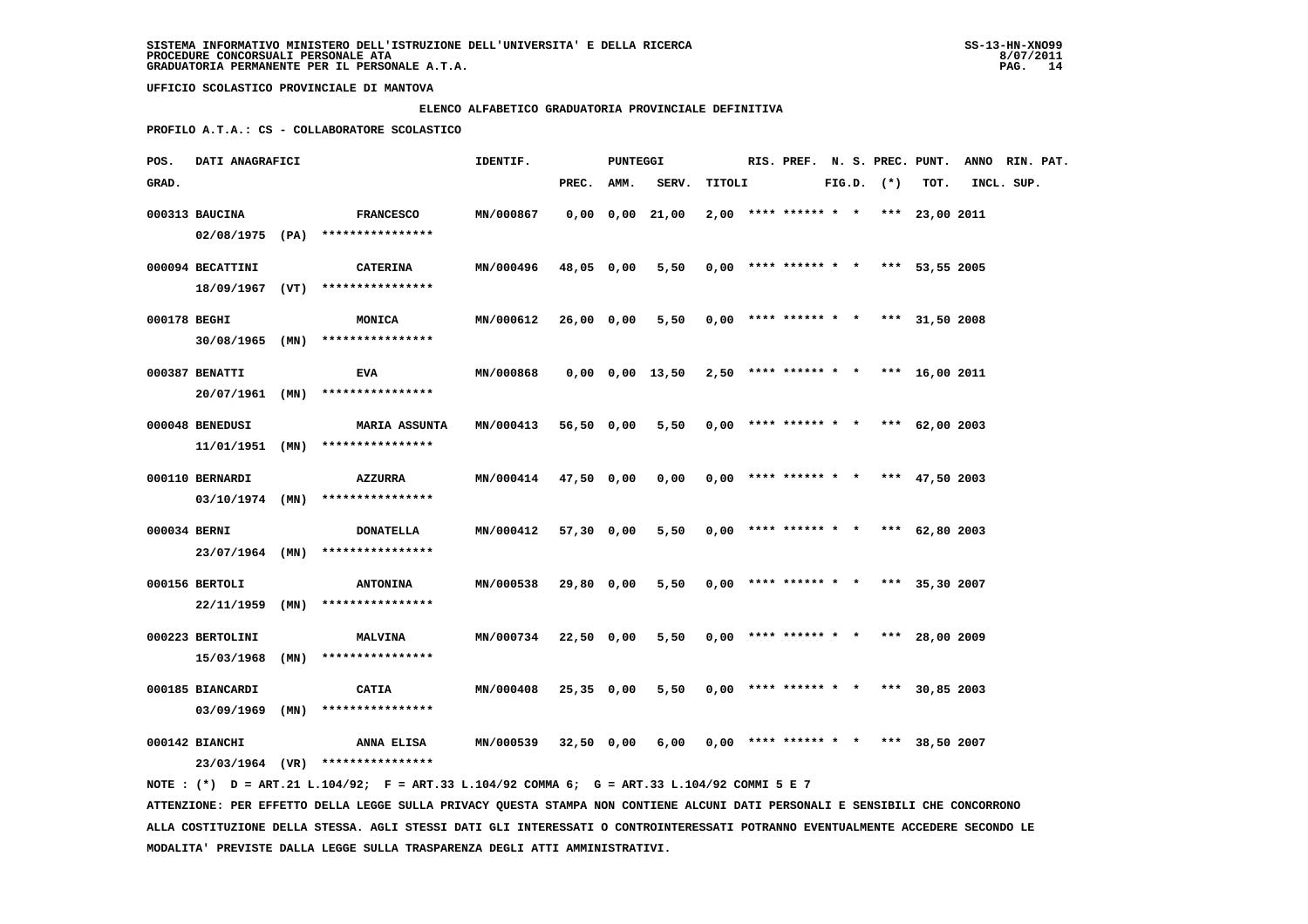SISTEMA INFORMATIVO MINISTERO DELL'ISTRUZIONE DELL'UNIVERSITA' E DELLA RICERCA
PROCEDURE CONCORSUALI PERSONALE ATA
GRADUATORIA PERMANENTE PER IL PERSONALE A.T.A.

UFFICIO SCOLASTICO PROVINCIALE DI MANTOVA

ELENCO ALFABETICO GRADUATORIA PROVINCIALE DEFINITIVA

PROFILO A.T.A.: CS - COLLABORATORE SCOLASTICO

| POS. GRAD. | DATI ANAGRAFICI | | IDENTIF. | PUNTEGGI PREC. | AMM. | SERV. | TITOLI | RIS. | PREF. | N. S. FIG.D. | PREC. (*) | PUNT. TOT. | ANNO INCL. | RIN. PAT. SUP. |
|---|---|---|---|---|---|---|---|---|---|---|---|---|---|---|
| 000313 | BAUCINA 02/08/1975 (PA) | FRANCESCO **************** | MN/000867 | 0,00 | 0,00 | 21,00 | 2,00 | **** | ****** | * * | *** | 23,00 | 2011 | |
| 000094 | BECATTINI 18/09/1967 (VT) | CATERINA **************** | MN/000496 | 48,05 | 0,00 | 5,50 | 0,00 | **** | ****** | * * | *** | 53,55 | 2005 | |
| 000178 | BEGHI 30/08/1965 (MN) | MONICA **************** | MN/000612 | 26,00 | 0,00 | 5,50 | 0,00 | **** | ****** | * * | *** | 31,50 | 2008 | |
| 000387 | BENATTI 20/07/1961 (MN) | EVA **************** | MN/000868 | 0,00 | 0,00 | 13,50 | 2,50 | **** | ****** | * * | *** | 16,00 | 2011 | |
| 000048 | BENEDUSI 11/01/1951 (MN) | MARIA ASSUNTA **************** | MN/000413 | 56,50 | 0,00 | 5,50 | 0,00 | **** | ****** | * * | *** | 62,00 | 2003 | |
| 000110 | BERNARDI 03/10/1974 (MN) | AZZURRA **************** | MN/000414 | 47,50 | 0,00 | 0,00 | 0,00 | **** | ****** | * * | *** | 47,50 | 2003 | |
| 000034 | BERNI 23/07/1964 (MN) | DONATELLA **************** | MN/000412 | 57,30 | 0,00 | 5,50 | 0,00 | **** | ****** | * * | *** | 62,80 | 2003 | |
| 000156 | BERTOLI 22/11/1959 (MN) | ANTONINA **************** | MN/000538 | 29,80 | 0,00 | 5,50 | 0,00 | **** | ****** | * * | *** | 35,30 | 2007 | |
| 000223 | BERTOLINI 15/03/1968 (MN) | MALVINA **************** | MN/000734 | 22,50 | 0,00 | 5,50 | 0,00 | **** | ****** | * * | *** | 28,00 | 2009 | |
| 000185 | BIANCARDI 03/09/1969 (MN) | CATIA **************** | MN/000408 | 25,35 | 0,00 | 5,50 | 0,00 | **** | ****** | * * | *** | 30,85 | 2003 | |
| 000142 | BIANCHI 23/03/1964 (VR) | ANNA ELISA **************** | MN/000539 | 32,50 | 0,00 | 6,00 | 0,00 | **** | ****** | * * | *** | 38,50 | 2007 | |

NOTE : (*) D = ART.21 L.104/92; F = ART.33 L.104/92 COMMA 6; G = ART.33 L.104/92 COMMI 5 E 7

ATTENZIONE: PER EFFETTO DELLA LEGGE SULLA PRIVACY QUESTA STAMPA NON CONTIENE ALCUNI DATI PERSONALI E SENSIBILI CHE CONCORRONO ALLA COSTITUZIONE DELLA STESSA. AGLI STESSI DATI GLI INTERESSATI O CONTROINTERESSATI POTRANNO EVENTUALMENTE ACCEDERE SECONDO LE MODALITA' PREVISTE DALLA LEGGE SULLA TRASPARENZA DEGLI ATTI AMMINISTRATIVI.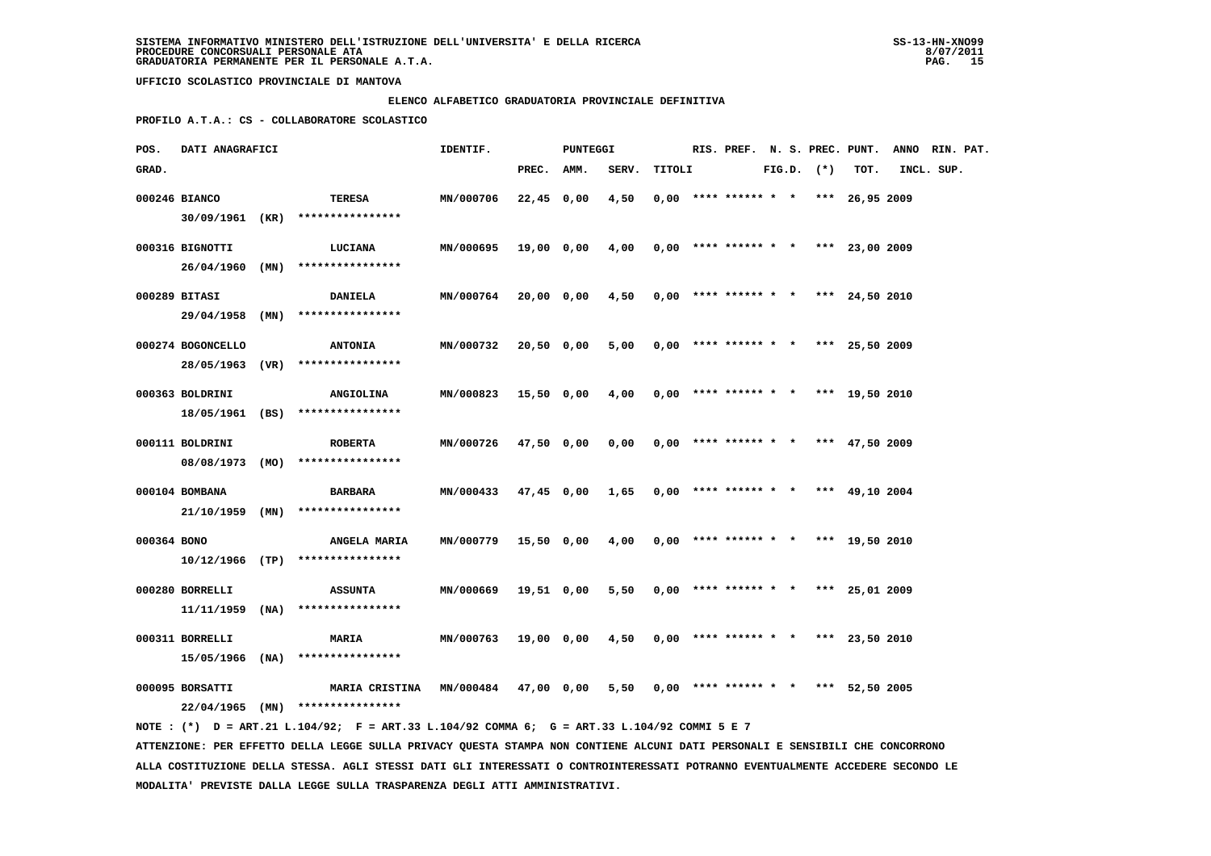SISTEMA INFORMATIVO MINISTERO DELL'ISTRUZIONE DELL'UNIVERSITA' E DELLA RICERCA
PROCEDURE CONCORSUALI PERSONALE ATA
GRADUATORIA PERMANENTE PER IL PERSONALE A.T.A.

UFFICIO SCOLASTICO PROVINCIALE DI MANTOVA

ELENCO ALFABETICO GRADUATORIA PROVINCIALE DEFINITIVA

PROFILO A.T.A.: CS - COLLABORATORE SCOLASTICO

| POS. GRAD. | DATI ANAGRAFICI | | IDENTIF. | PUNTEGGI PREC. | AMM. | SERV. | TITOLI | RIS. | PREF. | N. | S. FIG.D. | PREC. (*) | PUNT. TOT. | ANNO INCL. | RIN. SUP. | PAT. |
|---|---|---|---|---|---|---|---|---|---|---|---|---|---|---|---|---|
| 000246 | BIANCO 30/09/1961 (KR) | TERESA **************** | MN/000706 | 22,45 | 0,00 | 4,50 | 0,00 | **** | ****** | * | * | *** | 26,95 | 2009 | | |
| 000316 | BIGNOTTI 26/04/1960 (MN) | LUCIANA **************** | MN/000695 | 19,00 | 0,00 | 4,00 | 0,00 | **** | ****** | * | * | *** | 23,00 | 2009 | | |
| 000289 | BITASI 29/04/1958 (MN) | DANIELA **************** | MN/000764 | 20,00 | 0,00 | 4,50 | 0,00 | **** | ****** | * | * | *** | 24,50 | 2010 | | |
| 000274 | BOGONCELLO 28/05/1963 (VR) | ANTONIA **************** | MN/000732 | 20,50 | 0,00 | 5,00 | 0,00 | **** | ****** | * | * | *** | 25,50 | 2009 | | |
| 000363 | BOLDRINI 18/05/1961 (BS) | ANGIOLINA **************** | MN/000823 | 15,50 | 0,00 | 4,00 | 0,00 | **** | ****** | * | * | *** | 19,50 | 2010 | | |
| 000111 | BOLDRINI 08/08/1973 (MO) | ROBERTA **************** | MN/000726 | 47,50 | 0,00 | 0,00 | 0,00 | **** | ****** | * | * | *** | 47,50 | 2009 | | |
| 000104 | BOMBANA 21/10/1959 (MN) | BARBARA **************** | MN/000433 | 47,45 | 0,00 | 1,65 | 0,00 | **** | ****** | * | * | *** | 49,10 | 2004 | | |
| 000364 | BONO 10/12/1966 (TP) | ANGELA MARIA **************** | MN/000779 | 15,50 | 0,00 | 4,00 | 0,00 | **** | ****** | * | * | *** | 19,50 | 2010 | | |
| 000280 | BORRELLI 11/11/1959 (NA) | ASSUNTA **************** | MN/000669 | 19,51 | 0,00 | 5,50 | 0,00 | **** | ****** | * | * | *** | 25,01 | 2009 | | |
| 000311 | BORRELLI 15/05/1966 (NA) | MARIA **************** | MN/000763 | 19,00 | 0,00 | 4,50 | 0,00 | **** | ****** | * | * | *** | 23,50 | 2010 | | |
| 000095 | BORSATTI 22/04/1965 (MN) | MARIA CRISTINA **************** | MN/000484 | 47,00 | 0,00 | 5,50 | 0,00 | **** | ****** | * | * | *** | 52,50 | 2005 | | |

NOTE : (*) D = ART.21 L.104/92; F = ART.33 L.104/92 COMMA 6; G = ART.33 L.104/92 COMMI 5 E 7

ATTENZIONE: PER EFFETTO DELLA LEGGE SULLA PRIVACY QUESTA STAMPA NON CONTIENE ALCUNI DATI PERSONALI E SENSIBILI CHE CONCORRONO ALLA COSTITUZIONE DELLA STESSA. AGLI STESSI DATI GLI INTERESSATI O CONTROINTERESSATI POTRANNO EVENTUALMENTE ACCEDERE SECONDO LE MODALITA' PREVISTE DALLA LEGGE SULLA TRASPARENZA DEGLI ATTI AMMINISTRATIVI.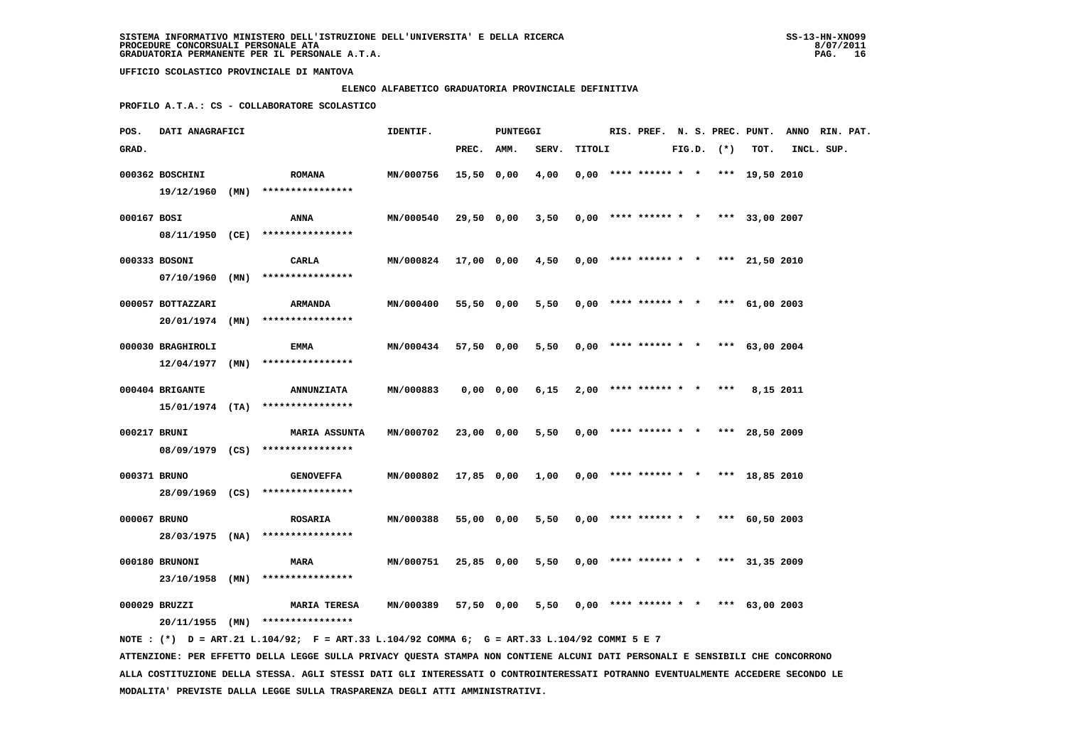SISTEMA INFORMATIVO MINISTERO DELL'ISTRUZIONE DELL'UNIVERSITA' E DELLA RICERCA
PROCEDURE CONCORSUALI PERSONALE ATA
GRADUATORIA PERMANENTE PER IL PERSONALE A.T.A.

UFFICIO SCOLASTICO PROVINCIALE DI MANTOVA

ELENCO ALFABETICO GRADUATORIA PROVINCIALE DEFINITIVA

PROFILO A.T.A.: CS - COLLABORATORE SCOLASTICO

| POS. GRAD. | DATI ANAGRAFICI | | IDENTIF. | PUNTEGGI PREC. | AMM. | SERV. | TITOLI | RIS. | PREF. | N. S. FIG.D. | PREC. (*) | PUNT. TOT. | ANNO INCL. | RIN. PAT. SUP. |
|---|---|---|---|---|---|---|---|---|---|---|---|---|---|---|
| 000362 | BOSCHINI 19/12/1960 (MN) | ROMANA **************** | MN/000756 | 15,50 | 0,00 | 4,00 | 0,00 | **** | ****** | * * | *** | 19,50 | 2010 | |
| 000167 | BOSI 08/11/1950 (CE) | ANNA **************** | MN/000540 | 29,50 | 0,00 | 3,50 | 0,00 | **** | ****** | * * | *** | 33,00 | 2007 | |
| 000333 | BOSONI 07/10/1960 (MN) | CARLA **************** | MN/000824 | 17,00 | 0,00 | 4,50 | 0,00 | **** | ****** | * * | *** | 21,50 | 2010 | |
| 000057 | BOTTAZZARI 20/01/1974 (MN) | ARMANDA **************** | MN/000400 | 55,50 | 0,00 | 5,50 | 0,00 | **** | ****** | * * | *** | 61,00 | 2003 | |
| 000030 | BRAGHIROLI 12/04/1977 (MN) | EMMA **************** | MN/000434 | 57,50 | 0,00 | 5,50 | 0,00 | **** | ****** | * * | *** | 63,00 | 2004 | |
| 000404 | BRIGANTE 15/01/1974 (TA) | ANNUNZIATA **************** | MN/000883 | 0,00 | 0,00 | 6,15 | 2,00 | **** | ****** | * * | *** | 8,15 | 2011 | |
| 000217 | BRUNI 08/09/1979 (CS) | MARIA ASSUNTA **************** | MN/000702 | 23,00 | 0,00 | 5,50 | 0,00 | **** | ****** | * * | *** | 28,50 | 2009 | |
| 000371 | BRUNO 28/09/1969 (CS) | GENOVEFFA **************** | MN/000802 | 17,85 | 0,00 | 1,00 | 0,00 | **** | ****** | * * | *** | 18,85 | 2010 | |
| 000067 | BRUNO 28/03/1975 (NA) | ROSARIA **************** | MN/000388 | 55,00 | 0,00 | 5,50 | 0,00 | **** | ****** | * * | *** | 60,50 | 2003 | |
| 000180 | BRUNONI 23/10/1958 (MN) | MARA **************** | MN/000751 | 25,85 | 0,00 | 5,50 | 0,00 | **** | ****** | * * | *** | 31,35 | 2009 | |
| 000029 | BRUZZI 20/11/1955 (MN) | MARIA TERESA **************** | MN/000389 | 57,50 | 0,00 | 5,50 | 0,00 | **** | ****** | * * | *** | 63,00 | 2003 | |

NOTE : (*) D = ART.21 L.104/92; F = ART.33 L.104/92 COMMA 6; G = ART.33 L.104/92 COMMI 5 E 7

ATTENZIONE: PER EFFETTO DELLA LEGGE SULLA PRIVACY QUESTA STAMPA NON CONTIENE ALCUNI DATI PERSONALI E SENSIBILI CHE CONCORRONO ALLA COSTITUZIONE DELLA STESSA. AGLI STESSI DATI GLI INTERESSATI O CONTROINTERESSATI POTRANNO EVENTUALMENTE ACCEDERE SECONDO LE MODALITA' PREVISTE DALLA LEGGE SULLA TRASPARENZA DEGLI ATTI AMMINISTRATIVI.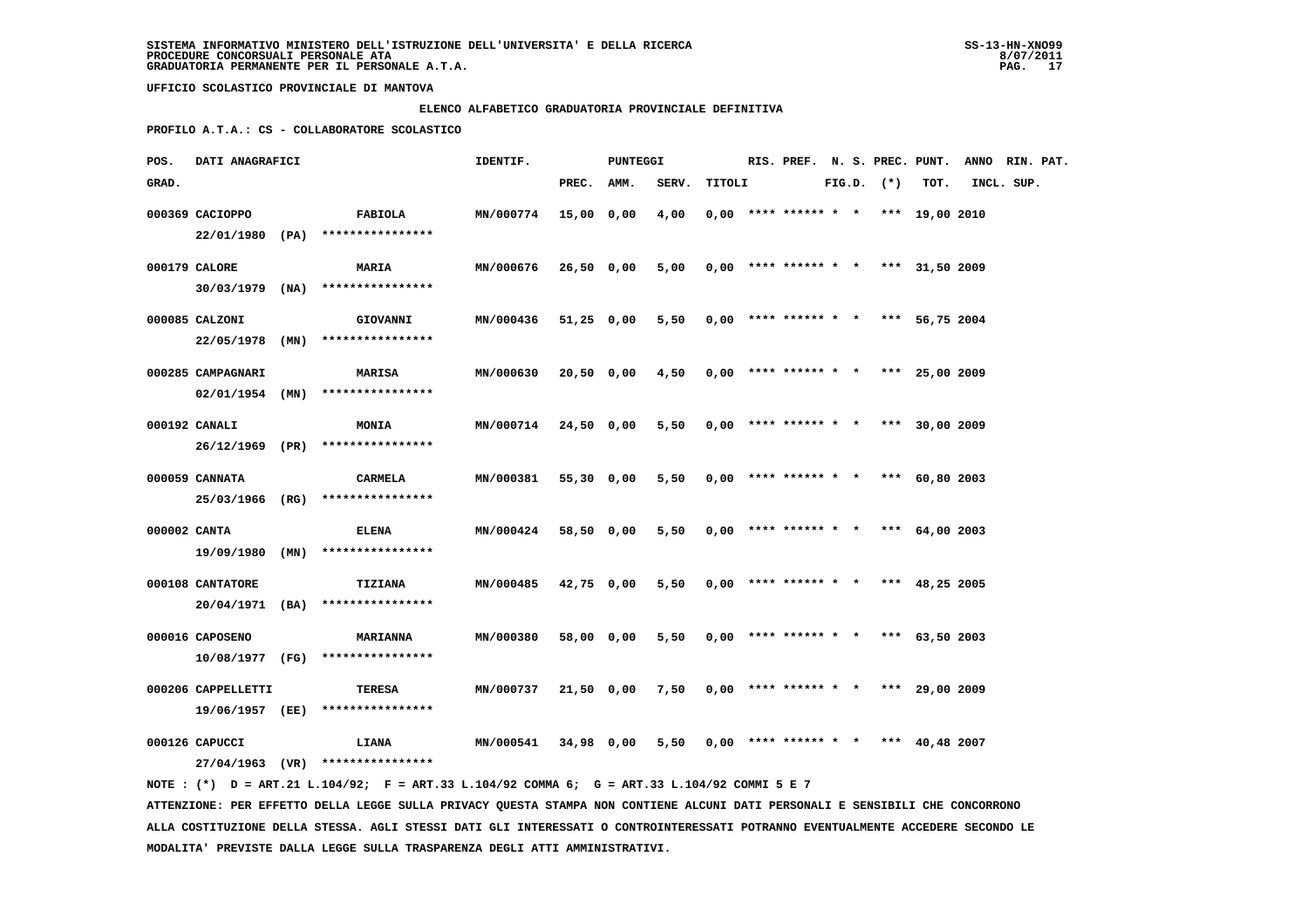SISTEMA INFORMATIVO MINISTERO DELL'ISTRUZIONE DELL'UNIVERSITA' E DELLA RICERCA
PROCEDURE CONCORSUALI PERSONALE ATA
GRADUATORIA PERMANENTE PER IL PERSONALE A.T.A.

UFFICIO SCOLASTICO PROVINCIALE DI MANTOVA

**ELENCO ALFABETICO GRADUATORIA PROVINCIALE DEFINITIVA**

**PROFILO A.T.A.: CS - COLLABORATORE SCOLASTICO**

| POS. GRAD. | DATI ANAGRAFICI | | IDENTIF. | PUNTEGGI PREC. | AMM. | SERV. | TITOLI | RIS. | PREF. | N. S. FIG.D. | PREC. (*) | PUNT. TOT. | ANNO INCL. | RIN. SUP. | PAT. |
|---|---|---|---|---|---|---|---|---|---|---|---|---|---|---|---|
| 000369 | CACIOPPO 22/01/1980 (PA) | FABIOLA **************** | MN/000774 | 15,00 | 0,00 | 4,00 | 0,00 | **** | ****** | * * | *** | 19,00 | 2010 | | |
| 000179 | CALORE 30/03/1979 (NA) | MARIA **************** | MN/000676 | 26,50 | 0,00 | 5,00 | 0,00 | **** | ****** | * * | *** | 31,50 | 2009 | | |
| 000085 | CALZONI 22/05/1978 (MN) | GIOVANNI **************** | MN/000436 | 51,25 | 0,00 | 5,50 | 0,00 | **** | ****** | * * | *** | 56,75 | 2004 | | |
| 000285 | CAMPAGNARI 02/01/1954 (MN) | MARISA **************** | MN/000630 | 20,50 | 0,00 | 4,50 | 0,00 | **** | ****** | * * | *** | 25,00 | 2009 | | |
| 000192 | CANALI 26/12/1969 (PR) | MONIA **************** | MN/000714 | 24,50 | 0,00 | 5,50 | 0,00 | **** | ****** | * * | *** | 30,00 | 2009 | | |
| 000059 | CANNATA 25/03/1966 (RG) | CARMELA **************** | MN/000381 | 55,30 | 0,00 | 5,50 | 0,00 | **** | ****** | * * | *** | 60,80 | 2003 | | |
| 000002 | CANTA 19/09/1980 (MN) | ELENA **************** | MN/000424 | 58,50 | 0,00 | 5,50 | 0,00 | **** | ****** | * * | *** | 64,00 | 2003 | | |
| 000108 | CANTATORE 20/04/1971 (BA) | TIZIANA **************** | MN/000485 | 42,75 | 0,00 | 5,50 | 0,00 | **** | ****** | * * | *** | 48,25 | 2005 | | |
| 000016 | CAPOSENO 10/08/1977 (FG) | MARIANNA **************** | MN/000380 | 58,00 | 0,00 | 5,50 | 0,00 | **** | ****** | * * | *** | 63,50 | 2003 | | |
| 000206 | CAPPELLETTI 19/06/1957 (EE) | TERESA **************** | MN/000737 | 21,50 | 0,00 | 7,50 | 0,00 | **** | ****** | * * | *** | 29,00 | 2009 | | |
| 000126 | CAPUCCI 27/04/1963 (VR) | LIANA **************** | MN/000541 | 34,98 | 0,00 | 5,50 | 0,00 | **** | ****** | * * | *** | 40,48 | 2007 | | |

NOTE : (*) D = ART.21 L.104/92; F = ART.33 L.104/92 COMMA 6; G = ART.33 L.104/92 COMMI 5 E 7

ATTENZIONE: PER EFFETTO DELLA LEGGE SULLA PRIVACY QUESTA STAMPA NON CONTIENE ALCUNI DATI PERSONALI E SENSIBILI CHE CONCORRONO ALLA COSTITUZIONE DELLA STESSA. AGLI STESSI DATI GLI INTERESSATI O CONTROINTERESSATI POTRANNO EVENTUALMENTE ACCEDERE SECONDO LE MODALITA' PREVISTE DALLA LEGGE SULLA TRASPARENZA DEGLI ATTI AMMINISTRATIVI.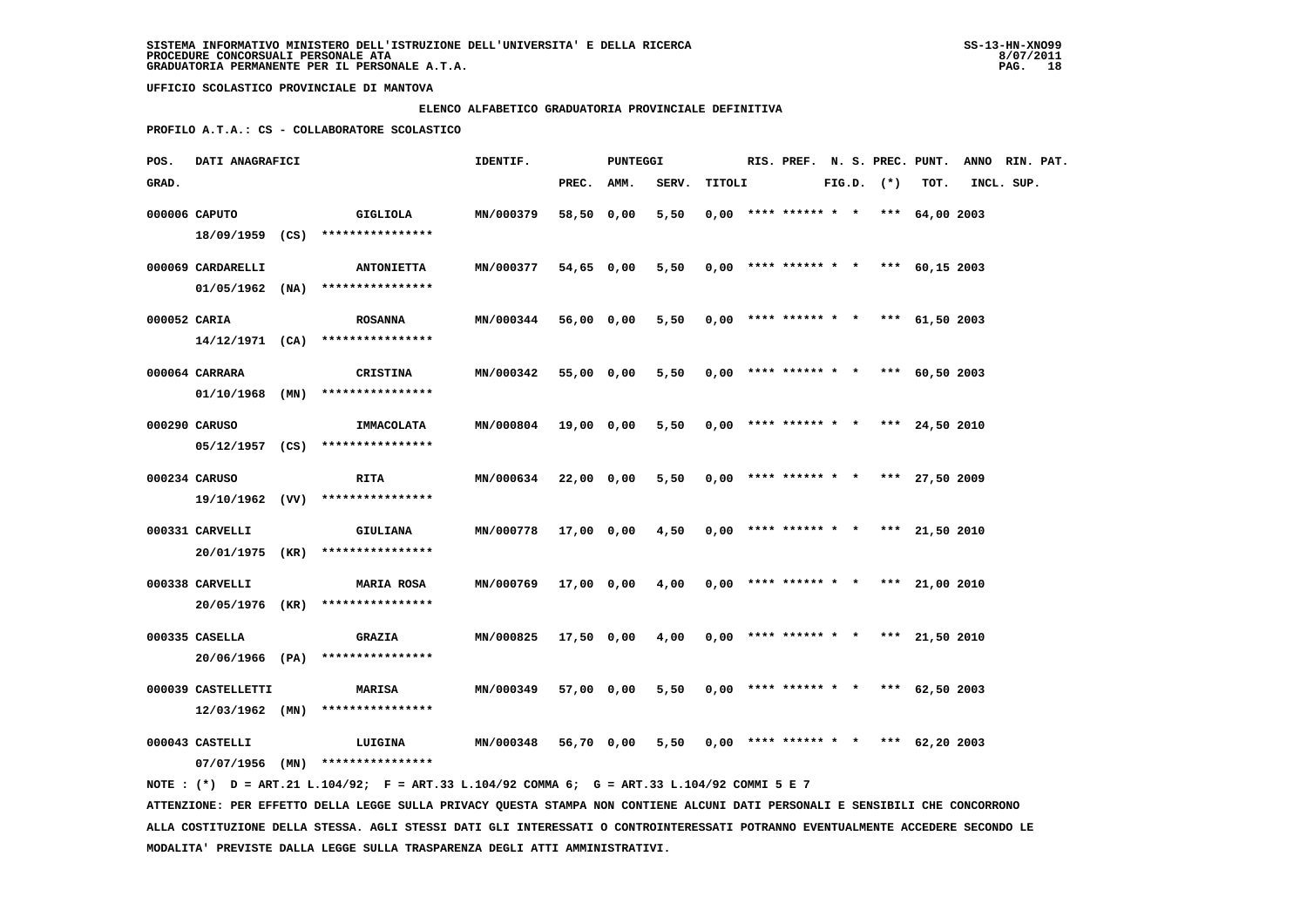**SISTEMA INFORMATIVO MINISTERO DELL'ISTRUZIONE DELL'UNIVERSITA' E DELLA RICERCA**
**PROCEDURE CONCORSUALI PERSONALE ATA**
**GRADUATORIA PERMANENTE PER IL PERSONALE A.T.A.**

**UFFICIO SCOLASTICO PROVINCIALE DI MANTOVA**

**ELENCO ALFABETICO GRADUATORIA PROVINCIALE DEFINITIVA**

**PROFILO A.T.A.: CS - COLLABORATORE SCOLASTICO**

| POS. GRAD. | DATI ANAGRAFICI | | IDENTIF. | PUNTEGGI PREC. | AMM. | SERV. | TITOLI | RIS. | PREF. | N. S. FIG.D. | PREC. (*) | PUNT. TOT. | ANNO INCL. | RIN. PAT. SUP. |
|---|---|---|---|---|---|---|---|---|---|---|---|---|---|---|
| 000006 | CAPUTO 18/09/1959 (CS) | GIGLIOLA **************** | MN/000379 | 58,50 | 0,00 | 5,50 | 0,00 | **** | ****** | * * | *** | 64,00 | 2003 | |
| 000069 | CARDARELLI 01/05/1962 (NA) | ANTONIETTA **************** | MN/000377 | 54,65 | 0,00 | 5,50 | 0,00 | **** | ****** | * * | *** | 60,15 | 2003 | |
| 000052 | CARIA 14/12/1971 (CA) | ROSANNA **************** | MN/000344 | 56,00 | 0,00 | 5,50 | 0,00 | **** | ****** | * * | *** | 61,50 | 2003 | |
| 000064 | CARRARA 01/10/1968 (MN) | CRISTINA **************** | MN/000342 | 55,00 | 0,00 | 5,50 | 0,00 | **** | ****** | * * | *** | 60,50 | 2003 | |
| 000290 | CARUSO 05/12/1957 (CS) | IMMACOLATA **************** | MN/000804 | 19,00 | 0,00 | 5,50 | 0,00 | **** | ****** | * * | *** | 24,50 | 2010 | |
| 000234 | CARUSO 19/10/1962 (VV) | RITA **************** | MN/000634 | 22,00 | 0,00 | 5,50 | 0,00 | **** | ****** | * * | *** | 27,50 | 2009 | |
| 000331 | CARVELLI 20/01/1975 (KR) | GIULIANA **************** | MN/000778 | 17,00 | 0,00 | 4,50 | 0,00 | **** | ****** | * * | *** | 21,50 | 2010 | |
| 000338 | CARVELLI 20/05/1976 (KR) | MARIA ROSA **************** | MN/000769 | 17,00 | 0,00 | 4,00 | 0,00 | **** | ****** | * * | *** | 21,00 | 2010 | |
| 000335 | CASELLA 20/06/1966 (PA) | GRAZIA **************** | MN/000825 | 17,50 | 0,00 | 4,00 | 0,00 | **** | ****** | * * | *** | 21,50 | 2010 | |
| 000039 | CASTELLETTI 12/03/1962 (MN) | MARISA **************** | MN/000349 | 57,00 | 0,00 | 5,50 | 0,00 | **** | ****** | * * | *** | 62,50 | 2003 | |
| 000043 | CASTELLI 07/07/1956 (MN) | LUIGINA **************** | MN/000348 | 56,70 | 0,00 | 5,50 | 0,00 | **** | ****** | * * | *** | 62,20 | 2003 | |

NOTE : (*) D = ART.21 L.104/92; F = ART.33 L.104/92 COMMA 6; G = ART.33 L.104/92 COMMI 5 E 7

ATTENZIONE: PER EFFETTO DELLA LEGGE SULLA PRIVACY QUESTA STAMPA NON CONTIENE ALCUNI DATI PERSONALI E SENSIBILI CHE CONCORRONO ALLA COSTITUZIONE DELLA STESSA. AGLI STESSI DATI GLI INTERESSATI O CONTROINTERESSATI POTRANNO EVENTUALMENTE ACCEDERE SECONDO LE MODALITA' PREVISTE DALLA LEGGE SULLA TRASPARENZA DEGLI ATTI AMMINISTRATIVI.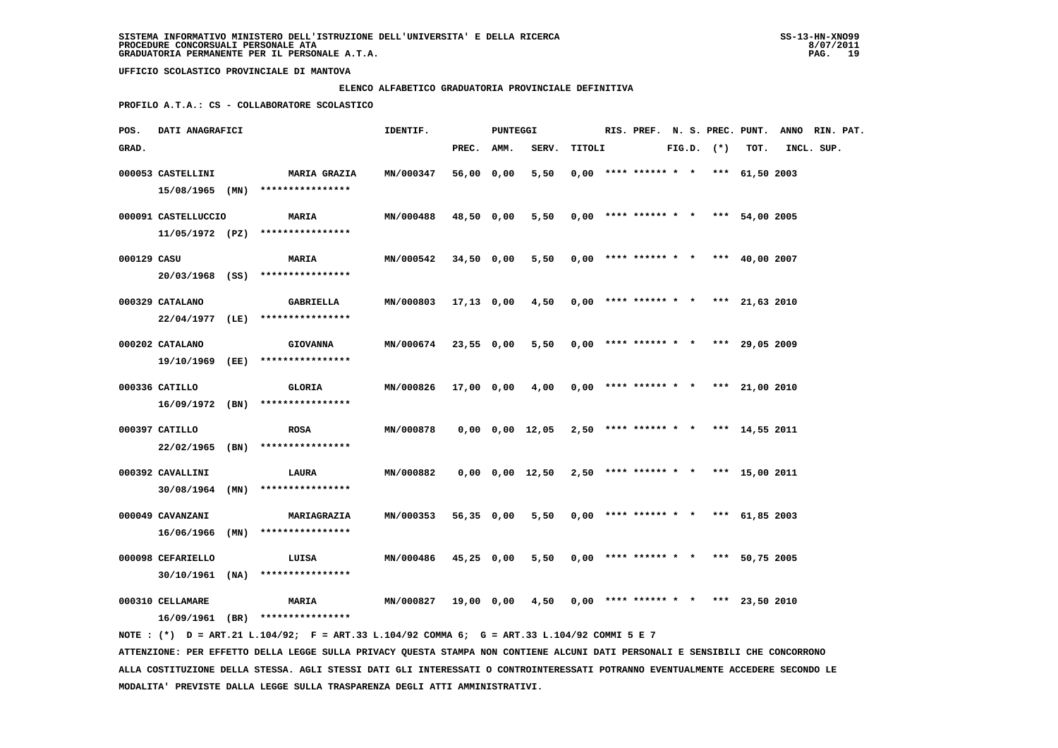SISTEMA INFORMATIVO MINISTERO DELL'ISTRUZIONE DELL'UNIVERSITA' E DELLA RICERCA
PROCEDURE CONCORSUALI PERSONALE ATA
GRADUATORIA PERMANENTE PER IL PERSONALE A.T.A.

UFFICIO SCOLASTICO PROVINCIALE DI MANTOVA

ELENCO ALFABETICO GRADUATORIA PROVINCIALE DEFINITIVA

PROFILO A.T.A.: CS - COLLABORATORE SCOLASTICO

| POS. GRAD. | DATI ANAGRAFICI | | IDENTIF. | PUNTEGGI PREC. | AMM. | SERV. | TITOLI | RIS. | PREF. | N. S. FIG.D. | PREC. (*) | PUNT. TOT. | ANNO INCL. | RIN. PAT. SUP. |
|---|---|---|---|---|---|---|---|---|---|---|---|---|---|---|
| 000053 | CASTELLINI 15/08/1965 (MN) | MARIA GRAZIA **************** | MN/000347 | 56,00 | 0,00 | 5,50 | 0,00 | **** | ****** | * * | *** | 61,50 | 2003 | |
| 000091 | CASTELLUCCIO 11/05/1972 (PZ) | MARIA **************** | MN/000488 | 48,50 | 0,00 | 5,50 | 0,00 | **** | ****** | * * | *** | 54,00 | 2005 | |
| 000129 | CASU 20/03/1968 (SS) | MARIA **************** | MN/000542 | 34,50 | 0,00 | 5,50 | 0,00 | **** | ****** | * * | *** | 40,00 | 2007 | |
| 000329 | CATALANO 22/04/1977 (LE) | GABRIELLA **************** | MN/000803 | 17,13 | 0,00 | 4,50 | 0,00 | **** | ****** | * * | *** | 21,63 | 2010 | |
| 000202 | CATALANO 19/10/1969 (EE) | GIOVANNA **************** | MN/000674 | 23,55 | 0,00 | 5,50 | 0,00 | **** | ****** | * * | *** | 29,05 | 2009 | |
| 000336 | CATILLO 16/09/1972 (BN) | GLORIA **************** | MN/000826 | 17,00 | 0,00 | 4,00 | 0,00 | **** | ****** | * * | *** | 21,00 | 2010 | |
| 000397 | CATILLO 22/02/1965 (BN) | ROSA **************** | MN/000878 | 0,00 | 0,00 | 12,05 | 2,50 | **** | ****** | * * | *** | 14,55 | 2011 | |
| 000392 | CAVALLINI 30/08/1964 (MN) | LAURA **************** | MN/000882 | 0,00 | 0,00 | 12,50 | 2,50 | **** | ****** | * * | *** | 15,00 | 2011 | |
| 000049 | CAVANZANI 16/06/1966 (MN) | MARIAGRAZIA **************** | MN/000353 | 56,35 | 0,00 | 5,50 | 0,00 | **** | ****** | * * | *** | 61,85 | 2003 | |
| 000098 | CEFARIELLO 30/10/1961 (NA) | LUISA **************** | MN/000486 | 45,25 | 0,00 | 5,50 | 0,00 | **** | ****** | * * | *** | 50,75 | 2005 | |
| 000310 | CELLAMARE 16/09/1961 (BR) | MARIA **************** | MN/000827 | 19,00 | 0,00 | 4,50 | 0,00 | **** | ****** | * * | *** | 23,50 | 2010 | |

NOTE : (*) D = ART.21 L.104/92; F = ART.33 L.104/92 COMMA 6; G = ART.33 L.104/92 COMMI 5 E 7

ATTENZIONE: PER EFFETTO DELLA LEGGE SULLA PRIVACY QUESTA STAMPA NON CONTIENE ALCUNI DATI PERSONALI E SENSIBILI CHE CONCORRONO ALLA COSTITUZIONE DELLA STESSA. AGLI STESSI DATI GLI INTERESSATI O CONTROINTERESSATI POTRANNO EVENTUALMENTE ACCEDERE SECONDO LE MODALITA' PREVISTE DALLA LEGGE SULLA TRASPARENZA DEGLI ATTI AMMINISTRATIVI.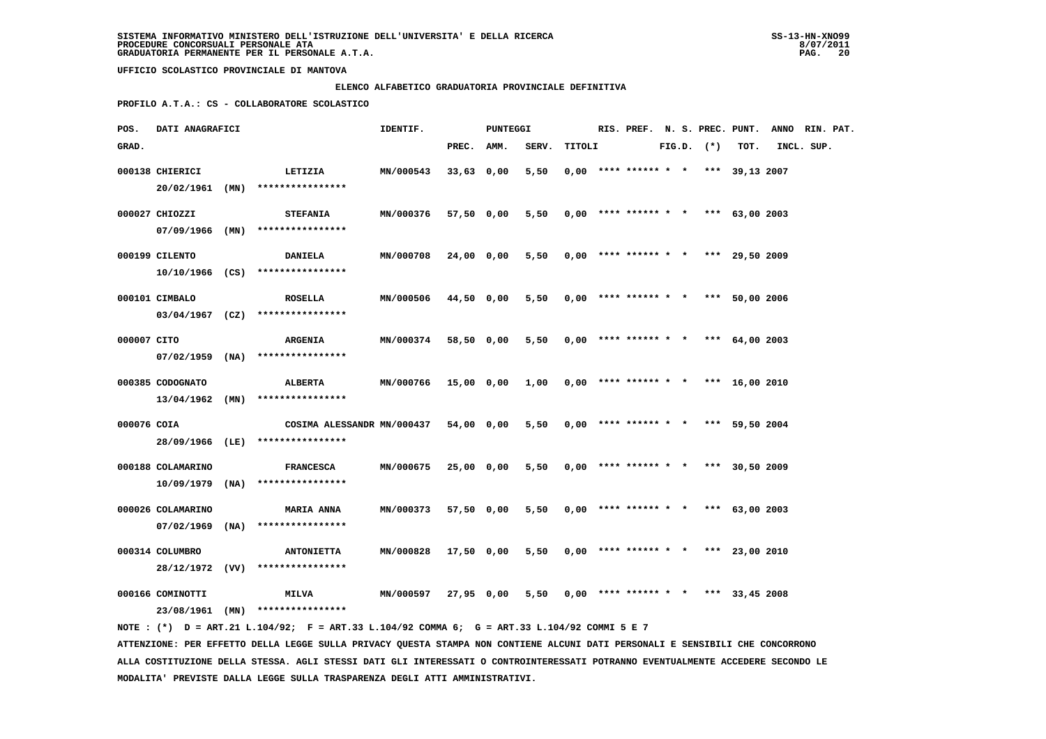SISTEMA INFORMATIVO MINISTERO DELL'ISTRUZIONE DELL'UNIVERSITA' E DELLA RICERCA
PROCEDURE CONCORSUALI PERSONALE ATA
GRADUATORIA PERMANENTE PER IL PERSONALE A.T.A.

UFFICIO SCOLASTICO PROVINCIALE DI MANTOVA

ELENCO ALFABETICO GRADUATORIA PROVINCIALE DEFINITIVA

PROFILO A.T.A.: CS - COLLABORATORE SCOLASTICO

| POS. GRAD. | DATI ANAGRAFICI | | IDENTIF. | PUNTEGGI PREC. | AMM. | SERV. | TITOLI | RIS. | PREF. | N. S. FIG.D. | PREC. (*) | PUNT. TOT. | ANNO INCL. | RIN. PAT. SUP. |
|---|---|---|---|---|---|---|---|---|---|---|---|---|---|---|
| 000138 | CHIERICI 20/02/1961 (MN) | LETIZIA **************** | MN/000543 | 33,63 | 0,00 | 5,50 | 0,00 | **** | ****** | * * | *** | 39,13 | 2007 | |
| 000027 | CHIOZZI 07/09/1966 (MN) | STEFANIA **************** | MN/000376 | 57,50 | 0,00 | 5,50 | 0,00 | **** | ****** | * * | *** | 63,00 | 2003 | |
| 000199 | CILENTO 10/10/1966 (CS) | DANIELA **************** | MN/000708 | 24,00 | 0,00 | 5,50 | 0,00 | **** | ****** | * * | *** | 29,50 | 2009 | |
| 000101 | CIMBALO 03/04/1967 (CZ) | ROSELLA **************** | MN/000506 | 44,50 | 0,00 | 5,50 | 0,00 | **** | ****** | * * | *** | 50,00 | 2006 | |
| 000007 | CITO 07/02/1959 (NA) | ARGENIA **************** | MN/000374 | 58,50 | 0,00 | 5,50 | 0,00 | **** | ****** | * * | *** | 64,00 | 2003 | |
| 000385 | CODOGNATO 13/04/1962 (MN) | ALBERTA **************** | MN/000766 | 15,00 | 0,00 | 1,00 | 0,00 | **** | ****** | * * | *** | 16,00 | 2010 | |
| 000076 | COIA 28/09/1966 (LE) | COSIMA ALESSANDR **************** | MN/000437 | 54,00 | 0,00 | 5,50 | 0,00 | **** | ****** | * * | *** | 59,50 | 2004 | |
| 000188 | COLAMARINO 10/09/1979 (NA) | FRANCESCA **************** | MN/000675 | 25,00 | 0,00 | 5,50 | 0,00 | **** | ****** | * * | *** | 30,50 | 2009 | |
| 000026 | COLAMARINO 07/02/1969 (NA) | MARIA ANNA **************** | MN/000373 | 57,50 | 0,00 | 5,50 | 0,00 | **** | ****** | * * | *** | 63,00 | 2003 | |
| 000314 | COLUMBRO 28/12/1972 (VV) | ANTONIETTA **************** | MN/000828 | 17,50 | 0,00 | 5,50 | 0,00 | **** | ****** | * * | *** | 23,00 | 2010 | |
| 000166 | COMINOTTI 23/08/1961 (MN) | MILVA **************** | MN/000597 | 27,95 | 0,00 | 5,50 | 0,00 | **** | ****** | * * | *** | 33,45 | 2008 | |

NOTE : (*) D = ART.21 L.104/92; F = ART.33 L.104/92 COMMA 6; G = ART.33 L.104/92 COMMI 5 E 7

ATTENZIONE: PER EFFETTO DELLA LEGGE SULLA PRIVACY QUESTA STAMPA NON CONTIENE ALCUNI DATI PERSONALI E SENSIBILI CHE CONCORRONO ALLA COSTITUZIONE DELLA STESSA. AGLI STESSI DATI GLI INTERESSATI O CONTROINTERESSATI POTRANNO EVENTUALMENTE ACCEDERE SECONDO LE MODALITA' PREVISTE DALLA LEGGE SULLA TRASPARENZA DEGLI ATTI AMMINISTRATIVI.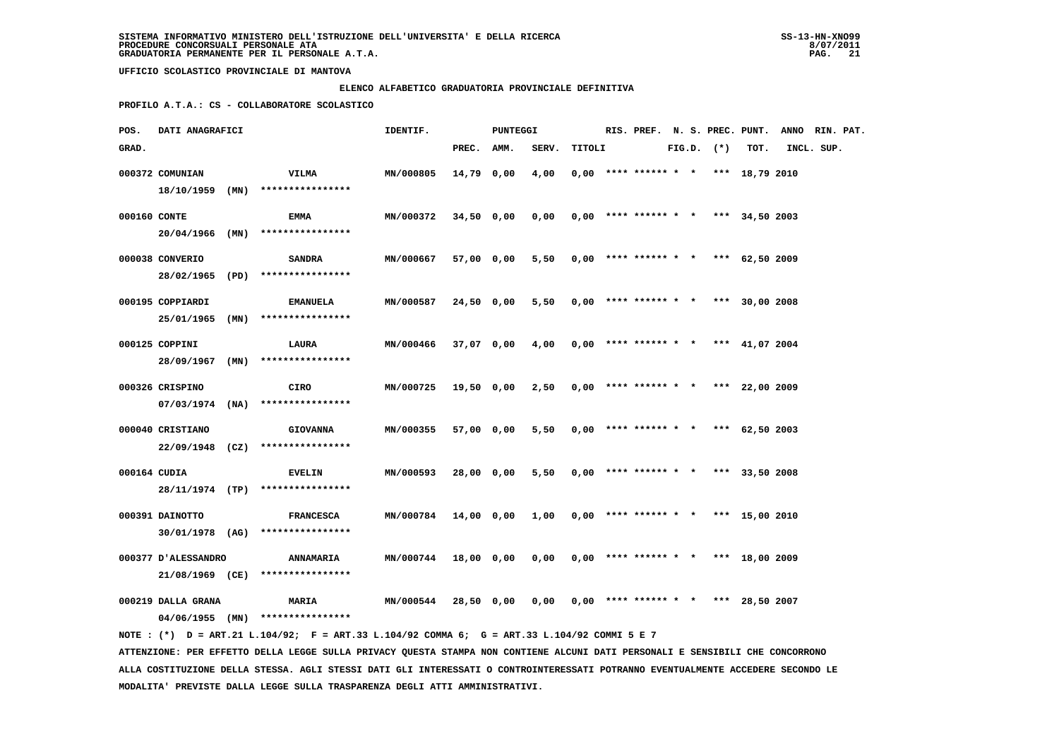**SISTEMA INFORMATIVO MINISTERO DELL'ISTRUZIONE DELL'UNIVERSITA' E DELLA RICERCA**
**PROCEDURE CONCORSUALI PERSONALE ATA**
**GRADUATORIA PERMANENTE PER IL PERSONALE A.T.A.**

**UFFICIO SCOLASTICO PROVINCIALE DI MANTOVA**

**ELENCO ALFABETICO GRADUATORIA PROVINCIALE DEFINITIVA**

**PROFILO A.T.A.: CS - COLLABORATORE SCOLASTICO**

| POS. GRAD. | DATI ANAGRAFICI | | IDENTIF. | PUNTEGGI PREC. | AMM. | SERV. | TITOLI | RIS. | PREF. | N. S. FIG.D. | PREC. (*) | PUNT. TOT. | ANNO INCL. | RIN. PAT. SUP. |
|---|---|---|---|---|---|---|---|---|---|---|---|---|---|---|
| 000372 | COMUNIAN 18/10/1959 (MN) | VILMA **************** | MN/000805 | 14,79 | 0,00 | 4,00 | 0,00 | **** | ****** | * * | *** | 18,79 | 2010 | |
| 000160 | CONTE 20/04/1966 (MN) | EMMA **************** | MN/000372 | 34,50 | 0,00 | 0,00 | 0,00 | **** | ****** | * * | *** | 34,50 | 2003 | |
| 000038 | CONVERIO 28/02/1965 (PD) | SANDRA **************** | MN/000667 | 57,00 | 0,00 | 5,50 | 0,00 | **** | ****** | * * | *** | 62,50 | 2009 | |
| 000195 | COPPIARDI 25/01/1965 (MN) | EMANUELA **************** | MN/000587 | 24,50 | 0,00 | 5,50 | 0,00 | **** | ****** | * * | *** | 30,00 | 2008 | |
| 000125 | COPPINI 28/09/1967 (MN) | LAURA **************** | MN/000466 | 37,07 | 0,00 | 4,00 | 0,00 | **** | ****** | * * | *** | 41,07 | 2004 | |
| 000326 | CRISPINO 07/03/1974 (NA) | CIRO **************** | MN/000725 | 19,50 | 0,00 | 2,50 | 0,00 | **** | ****** | * * | *** | 22,00 | 2009 | |
| 000040 | CRISTIANO 22/09/1948 (CZ) | GIOVANNA **************** | MN/000355 | 57,00 | 0,00 | 5,50 | 0,00 | **** | ****** | * * | *** | 62,50 | 2003 | |
| 000164 | CUDIA 28/11/1974 (TP) | EVELIN **************** | MN/000593 | 28,00 | 0,00 | 5,50 | 0,00 | **** | ****** | * * | *** | 33,50 | 2008 | |
| 000391 | DAINOTTO 30/01/1978 (AG) | FRANCESCA **************** | MN/000784 | 14,00 | 0,00 | 1,00 | 0,00 | **** | ****** | * * | *** | 15,00 | 2010 | |
| 000377 | D'ALESSANDRO 21/08/1969 (CE) | ANNAMARIA **************** | MN/000744 | 18,00 | 0,00 | 0,00 | 0,00 | **** | ****** | * * | *** | 18,00 | 2009 | |
| 000219 | DALLA GRANA 04/06/1955 (MN) | MARIA **************** | MN/000544 | 28,50 | 0,00 | 0,00 | 0,00 | **** | ****** | * * | *** | 28,50 | 2007 | |

NOTE : (*) D = ART.21 L.104/92; F = ART.33 L.104/92 COMMA 6; G = ART.33 L.104/92 COMMI 5 E 7

ATTENZIONE: PER EFFETTO DELLA LEGGE SULLA PRIVACY QUESTA STAMPA NON CONTIENE ALCUNI DATI PERSONALI E SENSIBILI CHE CONCORRONO ALLA COSTITUZIONE DELLA STESSA. AGLI STESSI DATI GLI INTERESSATI O CONTROINTERESSATI POTRANNO EVENTUALMENTE ACCEDERE SECONDO LE MODALITA' PREVISTE DALLA LEGGE SULLA TRASPARENZA DEGLI ATTI AMMINISTRATIVI.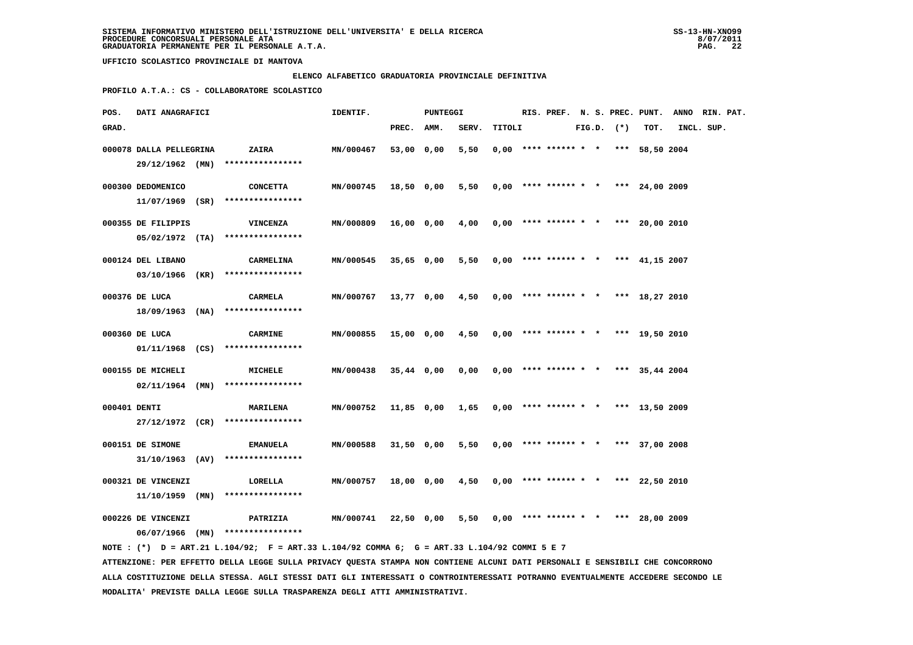SISTEMA INFORMATIVO MINISTERO DELL'ISTRUZIONE DELL'UNIVERSITA' E DELLA RICERCA
PROCEDURE CONCORSUALI PERSONALE ATA
GRADUATORIA PERMANENTE PER IL PERSONALE A.T.A.

UFFICIO SCOLASTICO PROVINCIALE DI MANTOVA

ELENCO ALFABETICO GRADUATORIA PROVINCIALE DEFINITIVA

PROFILO A.T.A.: CS - COLLABORATORE SCOLASTICO

| POS. GRAD. | DATI ANAGRAFICI | | IDENTIF. | PUNTEGGI PREC. | AMM. | SERV. | TITOLI | RIS. | PREF. | N. S. FIG.D. | PREC. (*) | PUNT. TOT. | ANNO INCL. | RIN. PAT. SUP. |
|---|---|---|---|---|---|---|---|---|---|---|---|---|---|---|
| 000078 | DALLA PELLEGRINA 29/12/1962 (MN) | ZAIRA **************** | MN/000467 | 53,00 | 0,00 | 5,50 | 0,00 | **** | ****** | * * | *** | 58,50 | 2004 | |
| 000300 | DEDOMENICO 11/07/1969 (SR) | CONCETTA **************** | MN/000745 | 18,50 | 0,00 | 5,50 | 0,00 | **** | ****** | * * | *** | 24,00 | 2009 | |
| 000355 | DE FILIPPIS 05/02/1972 (TA) | VINCENZA **************** | MN/000809 | 16,00 | 0,00 | 4,00 | 0,00 | **** | ****** | * * | *** | 20,00 | 2010 | |
| 000124 | DEL LIBANO 03/10/1966 (KR) | CARMELINA **************** | MN/000545 | 35,65 | 0,00 | 5,50 | 0,00 | **** | ****** | * * | *** | 41,15 | 2007 | |
| 000376 | DE LUCA 18/09/1963 (NA) | CARMELA **************** | MN/000767 | 13,77 | 0,00 | 4,50 | 0,00 | **** | ****** | * * | *** | 18,27 | 2010 | |
| 000360 | DE LUCA 01/11/1968 (CS) | CARMINE **************** | MN/000855 | 15,00 | 0,00 | 4,50 | 0,00 | **** | ****** | * * | *** | 19,50 | 2010 | |
| 000155 | DE MICHELI 02/11/1964 (MN) | MICHELE **************** | MN/000438 | 35,44 | 0,00 | 0,00 | 0,00 | **** | ****** | * * | *** | 35,44 | 2004 | |
| 000401 | DENTI 27/12/1972 (CR) | MARILENA **************** | MN/000752 | 11,85 | 0,00 | 1,65 | 0,00 | **** | ****** | * * | *** | 13,50 | 2009 | |
| 000151 | DE SIMONE 31/10/1963 (AV) | EMANUELA **************** | MN/000588 | 31,50 | 0,00 | 5,50 | 0,00 | **** | ****** | * * | *** | 37,00 | 2008 | |
| 000321 | DE VINCENZI 11/10/1959 (MN) | LORELLA **************** | MN/000757 | 18,00 | 0,00 | 4,50 | 0,00 | **** | ****** | * * | *** | 22,50 | 2010 | |
| 000226 | DE VINCENZI 06/07/1966 (MN) | PATRIZIA **************** | MN/000741 | 22,50 | 0,00 | 5,50 | 0,00 | **** | ****** | * * | *** | 28,00 | 2009 | |

NOTE : (*) D = ART.21 L.104/92; F = ART.33 L.104/92 COMMA 6; G = ART.33 L.104/92 COMMI 5 E 7

ATTENZIONE: PER EFFETTO DELLA LEGGE SULLA PRIVACY QUESTA STAMPA NON CONTIENE ALCUNI DATI PERSONALI E SENSIBILI CHE CONCORRONO ALLA COSTITUZIONE DELLA STESSA. AGLI STESSI DATI GLI INTERESSATI O CONTROINTERESSATI POTRANNO EVENTUALMENTE ACCEDERE SECONDO LE MODALITA' PREVISTE DALLA LEGGE SULLA TRASPARENZA DEGLI ATTI AMMINISTRATIVI.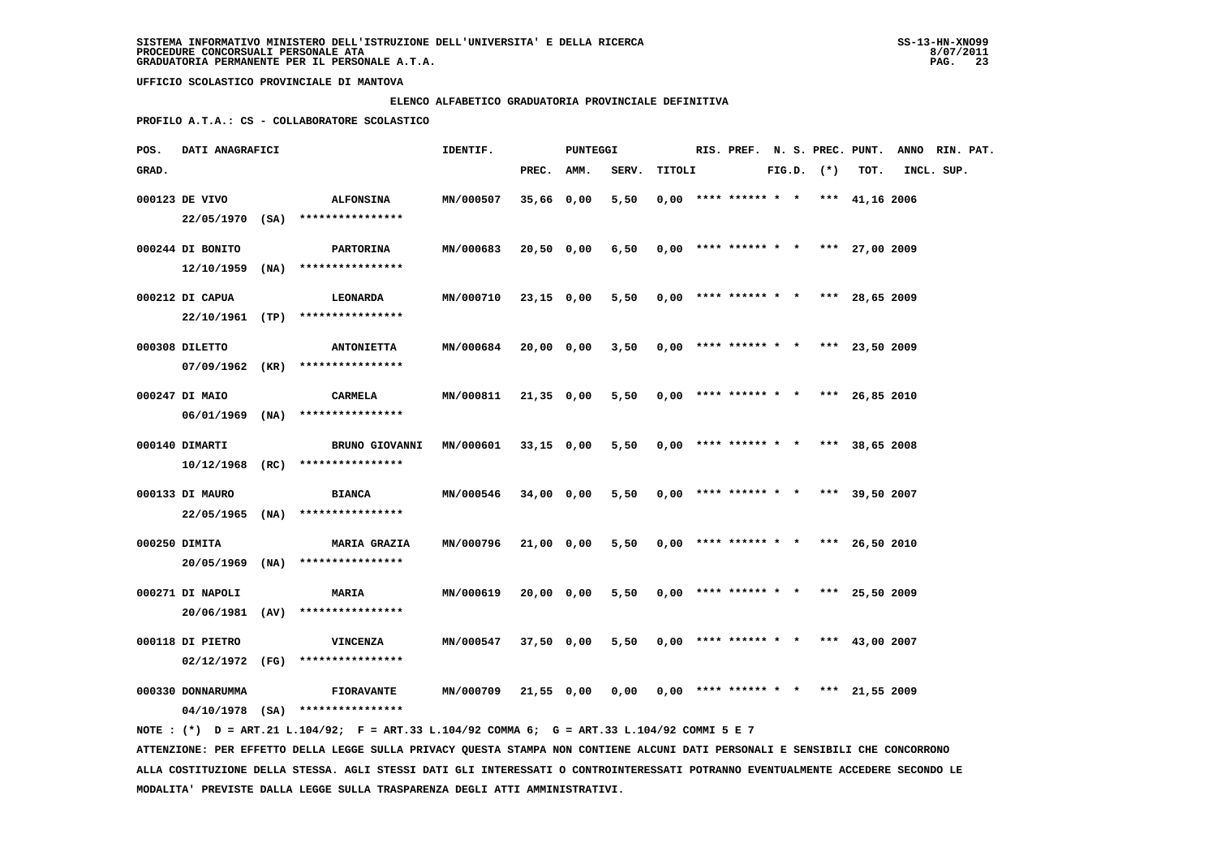SISTEMA INFORMATIVO MINISTERO DELL'ISTRUZIONE DELL'UNIVERSITA' E DELLA RICERCA
PROCEDURE CONCORSUALI PERSONALE ATA
GRADUATORIA PERMANENTE PER IL PERSONALE A.T.A.

UFFICIO SCOLASTICO PROVINCIALE DI MANTOVA

ELENCO ALFABETICO GRADUATORIA PROVINCIALE DEFINITIVA

PROFILO A.T.A.: CS - COLLABORATORE SCOLASTICO

| POS. GRAD. | DATI ANAGRAFICI | | IDENTIF. | PUNTEGGI PREC. | AMM. | SERV. | TITOLI | RIS. | PREF. | N. S. FIG.D. | PREC. (*) | PUNT. TOT. | ANNO INCL. | RIN. PAT. SUP. |
|---|---|---|---|---|---|---|---|---|---|---|---|---|---|---|
| 000123 | DE VIVO 22/05/1970 (SA) | ALFONSINA **************** | MN/000507 | 35,66 | 0,00 | 5,50 | 0,00 | **** | ****** | * * | *** | 41,16 | 2006 | |
| 000244 | DI BONITO 12/10/1959 (NA) | PARTORINA **************** | MN/000683 | 20,50 | 0,00 | 6,50 | 0,00 | **** | ****** | * * | *** | 27,00 | 2009 | |
| 000212 | DI CAPUA 22/10/1961 (TP) | LEONARDA **************** | MN/000710 | 23,15 | 0,00 | 5,50 | 0,00 | **** | ****** | * * | *** | 28,65 | 2009 | |
| 000308 | DILETTO 07/09/1962 (KR) | ANTONIETTA **************** | MN/000684 | 20,00 | 0,00 | 3,50 | 0,00 | **** | ****** | * * | *** | 23,50 | 2009 | |
| 000247 | DI MAIO 06/01/1969 (NA) | CARMELA **************** | MN/000811 | 21,35 | 0,00 | 5,50 | 0,00 | **** | ****** | * * | *** | 26,85 | 2010 | |
| 000140 | DIMARTI 10/12/1968 (RC) | BRUNO GIOVANNI **************** | MN/000601 | 33,15 | 0,00 | 5,50 | 0,00 | **** | ****** | * * | *** | 38,65 | 2008 | |
| 000133 | DI MAURO 22/05/1965 (NA) | BIANCA **************** | MN/000546 | 34,00 | 0,00 | 5,50 | 0,00 | **** | ****** | * * | *** | 39,50 | 2007 | |
| 000250 | DIMITA 20/05/1969 (NA) | MARIA GRAZIA **************** | MN/000796 | 21,00 | 0,00 | 5,50 | 0,00 | **** | ****** | * * | *** | 26,50 | 2010 | |
| 000271 | DI NAPOLI 20/06/1981 (AV) | MARIA **************** | MN/000619 | 20,00 | 0,00 | 5,50 | 0,00 | **** | ****** | * * | *** | 25,50 | 2009 | |
| 000118 | DI PIETRO 02/12/1972 (FG) | VINCENZA **************** | MN/000547 | 37,50 | 0,00 | 5,50 | 0,00 | **** | ****** | * * | *** | 43,00 | 2007 | |
| 000330 | DONNARUMMA 04/10/1978 (SA) | FIORAVANTE **************** | MN/000709 | 21,55 | 0,00 | 0,00 | 0,00 | **** | ****** | * * | *** | 21,55 | 2009 | |

NOTE : (*) D = ART.21 L.104/92; F = ART.33 L.104/92 COMMA 6; G = ART.33 L.104/92 COMMI 5 E 7

ATTENZIONE: PER EFFETTO DELLA LEGGE SULLA PRIVACY QUESTA STAMPA NON CONTIENE ALCUNI DATI PERSONALI E SENSIBILI CHE CONCORRONO ALLA COSTITUZIONE DELLA STESSA. AGLI STESSI DATI GLI INTERESSATI O CONTROINTERESSATI POTRANNO EVENTUALMENTE ACCEDERE SECONDO LE MODALITA' PREVISTE DALLA LEGGE SULLA TRASPARENZA DEGLI ATTI AMMINISTRATIVI.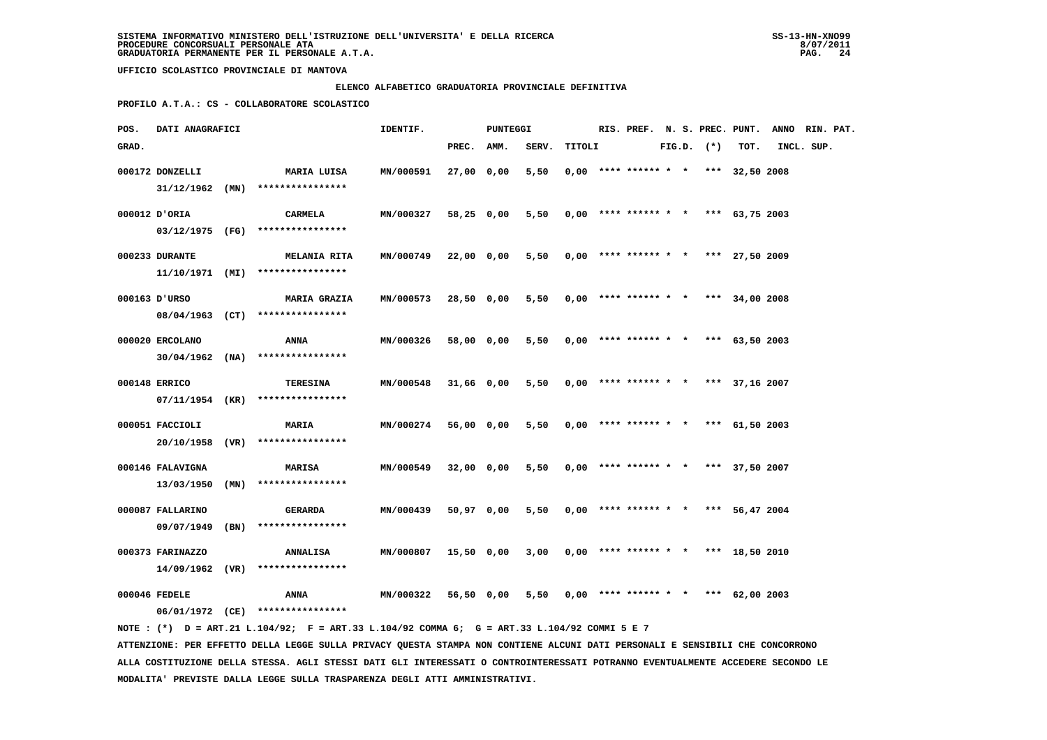SISTEMA INFORMATIVO MINISTERO DELL'ISTRUZIONE DELL'UNIVERSITA' E DELLA RICERCA
PROCEDURE CONCORSUALI PERSONALE ATA
GRADUATORIA PERMANENTE PER IL PERSONALE A.T.A.

UFFICIO SCOLASTICO PROVINCIALE DI MANTOVA

ELENCO ALFABETICO GRADUATORIA PROVINCIALE DEFINITIVA

PROFILO A.T.A.: CS - COLLABORATORE SCOLASTICO

| POS. GRAD. | DATI ANAGRAFICI | | IDENTIF. | PUNTEGGI PREC. | AMM. | SERV. | TITOLI | RIS. | PREF. | N. S. FIG.D. | PREC. (*) | PUNT. TOT. | ANNO INCL. | RIN. SUP. | PAT. |
|---|---|---|---|---|---|---|---|---|---|---|---|---|---|---|---|
| 000172 | DONZELLI 31/12/1962 (MN) | MARIA LUISA **************** | MN/000591 | 27,00 | 0,00 | 5,50 | 0,00 | **** | ****** | * * | *** | 32,50 | 2008 | | |
| 000012 | D'ORIA 03/12/1975 (FG) | CARMELA **************** | MN/000327 | 58,25 | 0,00 | 5,50 | 0,00 | **** | ****** | * * | *** | 63,75 | 2003 | | |
| 000233 | DURANTE 11/10/1971 (MI) | MELANIA RITA **************** | MN/000749 | 22,00 | 0,00 | 5,50 | 0,00 | **** | ****** | * * | *** | 27,50 | 2009 | | |
| 000163 | D'URSO 08/04/1963 (CT) | MARIA GRAZIA **************** | MN/000573 | 28,50 | 0,00 | 5,50 | 0,00 | **** | ****** | * * | *** | 34,00 | 2008 | | |
| 000020 | ERCOLANO 30/04/1962 (NA) | ANNA **************** | MN/000326 | 58,00 | 0,00 | 5,50 | 0,00 | **** | ****** | * * | *** | 63,50 | 2003 | | |
| 000148 | ERRICO 07/11/1954 (KR) | TERESINA **************** | MN/000548 | 31,66 | 0,00 | 5,50 | 0,00 | **** | ****** | * * | *** | 37,16 | 2007 | | |
| 000051 | FACCIOLI 20/10/1958 (VR) | MARIA **************** | MN/000274 | 56,00 | 0,00 | 5,50 | 0,00 | **** | ****** | * * | *** | 61,50 | 2003 | | |
| 000146 | FALAVIGNA 13/03/1950 (MN) | MARISA **************** | MN/000549 | 32,00 | 0,00 | 5,50 | 0,00 | **** | ****** | * * | *** | 37,50 | 2007 | | |
| 000087 | FALLARINO 09/07/1949 (BN) | GERARDA **************** | MN/000439 | 50,97 | 0,00 | 5,50 | 0,00 | **** | ****** | * * | *** | 56,47 | 2004 | | |
| 000373 | FARINAZZO 14/09/1962 (VR) | ANNALISA **************** | MN/000807 | 15,50 | 0,00 | 3,00 | 0,00 | **** | ****** | * * | *** | 18,50 | 2010 | | |
| 000046 | FEDELE 06/01/1972 (CE) | ANNA **************** | MN/000322 | 56,50 | 0,00 | 5,50 | 0,00 | **** | ****** | * * | *** | 62,00 | 2003 | | |

NOTE : (*) D = ART.21 L.104/92; F = ART.33 L.104/92 COMMA 6; G = ART.33 L.104/92 COMMI 5 E 7

ATTENZIONE: PER EFFETTO DELLA LEGGE SULLA PRIVACY QUESTA STAMPA NON CONTIENE ALCUNI DATI PERSONALI E SENSIBILI CHE CONCORRONO ALLA COSTITUZIONE DELLA STESSA. AGLI STESSI DATI GLI INTERESSATI O CONTROINTERESSATI POTRANNO EVENTUALMENTE ACCEDERE SECONDO LE MODALITA' PREVISTE DALLA LEGGE SULLA TRASPARENZA DEGLI ATTI AMMINISTRATIVI.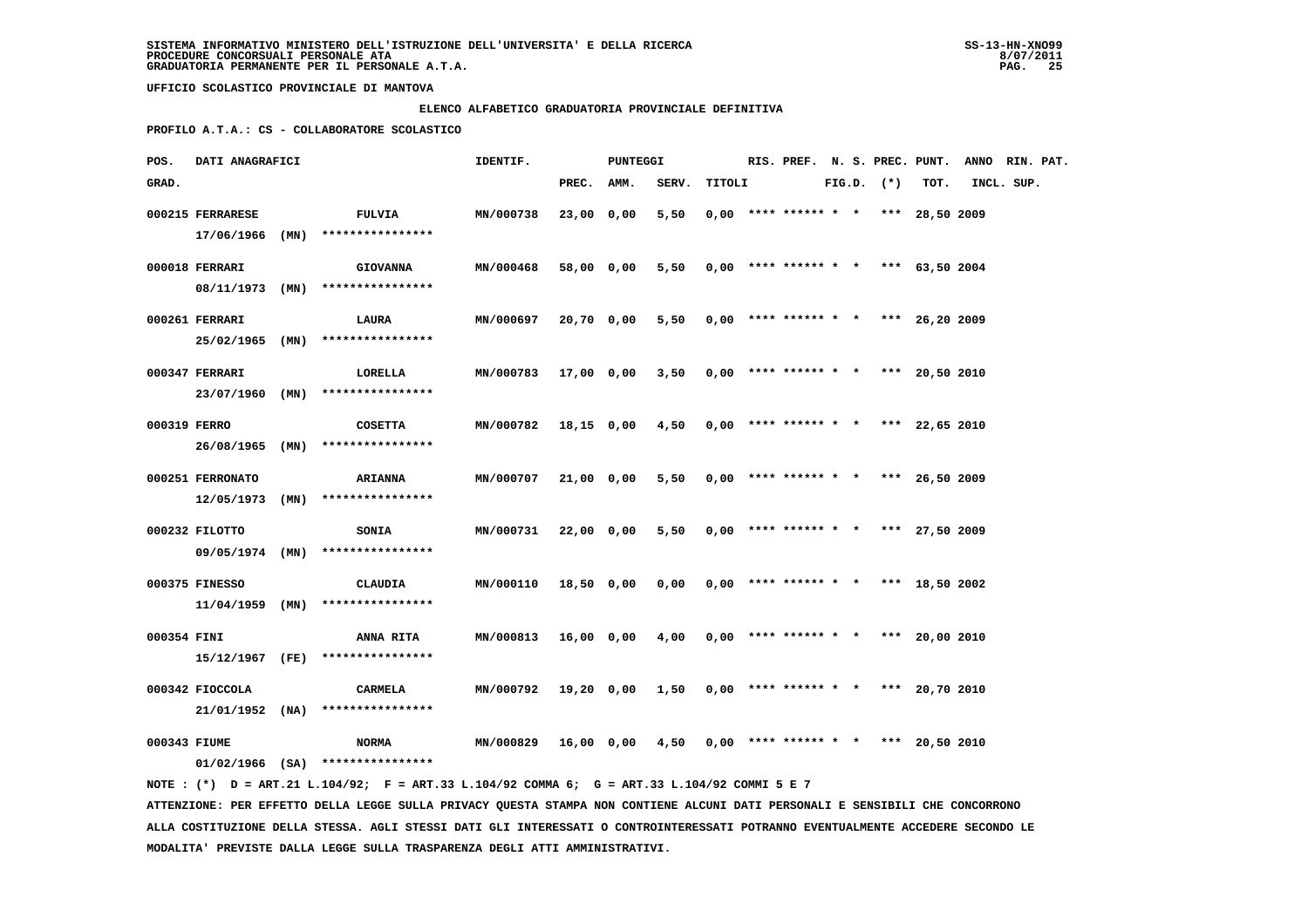SISTEMA INFORMATIVO MINISTERO DELL'ISTRUZIONE DELL'UNIVERSITA' E DELLA RICERCA
PROCEDURE CONCORSUALI PERSONALE ATA
GRADUATORIA PERMANENTE PER IL PERSONALE A.T.A.

UFFICIO SCOLASTICO PROVINCIALE DI MANTOVA

ELENCO ALFABETICO GRADUATORIA PROVINCIALE DEFINITIVA

PROFILO A.T.A.: CS - COLLABORATORE SCOLASTICO

| POS. GRAD. | DATI ANAGRAFICI | | IDENTIF. | PUNTEGGI PREC. | AMM. | SERV. | TITOLI | RIS. | PREF. | N. S. FIG.D. | PREC. (*) | PUNT. TOT. | ANNO INCL. | RIN. PAT. SUP. |
|---|---|---|---|---|---|---|---|---|---|---|---|---|---|---|
| 000215 | FERRARESE 17/06/1966 (MN) | FULVIA **************** | MN/000738 | 23,00 | 0,00 | 5,50 | 0,00 | **** | ****** | * * | *** | 28,50 | 2009 | |
| 000018 | FERRARI 08/11/1973 (MN) | GIOVANNA **************** | MN/000468 | 58,00 | 0,00 | 5,50 | 0,00 | **** | ****** | * * | *** | 63,50 | 2004 | |
| 000261 | FERRARI 25/02/1965 (MN) | LAURA **************** | MN/000697 | 20,70 | 0,00 | 5,50 | 0,00 | **** | ****** | * * | *** | 26,20 | 2009 | |
| 000347 | FERRARI 23/07/1960 (MN) | LORELLA **************** | MN/000783 | 17,00 | 0,00 | 3,50 | 0,00 | **** | ****** | * * | *** | 20,50 | 2010 | |
| 000319 | FERRO 26/08/1965 (MN) | COSETTA **************** | MN/000782 | 18,15 | 0,00 | 4,50 | 0,00 | **** | ****** | * * | *** | 22,65 | 2010 | |
| 000251 | FERRONATO 12/05/1973 (MN) | ARIANNA **************** | MN/000707 | 21,00 | 0,00 | 5,50 | 0,00 | **** | ****** | * * | *** | 26,50 | 2009 | |
| 000232 | FILOTTO 09/05/1974 (MN) | SONIA **************** | MN/000731 | 22,00 | 0,00 | 5,50 | 0,00 | **** | ****** | * * | *** | 27,50 | 2009 | |
| 000375 | FINESSO 11/04/1959 (MN) | CLAUDIA **************** | MN/000110 | 18,50 | 0,00 | 0,00 | 0,00 | **** | ****** | * * | *** | 18,50 | 2002 | |
| 000354 | FINI 15/12/1967 (FE) | ANNA RITA **************** | MN/000813 | 16,00 | 0,00 | 4,00 | 0,00 | **** | ****** | * * | *** | 20,00 | 2010 | |
| 000342 | FIOCCOLA 21/01/1952 (NA) | CARMELA **************** | MN/000792 | 19,20 | 0,00 | 1,50 | 0,00 | **** | ****** | * * | *** | 20,70 | 2010 | |
| 000343 | FIUME 01/02/1966 (SA) | NORMA **************** | MN/000829 | 16,00 | 0,00 | 4,50 | 0,00 | **** | ****** | * * | *** | 20,50 | 2010 | |

NOTE : (*) D = ART.21 L.104/92; F = ART.33 L.104/92 COMMA 6; G = ART.33 L.104/92 COMMI 5 E 7

ATTENZIONE: PER EFFETTO DELLA LEGGE SULLA PRIVACY QUESTA STAMPA NON CONTIENE ALCUNI DATI PERSONALI E SENSIBILI CHE CONCORRONO ALLA COSTITUZIONE DELLA STESSA. AGLI STESSI DATI GLI INTERESSATI O CONTROINTERESSATI POTRANNO EVENTUALMENTE ACCEDERE SECONDO LE MODALITA' PREVISTE DALLA LEGGE SULLA TRASPARENZA DEGLI ATTI AMMINISTRATIVI.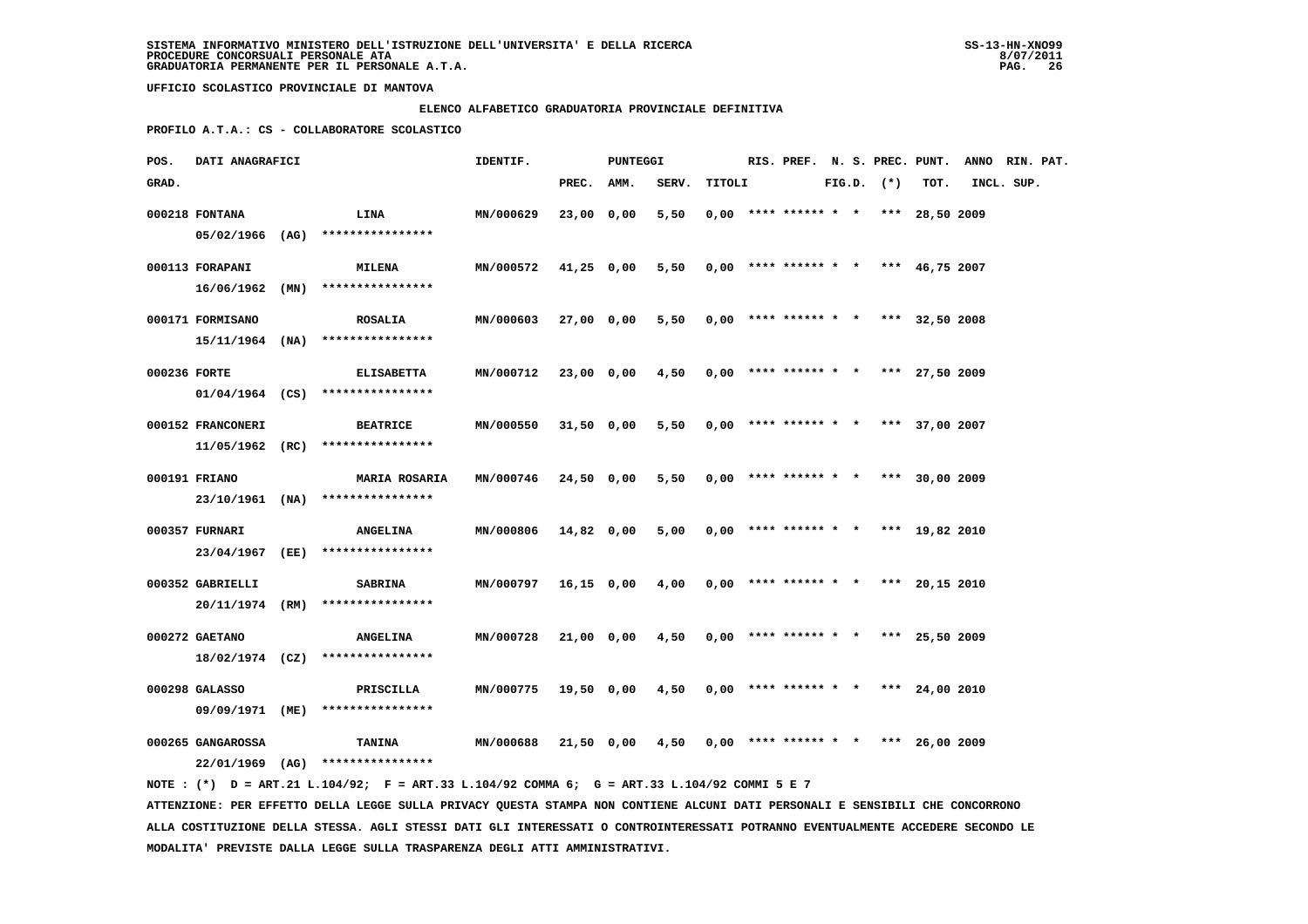**SISTEMA INFORMATIVO MINISTERO DELL'ISTRUZIONE DELL'UNIVERSITA' E DELLA RICERCA**
**PROCEDURE CONCORSUALI PERSONALE ATA**
**GRADUATORIA PERMANENTE PER IL PERSONALE A.T.A.**

**UFFICIO SCOLASTICO PROVINCIALE DI MANTOVA**

**ELENCO ALFABETICO GRADUATORIA PROVINCIALE DEFINITIVA**

**PROFILO A.T.A.: CS - COLLABORATORE SCOLASTICO**

| POS. GRAD. | DATI ANAGRAFICI | | IDENTIF. | PUNTEGGI PREC. | AMM. | SERV. | TITOLI | RIS. | PREF. | N. S. FIG.D. | PREC. (*) | PUNT. TOT. | ANNO INCL. | RIN. PAT. SUP. |
|---|---|---|---|---|---|---|---|---|---|---|---|---|---|---|
| 000218 | FONTANA 05/02/1966 (AG) | LINA **************** | MN/000629 | 23,00 | 0,00 | 5,50 | 0,00 | **** | ****** | * * | *** | 28,50 | 2009 | |
| 000113 | FORAPANI 16/06/1962 (MN) | MILENA **************** | MN/000572 | 41,25 | 0,00 | 5,50 | 0,00 | **** | ****** | * * | *** | 46,75 | 2007 | |
| 000171 | FORMISANO 15/11/1964 (NA) | ROSALIA **************** | MN/000603 | 27,00 | 0,00 | 5,50 | 0,00 | **** | ****** | * * | *** | 32,50 | 2008 | |
| 000236 | FORTE 01/04/1964 (CS) | ELISABETTA **************** | MN/000712 | 23,00 | 0,00 | 4,50 | 0,00 | **** | ****** | * * | *** | 27,50 | 2009 | |
| 000152 | FRANCONERI 11/05/1962 (RC) | BEATRICE **************** | MN/000550 | 31,50 | 0,00 | 5,50 | 0,00 | **** | ****** | * * | *** | 37,00 | 2007 | |
| 000191 | FRIANO 23/10/1961 (NA) | MARIA ROSARIA **************** | MN/000746 | 24,50 | 0,00 | 5,50 | 0,00 | **** | ****** | * * | *** | 30,00 | 2009 | |
| 000357 | FURNARI 23/04/1967 (EE) | ANGELINA **************** | MN/000806 | 14,82 | 0,00 | 5,00 | 0,00 | **** | ****** | * * | *** | 19,82 | 2010 | |
| 000352 | GABRIELLI 20/11/1974 (RM) | SABRINA **************** | MN/000797 | 16,15 | 0,00 | 4,00 | 0,00 | **** | ****** | * * | *** | 20,15 | 2010 | |
| 000272 | GAETANO 18/02/1974 (CZ) | ANGELINA **************** | MN/000728 | 21,00 | 0,00 | 4,50 | 0,00 | **** | ****** | * * | *** | 25,50 | 2009 | |
| 000298 | GALASSO 09/09/1971 (ME) | PRISCILLA **************** | MN/000775 | 19,50 | 0,00 | 4,50 | 0,00 | **** | ****** | * * | *** | 24,00 | 2010 | |
| 000265 | GANGAROSSA 22/01/1969 (AG) | TANINA **************** | MN/000688 | 21,50 | 0,00 | 4,50 | 0,00 | **** | ****** | * * | *** | 26,00 | 2009 | |

NOTE : (*) D = ART.21 L.104/92; F = ART.33 L.104/92 COMMA 6; G = ART.33 L.104/92 COMMI 5 E 7

ATTENZIONE: PER EFFETTO DELLA LEGGE SULLA PRIVACY QUESTA STAMPA NON CONTIENE ALCUNI DATI PERSONALI E SENSIBILI CHE CONCORRONO ALLA COSTITUZIONE DELLA STESSA. AGLI STESSI DATI GLI INTERESSATI O CONTROINTERESSATI POTRANNO EVENTUALMENTE ACCEDERE SECONDO LE MODALITA' PREVISTE DALLA LEGGE SULLA TRASPARENZA DEGLI ATTI AMMINISTRATIVI.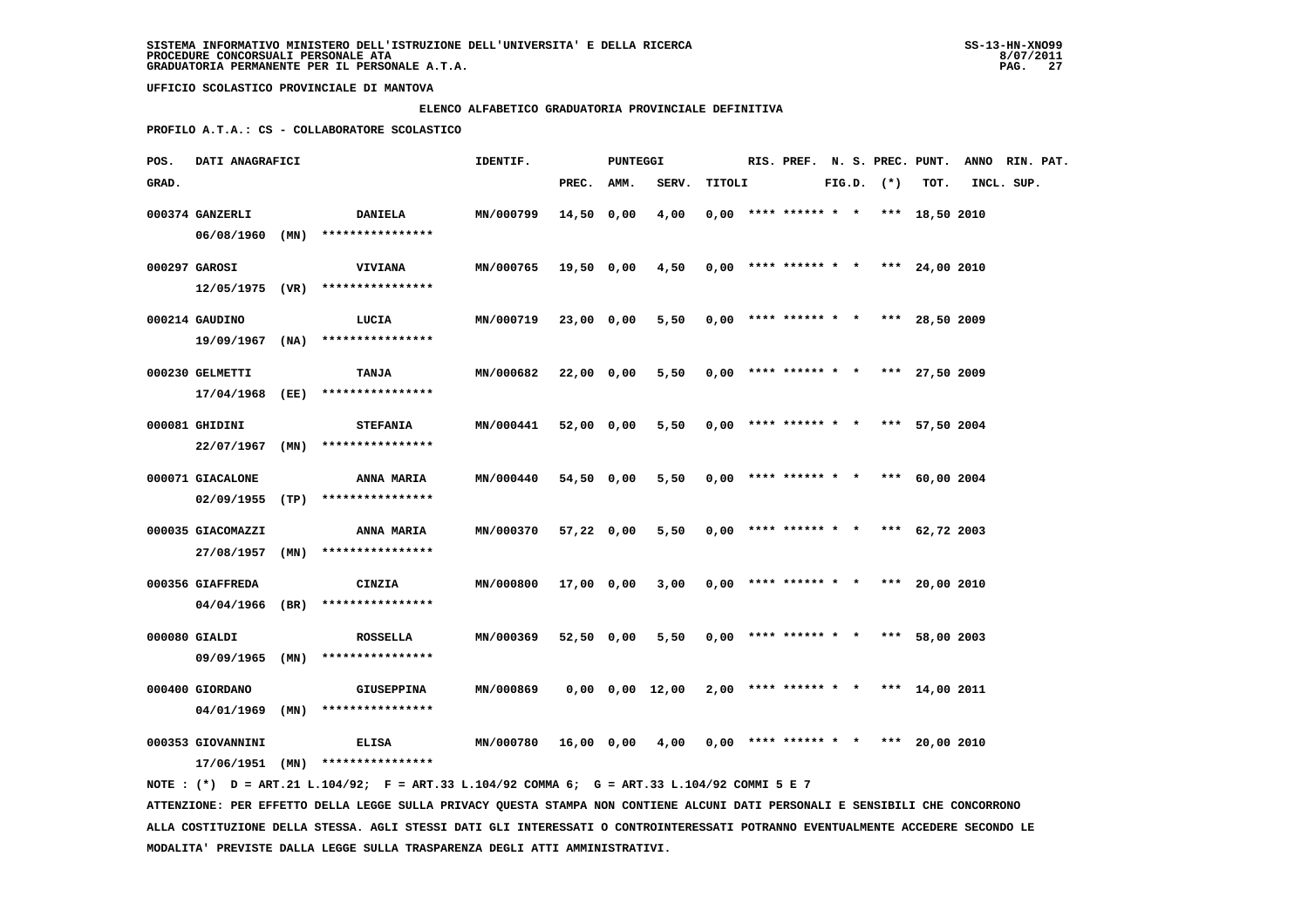SISTEMA INFORMATIVO MINISTERO DELL'ISTRUZIONE DELL'UNIVERSITA' E DELLA RICERCA
PROCEDURE CONCORSUALI PERSONALE ATA
GRADUATORIA PERMANENTE PER IL PERSONALE A.T.A.

UFFICIO SCOLASTICO PROVINCIALE DI MANTOVA

ELENCO ALFABETICO GRADUATORIA PROVINCIALE DEFINITIVA

PROFILO A.T.A.: CS - COLLABORATORE SCOLASTICO

| POS. GRAD. | DATI ANAGRAFICI | | IDENTIF. | PUNTEGGI PREC. | AMM. | SERV. | TITOLI | RIS. | PREF. | N. S. FIG.D. | PREC. (*) | PUNT. TOT. | ANNO INCL. | RIN. PAT. SUP. |
|---|---|---|---|---|---|---|---|---|---|---|---|---|---|---|
| 000374 | GANZERLI 06/08/1960 (MN) | DANIELA **************** | MN/000799 | 14,50 | 0,00 | 4,00 | 0,00 | **** | ****** | * * | *** | 18,50 | 2010 | |
| 000297 | GAROSI 12/05/1975 (VR) | VIVIANA **************** | MN/000765 | 19,50 | 0,00 | 4,50 | 0,00 | **** | ****** | * * | *** | 24,00 | 2010 | |
| 000214 | GAUDINO 19/09/1967 (NA) | LUCIA **************** | MN/000719 | 23,00 | 0,00 | 5,50 | 0,00 | **** | ****** | * * | *** | 28,50 | 2009 | |
| 000230 | GELMETTI 17/04/1968 (EE) | TANJA **************** | MN/000682 | 22,00 | 0,00 | 5,50 | 0,00 | **** | ****** | * * | *** | 27,50 | 2009 | |
| 000081 | GHIDINI 22/07/1967 (MN) | STEFANIA **************** | MN/000441 | 52,00 | 0,00 | 5,50 | 0,00 | **** | ****** | * * | *** | 57,50 | 2004 | |
| 000071 | GIACALONE 02/09/1955 (TP) | ANNA MARIA **************** | MN/000440 | 54,50 | 0,00 | 5,50 | 0,00 | **** | ****** | * * | *** | 60,00 | 2004 | |
| 000035 | GIACOMAZZI 27/08/1957 (MN) | ANNA MARIA **************** | MN/000370 | 57,22 | 0,00 | 5,50 | 0,00 | **** | ****** | * * | *** | 62,72 | 2003 | |
| 000356 | GIAFFREDA 04/04/1966 (BR) | CINZIA **************** | MN/000800 | 17,00 | 0,00 | 3,00 | 0,00 | **** | ****** | * * | *** | 20,00 | 2010 | |
| 000080 | GIALDI 09/09/1965 (MN) | ROSSELLA **************** | MN/000369 | 52,50 | 0,00 | 5,50 | 0,00 | **** | ****** | * * | *** | 58,00 | 2003 | |
| 000400 | GIORDANO 04/01/1969 (MN) | GIUSEPPINA **************** | MN/000869 | 0,00 | 0,00 | 12,00 | 2,00 | **** | ****** | * * | *** | 14,00 | 2011 | |
| 000353 | GIOVANNINI 17/06/1951 (MN) | ELISA **************** | MN/000780 | 16,00 | 0,00 | 4,00 | 0,00 | **** | ****** | * * | *** | 20,00 | 2010 | |

NOTE : (*) D = ART.21 L.104/92; F = ART.33 L.104/92 COMMA 6; G = ART.33 L.104/92 COMMI 5 E 7

ATTENZIONE: PER EFFETTO DELLA LEGGE SULLA PRIVACY QUESTA STAMPA NON CONTIENE ALCUNI DATI PERSONALI E SENSIBILI CHE CONCORRONO ALLA COSTITUZIONE DELLA STESSA. AGLI STESSI DATI GLI INTERESSATI O CONTROINTERESSATI POTRANNO EVENTUALMENTE ACCEDERE SECONDO LE MODALITA' PREVISTE DALLA LEGGE SULLA TRASPARENZA DEGLI ATTI AMMINISTRATIVI.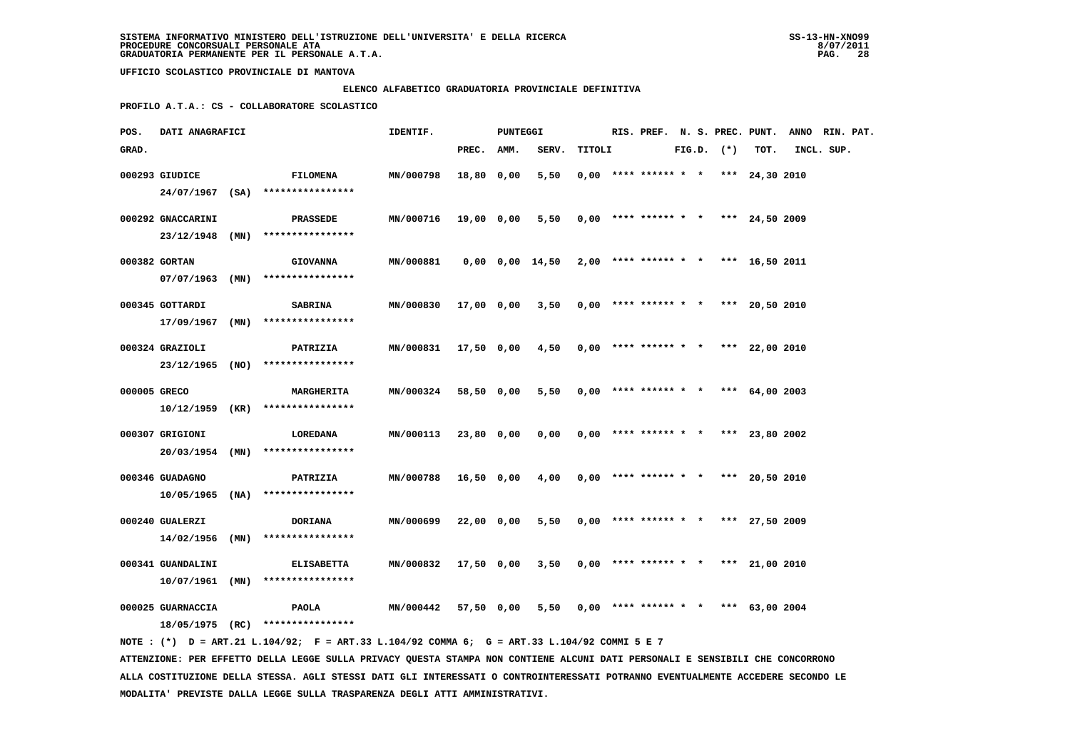SISTEMA INFORMATIVO MINISTERO DELL'ISTRUZIONE DELL'UNIVERSITA' E DELLA RICERCA
PROCEDURE CONCORSUALI PERSONALE ATA
GRADUATORIA PERMANENTE PER IL PERSONALE A.T.A.

UFFICIO SCOLASTICO PROVINCIALE DI MANTOVA

ELENCO ALFABETICO GRADUATORIA PROVINCIALE DEFINITIVA

PROFILO A.T.A.: CS - COLLABORATORE SCOLASTICO

| POS. GRAD. | DATI ANAGRAFICI | | IDENTIF. | PUNTEGGI PREC. | AMM. | SERV. | TITOLI | RIS. | PREF. | N. S. FIG.D. | PREC. (*) | PUNT. TOT. | ANNO INCL. | RIN. SUP. | PAT. |
|---|---|---|---|---|---|---|---|---|---|---|---|---|---|---|---|
| 000293 | GIUDICE 24/07/1967 (SA) | FILOMENA **************** | MN/000798 | 18,80 | 0,00 | 5,50 | 0,00 | **** | ****** | * * | *** | 24,30 | 2010 | | |
| 000292 | GNACCARINI 23/12/1948 (MN) | PRASSEDE **************** | MN/000716 | 19,00 | 0,00 | 5,50 | 0,00 | **** | ****** | * * | *** | 24,50 | 2009 | | |
| 000382 | GORTAN 07/07/1963 (MN) | GIOVANNA **************** | MN/000881 | 0,00 | 0,00 | 14,50 | 2,00 | **** | ****** | * * | *** | 16,50 | 2011 | | |
| 000345 | GOTTARDI 17/09/1967 (MN) | SABRINA **************** | MN/000830 | 17,00 | 0,00 | 3,50 | 0,00 | **** | ****** | * * | *** | 20,50 | 2010 | | |
| 000324 | GRAZIOLI 23/12/1965 (NO) | PATRIZIA **************** | MN/000831 | 17,50 | 0,00 | 4,50 | 0,00 | **** | ****** | * * | *** | 22,00 | 2010 | | |
| 000005 | GRECO 10/12/1959 (KR) | MARGHERITA **************** | MN/000324 | 58,50 | 0,00 | 5,50 | 0,00 | **** | ****** | * * | *** | 64,00 | 2003 | | |
| 000307 | GRIGIONI 20/03/1954 (MN) | LOREDANA **************** | MN/000113 | 23,80 | 0,00 | 0,00 | 0,00 | **** | ****** | * * | *** | 23,80 | 2002 | | |
| 000346 | GUADAGNO 10/05/1965 (NA) | PATRIZIA **************** | MN/000788 | 16,50 | 0,00 | 4,00 | 0,00 | **** | ****** | * * | *** | 20,50 | 2010 | | |
| 000240 | GUALERZI 14/02/1956 (MN) | DORIANA **************** | MN/000699 | 22,00 | 0,00 | 5,50 | 0,00 | **** | ****** | * * | *** | 27,50 | 2009 | | |
| 000341 | GUANDALINI 10/07/1961 (MN) | ELISABETTA **************** | MN/000832 | 17,50 | 0,00 | 3,50 | 0,00 | **** | ****** | * * | *** | 21,00 | 2010 | | |
| 000025 | GUARNACCIA 18/05/1975 (RC) | PAOLA **************** | MN/000442 | 57,50 | 0,00 | 5,50 | 0,00 | **** | ****** | * * | *** | 63,00 | 2004 | | |

NOTE : (*) D = ART.21 L.104/92; F = ART.33 L.104/92 COMMA 6; G = ART.33 L.104/92 COMMI 5 E 7

ATTENZIONE: PER EFFETTO DELLA LEGGE SULLA PRIVACY QUESTA STAMPA NON CONTIENE ALCUNI DATI PERSONALI E SENSIBILI CHE CONCORRONO ALLA COSTITUZIONE DELLA STESSA. AGLI STESSI DATI GLI INTERESSATI O CONTROINTERESSATI POTRANNO EVENTUALMENTE ACCEDERE SECONDO LE MODALITA' PREVISTE DALLA LEGGE SULLA TRASPARENZA DEGLI ATTI AMMINISTRATIVI.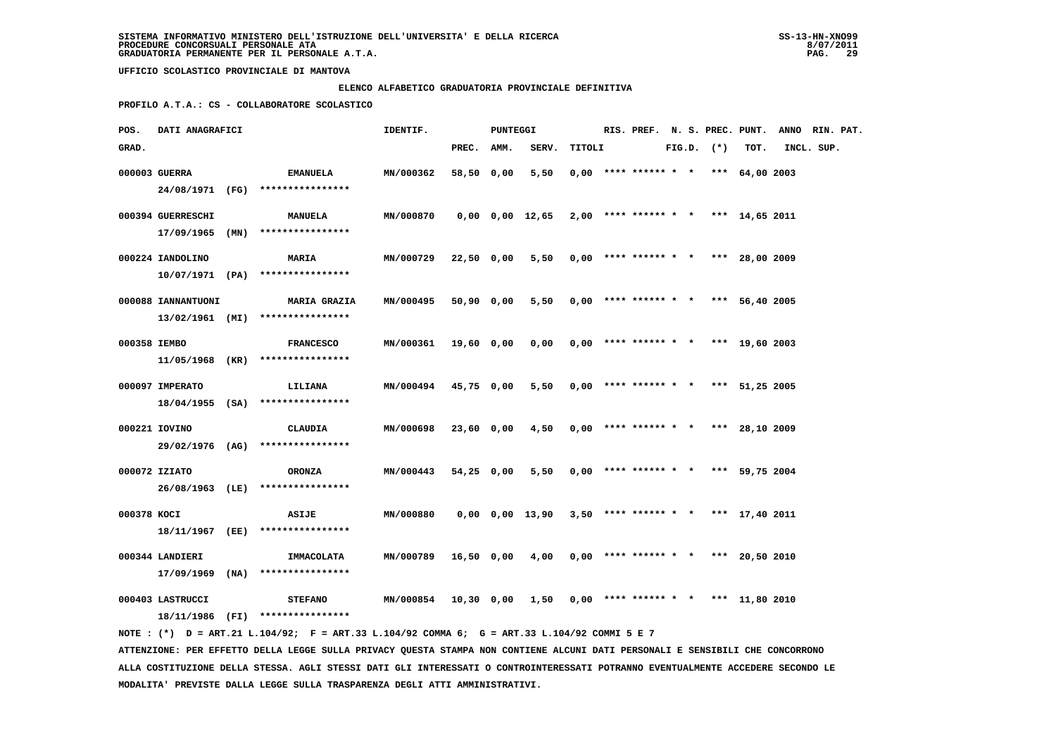SISTEMA INFORMATIVO MINISTERO DELL'ISTRUZIONE DELL'UNIVERSITA' E DELLA RICERCA
PROCEDURE CONCORSUALI PERSONALE ATA
GRADUATORIA PERMANENTE PER IL PERSONALE A.T.A.

UFFICIO SCOLASTICO PROVINCIALE DI MANTOVA

ELENCO ALFABETICO GRADUATORIA PROVINCIALE DEFINITIVA

PROFILO A.T.A.: CS - COLLABORATORE SCOLASTICO

| POS. GRAD. | DATI ANAGRAFICI | | IDENTIF. | PUNTEGGI PREC. | AMM. | SERV. | TITOLI | RIS. | PREF. | N. S. FIG.D. | PREC. (*) | PUNT. TOT. | ANNO INCL. | RIN. PAT. SUP. |
|---|---|---|---|---|---|---|---|---|---|---|---|---|---|---|
| 000003 | GUERRA 24/08/1971 (FG) | EMANUELA **************** | MN/000362 | 58,50 | 0,00 | 5,50 | 0,00 | **** | ****** | * * | *** | 64,00 | 2003 | |
| 000394 | GUERRESCHI 17/09/1965 (MN) | MANUELA **************** | MN/000870 | 0,00 | 0,00 | 12,65 | 2,00 | **** | ****** | * * | *** | 14,65 | 2011 | |
| 000224 | IANDOLINO 10/07/1971 (PA) | MARIA **************** | MN/000729 | 22,50 | 0,00 | 5,50 | 0,00 | **** | ****** | * * | *** | 28,00 | 2009 | |
| 000088 | IANNANTUONI 13/02/1961 (MI) | MARIA GRAZIA **************** | MN/000495 | 50,90 | 0,00 | 5,50 | 0,00 | **** | ****** | * * | *** | 56,40 | 2005 | |
| 000358 | IEMBO 11/05/1968 (KR) | FRANCESCO **************** | MN/000361 | 19,60 | 0,00 | 0,00 | 0,00 | **** | ****** | * * | *** | 19,60 | 2003 | |
| 000097 | IMPERATO 18/04/1955 (SA) | LILIANA **************** | MN/000494 | 45,75 | 0,00 | 5,50 | 0,00 | **** | ****** | * * | *** | 51,25 | 2005 | |
| 000221 | IOVINO 29/02/1976 (AG) | CLAUDIA **************** | MN/000698 | 23,60 | 0,00 | 4,50 | 0,00 | **** | ****** | * * | *** | 28,10 | 2009 | |
| 000072 | IZIATO 26/08/1963 (LE) | ORONZA **************** | MN/000443 | 54,25 | 0,00 | 5,50 | 0,00 | **** | ****** | * * | *** | 59,75 | 2004 | |
| 000378 | KOCI 18/11/1967 (EE) | ASIJE **************** | MN/000880 | 0,00 | 0,00 | 13,90 | 3,50 | **** | ****** | * * | *** | 17,40 | 2011 | |
| 000344 | LANDIERI 17/09/1969 (NA) | IMMACOLATA **************** | MN/000789 | 16,50 | 0,00 | 4,00 | 0,00 | **** | ****** | * * | *** | 20,50 | 2010 | |
| 000403 | LASTRUCCI 18/11/1986 (FI) | STEFANO **************** | MN/000854 | 10,30 | 0,00 | 1,50 | 0,00 | **** | ****** | * * | *** | 11,80 | 2010 | |

NOTE : (*) D = ART.21 L.104/92; F = ART.33 L.104/92 COMMA 6; G = ART.33 L.104/92 COMMI 5 E 7

ATTENZIONE: PER EFFETTO DELLA LEGGE SULLA PRIVACY QUESTA STAMPA NON CONTIENE ALCUNI DATI PERSONALI E SENSIBILI CHE CONCORRONO ALLA COSTITUZIONE DELLA STESSA. AGLI STESSI DATI GLI INTERESSATI O CONTROINTERESSATI POTRANNO EVENTUALMENTE ACCEDERE SECONDO LE MODALITA' PREVISTE DALLA LEGGE SULLA TRASPARENZA DEGLI ATTI AMMINISTRATIVI.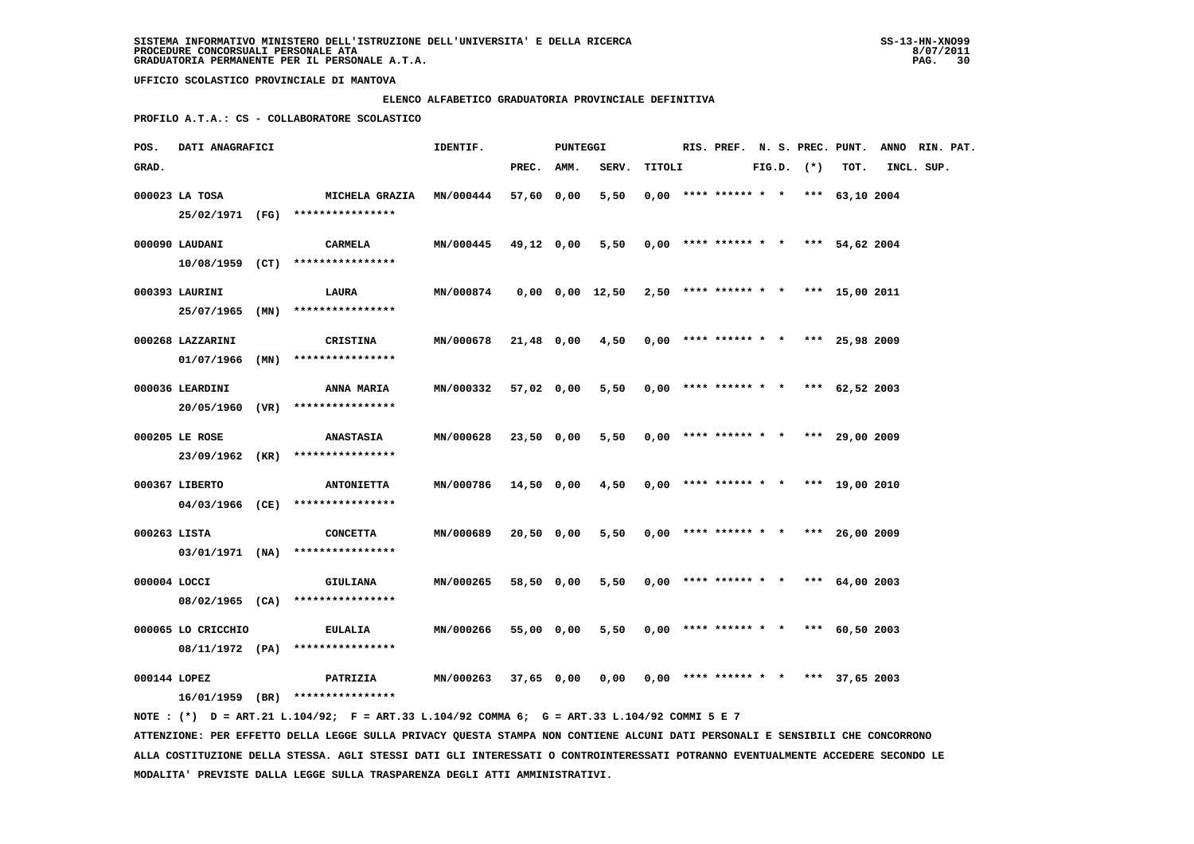UFFICIO SCOLASTICO PROVINCIALE DI MANTOVA

**ELENCO ALFABETICO GRADUATORIA PROVINCIALE DEFINITIVA**

**PROFILO A.T.A.: CS - COLLABORATORE SCOLASTICO**

| POS. GRAD. | DATI ANAGRAFICI | | IDENTIF. | PUNTEGGI PREC. | AMM. | SERV. | TITOLI | RIS. | PREF. | N. S. FIG.D. | PREC. (*) | PUNT. TOT. | ANNO INCL. | RIN. SUP. | PAT. |
|---|---|---|---|---|---|---|---|---|---|---|---|---|---|---|---|
| 000023 | LA TOSA 25/02/1971 (FG) | MICHELA GRAZIA **************** | MN/000444 | 57,60 | 0,00 | 5,50 | 0,00 | **** | ****** | * * | *** | 63,10 | 2004 | | |
| 000090 | LAUDANI 10/08/1959 (CT) | CARMELA **************** | MN/000445 | 49,12 | 0,00 | 5,50 | 0,00 | **** | ****** | * * | *** | 54,62 | 2004 | | |
| 000393 | LAURINI 25/07/1965 (MN) | LAURA **************** | MN/000874 | 0,00 | 0,00 | 12,50 | 2,50 | **** | ****** | * * | *** | 15,00 | 2011 | | |
| 000268 | LAZZARINI 01/07/1966 (MN) | CRISTINA **************** | MN/000678 | 21,48 | 0,00 | 4,50 | 0,00 | **** | ****** | * * | *** | 25,98 | 2009 | | |
| 000036 | LEARDINI 20/05/1960 (VR) | ANNA MARIA **************** | MN/000332 | 57,02 | 0,00 | 5,50 | 0,00 | **** | ****** | * * | *** | 62,52 | 2003 | | |
| 000205 | LE ROSE 23/09/1962 (KR) | ANASTASIA **************** | MN/000628 | 23,50 | 0,00 | 5,50 | 0,00 | **** | ****** | * * | *** | 29,00 | 2009 | | |
| 000367 | LIBERTO 04/03/1966 (CE) | ANTONIETTA **************** | MN/000786 | 14,50 | 0,00 | 4,50 | 0,00 | **** | ****** | * * | *** | 19,00 | 2010 | | |
| 000263 | LISTA 03/01/1971 (NA) | CONCETTA **************** | MN/000689 | 20,50 | 0,00 | 5,50 | 0,00 | **** | ****** | * * | *** | 26,00 | 2009 | | |
| 000004 | LOCCI 08/02/1965 (CA) | GIULIANA **************** | MN/000265 | 58,50 | 0,00 | 5,50 | 0,00 | **** | ****** | * * | *** | 64,00 | 2003 | | |
| 000065 | LO CRICCHIO 08/11/1972 (PA) | EULALIA **************** | MN/000266 | 55,00 | 0,00 | 5,50 | 0,00 | **** | ****** | * * | *** | 60,50 | 2003 | | |
| 000144 | LOPEZ 16/01/1959 (BR) | PATRIZIA **************** | MN/000263 | 37,65 | 0,00 | 0,00 | 0,00 | **** | ****** | * * | *** | 37,65 | 2003 | | |

NOTE : (*) D = ART.21 L.104/92; F = ART.33 L.104/92 COMMA 6; G = ART.33 L.104/92 COMMI 5 E 7

ATTENZIONE: PER EFFETTO DELLA LEGGE SULLA PRIVACY QUESTA STAMPA NON CONTIENE ALCUNI DATI PERSONALI E SENSIBILI CHE CONCORRONO ALLA COSTITUZIONE DELLA STESSA. AGLI STESSI DATI GLI INTERESSATI O CONTROINTERESSATI POTRANNO EVENTUALMENTE ACCEDERE SECONDO LE MODALITA' PREVISTE DALLA LEGGE SULLA TRASPARENZA DEGLI ATTI AMMINISTRATIVI.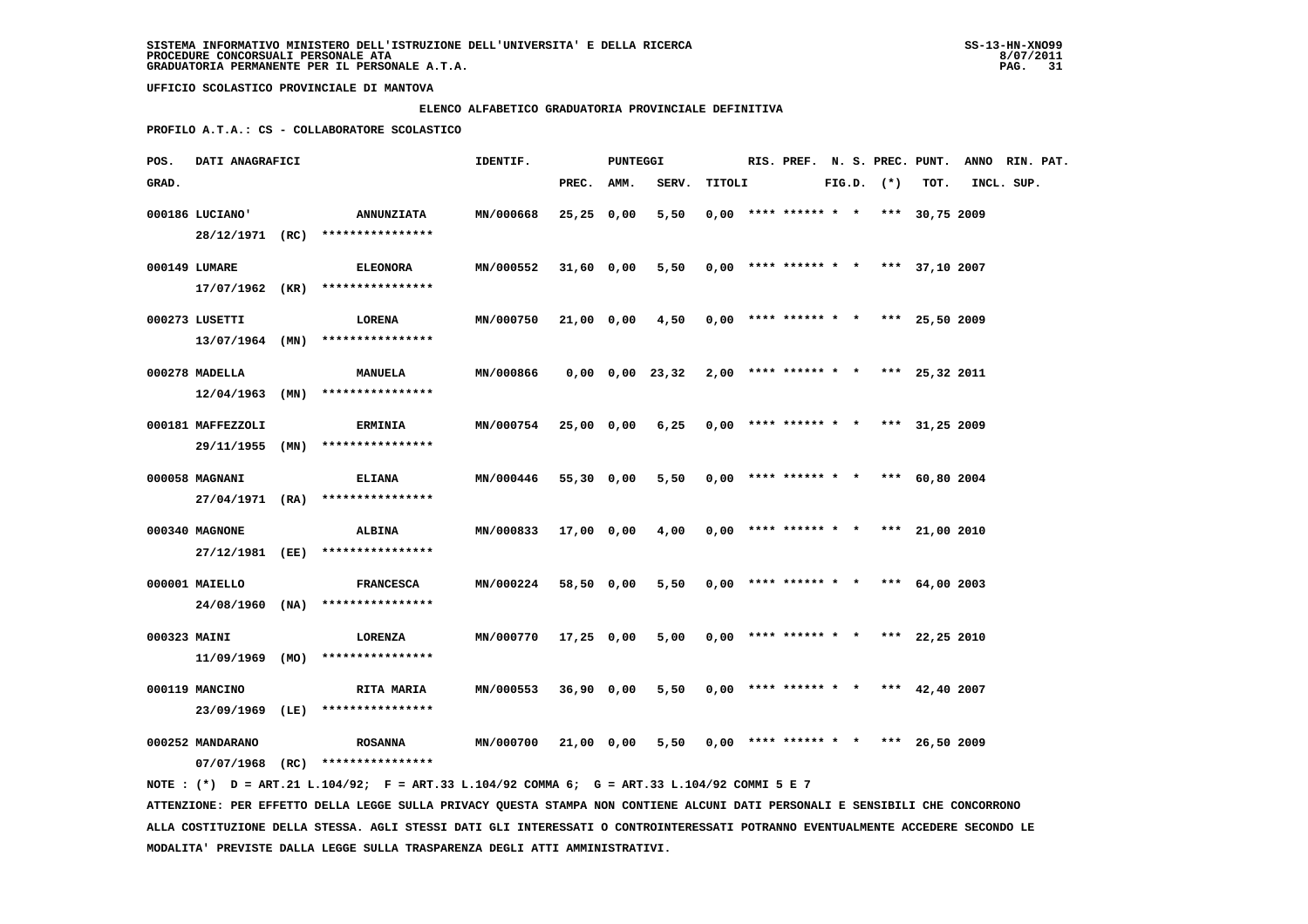SISTEMA INFORMATIVO MINISTERO DELL'ISTRUZIONE DELL'UNIVERSITA' E DELLA RICERCA
PROCEDURE CONCORSUALI PERSONALE ATA
GRADUATORIA PERMANENTE PER IL PERSONALE A.T.A.

UFFICIO SCOLASTICO PROVINCIALE DI MANTOVA

ELENCO ALFABETICO GRADUATORIA PROVINCIALE DEFINITIVA

PROFILO A.T.A.: CS - COLLABORATORE SCOLASTICO

| POS. GRAD. | DATI ANAGRAFICI | | IDENTIF. | PUNTEGGI PREC. | AMM. | SERV. | TITOLI | RIS. | PREF. | N. S. FIG.D. | PREC. (*) | PUNT. TOT. | ANNO INCL. | RIN. SUP. | PAT. |
|---|---|---|---|---|---|---|---|---|---|---|---|---|---|---|---|
| 000186 | LUCIANO' 28/12/1971 (RC) | ANNUNZIATA **************** | MN/000668 | 25,25 | 0,00 | 5,50 | 0,00 | **** | ****** | * * | *** | 30,75 | 2009 | | |
| 000149 | LUMARE 17/07/1962 (KR) | ELEONORA **************** | MN/000552 | 31,60 | 0,00 | 5,50 | 0,00 | **** | ****** | * * | *** | 37,10 | 2007 | | |
| 000273 | LUSETTI 13/07/1964 (MN) | LORENA **************** | MN/000750 | 21,00 | 0,00 | 4,50 | 0,00 | **** | ****** | * * | *** | 25,50 | 2009 | | |
| 000278 | MADELLA 12/04/1963 (MN) | MANUELA **************** | MN/000866 | 0,00 | 0,00 | 23,32 | 2,00 | **** | ****** | * * | *** | 25,32 | 2011 | | |
| 000181 | MAFFEZZOLI 29/11/1955 (MN) | ERMINIA **************** | MN/000754 | 25,00 | 0,00 | 6,25 | 0,00 | **** | ****** | * * | *** | 31,25 | 2009 | | |
| 000058 | MAGNANI 27/04/1971 (RA) | ELIANA **************** | MN/000446 | 55,30 | 0,00 | 5,50 | 0,00 | **** | ****** | * * | *** | 60,80 | 2004 | | |
| 000340 | MAGNONE 27/12/1981 (EE) | ALBINA **************** | MN/000833 | 17,00 | 0,00 | 4,00 | 0,00 | **** | ****** | * * | *** | 21,00 | 2010 | | |
| 000001 | MAIELLO 24/08/1960 (NA) | FRANCESCA **************** | MN/000224 | 58,50 | 0,00 | 5,50 | 0,00 | **** | ****** | * * | *** | 64,00 | 2003 | | |
| 000323 | MAINI 11/09/1969 (MO) | LORENZA **************** | MN/000770 | 17,25 | 0,00 | 5,00 | 0,00 | **** | ****** | * * | *** | 22,25 | 2010 | | |
| 000119 | MANCINO 23/09/1969 (LE) | RITA MARIA **************** | MN/000553 | 36,90 | 0,00 | 5,50 | 0,00 | **** | ****** | * * | *** | 42,40 | 2007 | | |
| 000252 | MANDARANO 07/07/1968 (RC) | ROSANNA **************** | MN/000700 | 21,00 | 0,00 | 5,50 | 0,00 | **** | ****** | * * | *** | 26,50 | 2009 | | |

NOTE : (*) D = ART.21 L.104/92; F = ART.33 L.104/92 COMMA 6; G = ART.33 L.104/92 COMMI 5 E 7

ATTENZIONE: PER EFFETTO DELLA LEGGE SULLA PRIVACY QUESTA STAMPA NON CONTIENE ALCUNI DATI PERSONALI E SENSIBILI CHE CONCORRONO ALLA COSTITUZIONE DELLA STESSA. AGLI STESSI DATI GLI INTERESSATI O CONTROINTERESSATI POTRANNO EVENTUALMENTE ACCEDERE SECONDO LE MODALITA' PREVISTE DALLA LEGGE SULLA TRASPARENZA DEGLI ATTI AMMINISTRATIVI.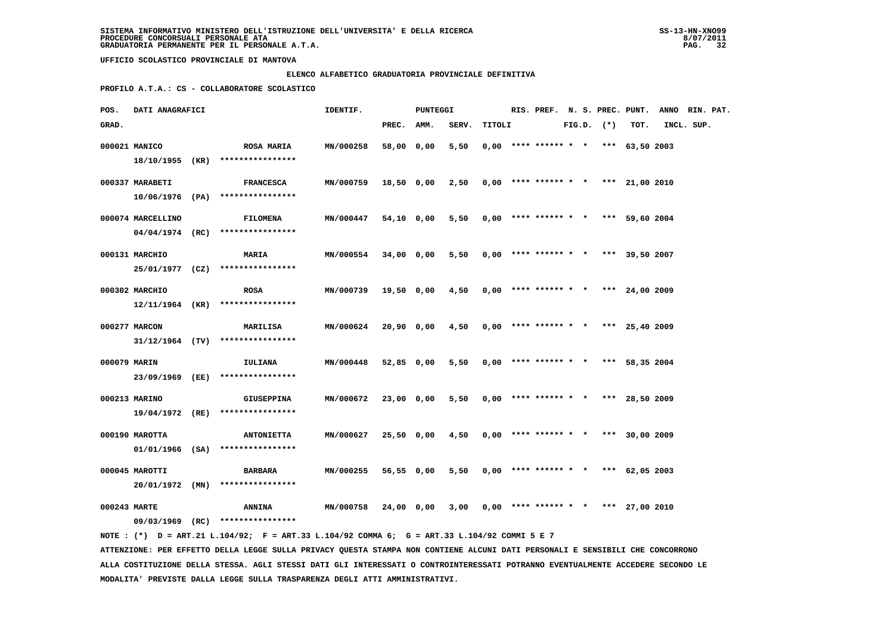SISTEMA INFORMATIVO MINISTERO DELL'ISTRUZIONE DELL'UNIVERSITA' E DELLA RICERCA
PROCEDURE CONCORSUALI PERSONALE ATA
GRADUATORIA PERMANENTE PER IL PERSONALE A.T.A.

UFFICIO SCOLASTICO PROVINCIALE DI MANTOVA

ELENCO ALFABETICO GRADUATORIA PROVINCIALE DEFINITIVA

PROFILO A.T.A.: CS - COLLABORATORE SCOLASTICO

| POS. GRAD. | DATI ANAGRAFICI | | IDENTIF. | PUNTEGGI PREC. | AMM. | SERV. | TITOLI | RIS. | PREF. | N. S. FIG.D. | PREC. (*) | PUNT. TOT. | ANNO INCL. | RIN. PAT. SUP. |
|---|---|---|---|---|---|---|---|---|---|---|---|---|---|---|
| 000021 | MANICO 18/10/1955 (KR) | ROSA MARIA **************** | MN/000258 | 58,00 | 0,00 | 5,50 | 0,00 | **** | ****** | * * | *** | 63,50 | 2003 | |
| 000337 | MARABETI 10/06/1976 (PA) | FRANCESCA **************** | MN/000759 | 18,50 | 0,00 | 2,50 | 0,00 | **** | ****** | * * | *** | 21,00 | 2010 | |
| 000074 | MARCELLINO 04/04/1974 (RC) | FILOMENA **************** | MN/000447 | 54,10 | 0,00 | 5,50 | 0,00 | **** | ****** | * * | *** | 59,60 | 2004 | |
| 000131 | MARCHIO 25/01/1977 (CZ) | MARIA **************** | MN/000554 | 34,00 | 0,00 | 5,50 | 0,00 | **** | ****** | * * | *** | 39,50 | 2007 | |
| 000302 | MARCHIO 12/11/1964 (KR) | ROSA **************** | MN/000739 | 19,50 | 0,00 | 4,50 | 0,00 | **** | ****** | * * | *** | 24,00 | 2009 | |
| 000277 | MARCON 31/12/1964 (TV) | MARILISA **************** | MN/000624 | 20,90 | 0,00 | 4,50 | 0,00 | **** | ****** | * * | *** | 25,40 | 2009 | |
| 000079 | MARIN 23/09/1969 (EE) | IULIANA **************** | MN/000448 | 52,85 | 0,00 | 5,50 | 0,00 | **** | ****** | * * | *** | 58,35 | 2004 | |
| 000213 | MARINO 19/04/1972 (RE) | GIUSEPPINA **************** | MN/000672 | 23,00 | 0,00 | 5,50 | 0,00 | **** | ****** | * * | *** | 28,50 | 2009 | |
| 000190 | MAROTTA 01/01/1966 (SA) | ANTONIETTA **************** | MN/000627 | 25,50 | 0,00 | 4,50 | 0,00 | **** | ****** | * * | *** | 30,00 | 2009 | |
| 000045 | MAROTTI 20/01/1972 (MN) | BARBARA **************** | MN/000255 | 56,55 | 0,00 | 5,50 | 0,00 | **** | ****** | * * | *** | 62,05 | 2003 | |
| 000243 | MARTE 09/03/1969 (RC) | ANNINA **************** | MN/000758 | 24,00 | 0,00 | 3,00 | 0,00 | **** | ****** | * * | *** | 27,00 | 2010 | |

NOTE : (*) D = ART.21 L.104/92; F = ART.33 L.104/92 COMMA 6; G = ART.33 L.104/92 COMMI 5 E 7

ATTENZIONE: PER EFFETTO DELLA LEGGE SULLA PRIVACY QUESTA STAMPA NON CONTIENE ALCUNI DATI PERSONALI E SENSIBILI CHE CONCORRONO ALLA COSTITUZIONE DELLA STESSA. AGLI STESSI DATI GLI INTERESSATI O CONTROINTERESSATI POTRANNO EVENTUALMENTE ACCEDERE SECONDO LE MODALITA' PREVISTE DALLA LEGGE SULLA TRASPARENZA DEGLI ATTI AMMINISTRATIVI.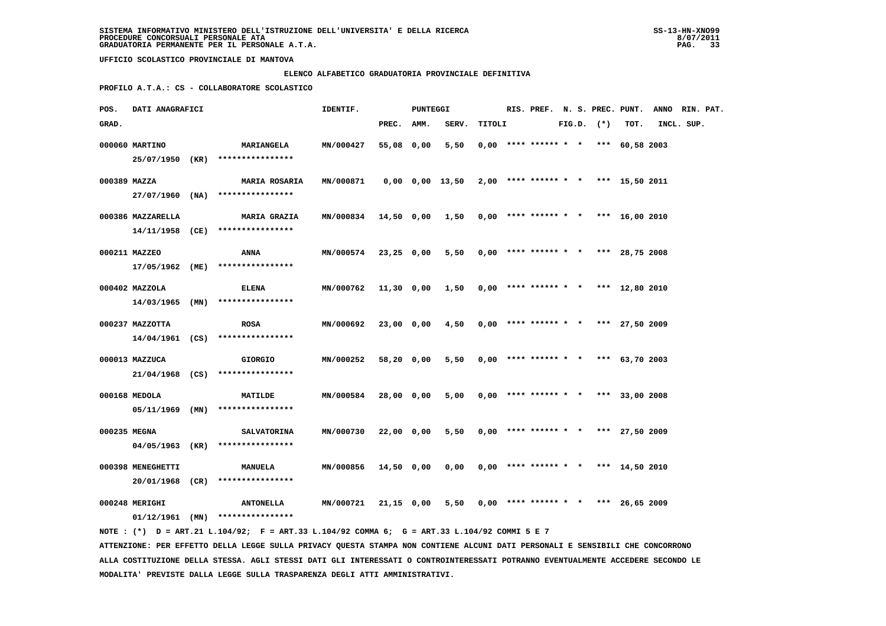SISTEMA INFORMATIVO MINISTERO DELL'ISTRUZIONE DELL'UNIVERSITA' E DELLA RICERCA
PROCEDURE CONCORSUALI PERSONALE ATA
GRADUATORIA PERMANENTE PER IL PERSONALE A.T.A.

UFFICIO SCOLASTICO PROVINCIALE DI MANTOVA

ELENCO ALFABETICO GRADUATORIA PROVINCIALE DEFINITIVA

PROFILO A.T.A.: CS - COLLABORATORE SCOLASTICO

| POS. GRAD. | DATI ANAGRAFICI | | IDENTIF. | PUNTEGGI PREC. | AMM. | SERV. | TITOLI | RIS. | PREF. | N. S. FIG.D. | PREC. (*) | PUNT. TOT. | ANNO INCL. | RIN. SUP. | PAT. |
|---|---|---|---|---|---|---|---|---|---|---|---|---|---|---|---|
| 000060 | MARTINO 25/07/1950 (KR) | MARIANGELA **************** | MN/000427 | 55,08 | 0,00 | 5,50 | 0,00 | **** | ****** | * * | *** | 60,58 | 2003 | | |
| 000389 | MAZZA 27/07/1960 (NA) | MARIA ROSARIA **************** | MN/000871 | 0,00 | 0,00 | 13,50 | 2,00 | **** | ****** | * * | *** | 15,50 | 2011 | | |
| 000386 | MAZZARELLA 14/11/1958 (CE) | MARIA GRAZIA **************** | MN/000834 | 14,50 | 0,00 | 1,50 | 0,00 | **** | ****** | * * | *** | 16,00 | 2010 | | |
| 000211 | MAZZEO 17/05/1962 (ME) | ANNA **************** | MN/000574 | 23,25 | 0,00 | 5,50 | 0,00 | **** | ****** | * * | *** | 28,75 | 2008 | | |
| 000402 | MAZZOLA 14/03/1965 (MN) | ELENA **************** | MN/000762 | 11,30 | 0,00 | 1,50 | 0,00 | **** | ****** | * * | *** | 12,80 | 2010 | | |
| 000237 | MAZZOTTA 14/04/1961 (CS) | ROSA **************** | MN/000692 | 23,00 | 0,00 | 4,50 | 0,00 | **** | ****** | * * | *** | 27,50 | 2009 | | |
| 000013 | MAZZUCA 21/04/1968 (CS) | GIORGIO **************** | MN/000252 | 58,20 | 0,00 | 5,50 | 0,00 | **** | ****** | * * | *** | 63,70 | 2003 | | |
| 000168 | MEDOLA 05/11/1969 (MN) | MATILDE **************** | MN/000584 | 28,00 | 0,00 | 5,00 | 0,00 | **** | ****** | * * | *** | 33,00 | 2008 | | |
| 000235 | MEGNA 04/05/1963 (KR) | SALVATORINA **************** | MN/000730 | 22,00 | 0,00 | 5,50 | 0,00 | **** | ****** | * * | *** | 27,50 | 2009 | | |
| 000398 | MENEGHETTI 20/01/1968 (CR) | MANUELA **************** | MN/000856 | 14,50 | 0,00 | 0,00 | 0,00 | **** | ****** | * * | *** | 14,50 | 2010 | | |
| 000248 | MERIGHI 01/12/1961 (MN) | ANTONELLA **************** | MN/000721 | 21,15 | 0,00 | 5,50 | 0,00 | **** | ****** | * * | *** | 26,65 | 2009 | | |

NOTE : (*) D = ART.21 L.104/92; F = ART.33 L.104/92 COMMA 6; G = ART.33 L.104/92 COMMI 5 E 7

ATTENZIONE: PER EFFETTO DELLA LEGGE SULLA PRIVACY QUESTA STAMPA NON CONTIENE ALCUNI DATI PERSONALI E SENSIBILI CHE CONCORRONO ALLA COSTITUZIONE DELLA STESSA. AGLI STESSI DATI GLI INTERESSATI O CONTROINTERESSATI POTRANNO EVENTUALMENTE ACCEDERE SECONDO LE MODALITA' PREVISTE DALLA LEGGE SULLA TRASPARENZA DEGLI ATTI AMMINISTRATIVI.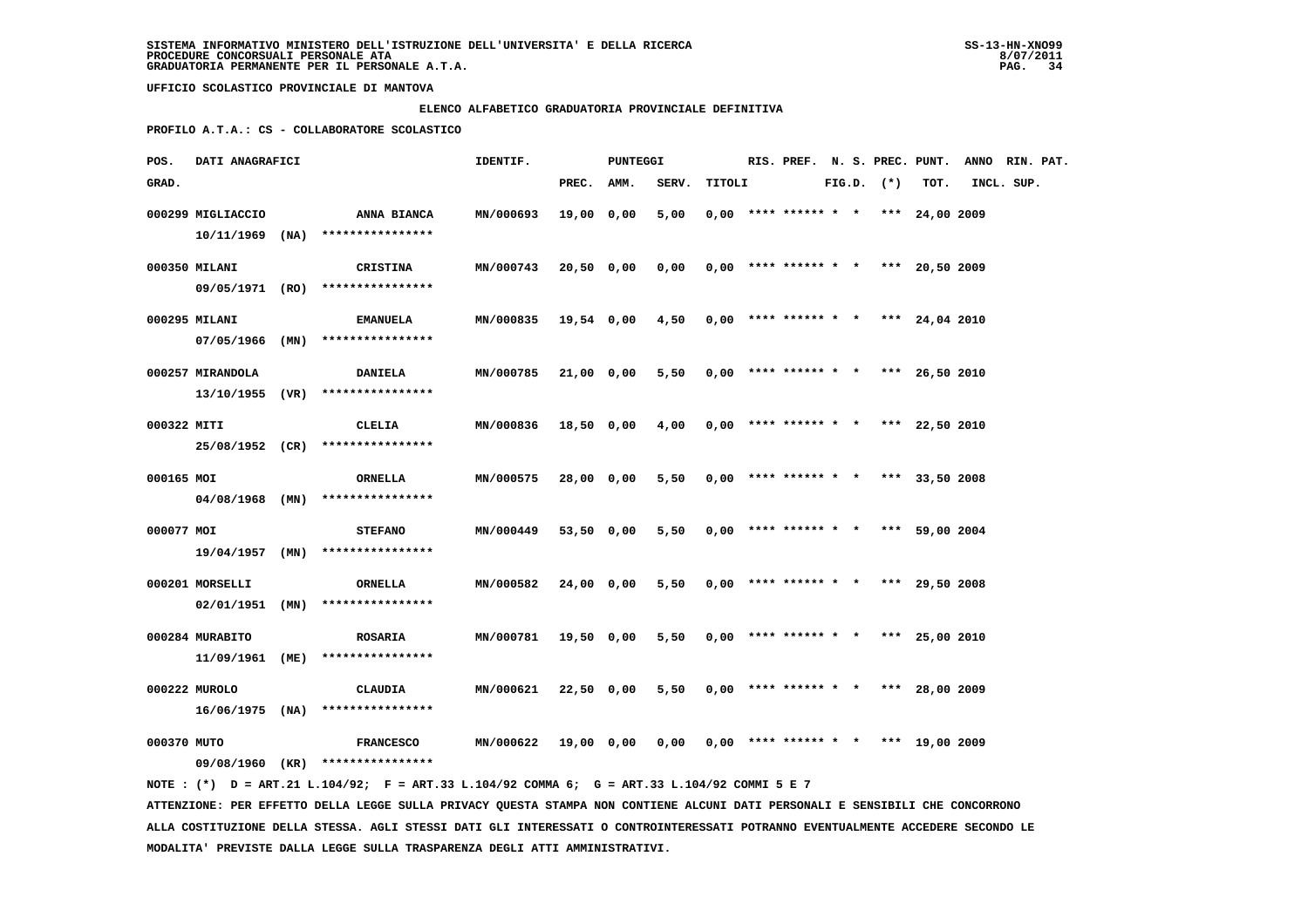**ELENCO ALFABETICO GRADUATORIA PROVINCIALE DEFINITIVA**

**PROFILO A.T.A.: CS - COLLABORATORE SCOLASTICO**

| POS. GRAD. | DATI ANAGRAFICI | | IDENTIF. | PUNTEGGI PREC. | AMM. | SERV. | TITOLI | RIS. | PREF. | N. S. FIG.D. | PREC. (*) | PUNT. TOT. | ANNO INCL. | RIN. SUP. | PAT. |
|---|---|---|---|---|---|---|---|---|---|---|---|---|---|---|---|
| 000299 | MIGLIACCIO 10/11/1969 (NA) | ANNA BIANCA **************** | MN/000693 | 19,00 | 0,00 | 5,00 | 0,00 | **** | ****** | * * | *** | 24,00 | 2009 | | |
| 000350 | MILANI 09/05/1971 (RO) | CRISTINA **************** | MN/000743 | 20,50 | 0,00 | 0,00 | 0,00 | **** | ****** | * * | *** | 20,50 | 2009 | | |
| 000295 | MILANI 07/05/1966 (MN) | EMANUELA **************** | MN/000835 | 19,54 | 0,00 | 4,50 | 0,00 | **** | ****** | * * | *** | 24,04 | 2010 | | |
| 000257 | MIRANDOLA 13/10/1955 (VR) | DANIELA **************** | MN/000785 | 21,00 | 0,00 | 5,50 | 0,00 | **** | ****** | * * | *** | 26,50 | 2010 | | |
| 000322 | MITI 25/08/1952 (CR) | CLELIA **************** | MN/000836 | 18,50 | 0,00 | 4,00 | 0,00 | **** | ****** | * * | *** | 22,50 | 2010 | | |
| 000165 | MOI 04/08/1968 (MN) | ORNELLA **************** | MN/000575 | 28,00 | 0,00 | 5,50 | 0,00 | **** | ****** | * * | *** | 33,50 | 2008 | | |
| 000077 | MOI 19/04/1957 (MN) | STEFANO **************** | MN/000449 | 53,50 | 0,00 | 5,50 | 0,00 | **** | ****** | * * | *** | 59,00 | 2004 | | |
| 000201 | MORSELLI 02/01/1951 (MN) | ORNELLA **************** | MN/000582 | 24,00 | 0,00 | 5,50 | 0,00 | **** | ****** | * * | *** | 29,50 | 2008 | | |
| 000284 | MURABITO 11/09/1961 (ME) | ROSARIA **************** | MN/000781 | 19,50 | 0,00 | 5,50 | 0,00 | **** | ****** | * * | *** | 25,00 | 2010 | | |
| 000222 | MUROLO 16/06/1975 (NA) | CLAUDIA **************** | MN/000621 | 22,50 | 0,00 | 5,50 | 0,00 | **** | ****** | * * | *** | 28,00 | 2009 | | |
| 000370 | MUTO 09/08/1960 (KR) | FRANCESCO **************** | MN/000622 | 19,00 | 0,00 | 0,00 | 0,00 | **** | ****** | * * | *** | 19,00 | 2009 | | |

NOTE : (*) D = ART.21 L.104/92; F = ART.33 L.104/92 COMMA 6; G = ART.33 L.104/92 COMMI 5 E 7

ATTENZIONE: PER EFFETTO DELLA LEGGE SULLA PRIVACY QUESTA STAMPA NON CONTIENE ALCUNI DATI PERSONALI E SENSIBILI CHE CONCORRONO ALLA COSTITUZIONE DELLA STESSA. AGLI STESSI DATI GLI INTERESSATI O CONTROINTERESSATI POTRANNO EVENTUALMENTE ACCEDERE SECONDO LE MODALITA' PREVISTE DALLA LEGGE SULLA TRASPARENZA DEGLI ATTI AMMINISTRATIVI.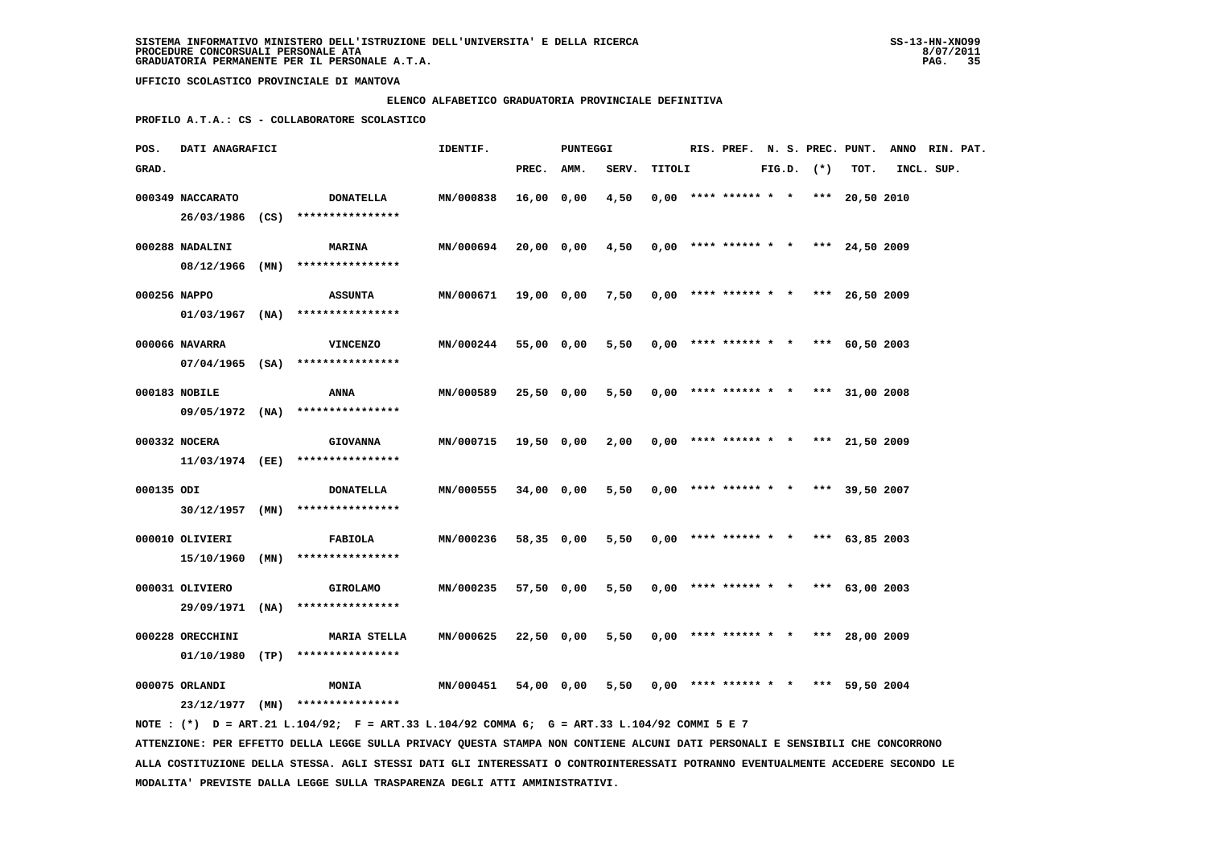SISTEMA INFORMATIVO MINISTERO DELL'ISTRUZIONE DELL'UNIVERSITA' E DELLA RICERCA
PROCEDURE CONCORSUALI PERSONALE ATA
GRADUATORIA PERMANENTE PER IL PERSONALE A.T.A.

UFFICIO SCOLASTICO PROVINCIALE DI MANTOVA

**ELENCO ALFABETICO GRADUATORIA PROVINCIALE DEFINITIVA**

**PROFILO A.T.A.: CS - COLLABORATORE SCOLASTICO**

| POS. GRAD. | DATI ANAGRAFICI | | IDENTIF. | PUNTEGGI PREC. | AMM. | SERV. | TITOLI | RIS. | PREF. | N. S. FIG.D. | PREC. (*) | PUNT. TOT. | ANNO INCL. | RIN. PAT. SUP. |
|---|---|---|---|---|---|---|---|---|---|---|---|---|---|---|
| 000349 | NACCARATO 26/03/1986 (CS) | DONATELLA **************** | MN/000838 | 16,00 | 0,00 | 4,50 | 0,00 | **** | ****** | * * | *** | 20,50 | 2010 | |
| 000288 | NADALINI 08/12/1966 (MN) | MARINA **************** | MN/000694 | 20,00 | 0,00 | 4,50 | 0,00 | **** | ****** | * * | *** | 24,50 | 2009 | |
| 000256 | NAPPO 01/03/1967 (NA) | ASSUNTA **************** | MN/000671 | 19,00 | 0,00 | 7,50 | 0,00 | **** | ****** | * * | *** | 26,50 | 2009 | |
| 000066 | NAVARRA 07/04/1965 (SA) | VINCENZO **************** | MN/000244 | 55,00 | 0,00 | 5,50 | 0,00 | **** | ****** | * * | *** | 60,50 | 2003 | |
| 000183 | NOBILE 09/05/1972 (NA) | ANNA **************** | MN/000589 | 25,50 | 0,00 | 5,50 | 0,00 | **** | ****** | * * | *** | 31,00 | 2008 | |
| 000332 | NOCERA 11/03/1974 (EE) | GIOVANNA **************** | MN/000715 | 19,50 | 0,00 | 2,00 | 0,00 | **** | ****** | * * | *** | 21,50 | 2009 | |
| 000135 | ODI 30/12/1957 (MN) | DONATELLA **************** | MN/000555 | 34,00 | 0,00 | 5,50 | 0,00 | **** | ****** | * * | *** | 39,50 | 2007 | |
| 000010 | OLIVIERI 15/10/1960 (MN) | FABIOLA **************** | MN/000236 | 58,35 | 0,00 | 5,50 | 0,00 | **** | ****** | * * | *** | 63,85 | 2003 | |
| 000031 | OLIVIERO 29/09/1971 (NA) | GIROLAMO **************** | MN/000235 | 57,50 | 0,00 | 5,50 | 0,00 | **** | ****** | * * | *** | 63,00 | 2003 | |
| 000228 | ORECCHINI 01/10/1980 (TP) | MARIA STELLA **************** | MN/000625 | 22,50 | 0,00 | 5,50 | 0,00 | **** | ****** | * * | *** | 28,00 | 2009 | |
| 000075 | ORLANDI 23/12/1977 (MN) | MONIA **************** | MN/000451 | 54,00 | 0,00 | 5,50 | 0,00 | **** | ****** | * * | *** | 59,50 | 2004 | |

NOTE : (*) D = ART.21 L.104/92; F = ART.33 L.104/92 COMMA 6; G = ART.33 L.104/92 COMMI 5 E 7

ATTENZIONE: PER EFFETTO DELLA LEGGE SULLA PRIVACY QUESTA STAMPA NON CONTIENE ALCUNI DATI PERSONALI E SENSIBILI CHE CONCORRONO ALLA COSTITUZIONE DELLA STESSA. AGLI STESSI DATI GLI INTERESSATI O CONTROINTERESSATI POTRANNO EVENTUALMENTE ACCEDERE SECONDO LE MODALITA' PREVISTE DALLA LEGGE SULLA TRASPARENZA DEGLI ATTI AMMINISTRATIVI.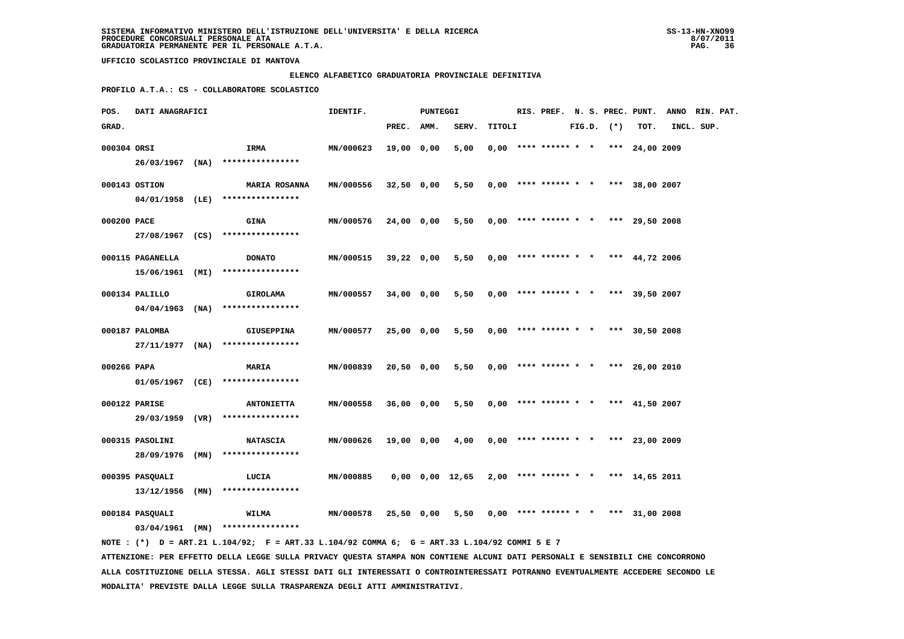SISTEMA INFORMATIVO MINISTERO DELL'ISTRUZIONE DELL'UNIVERSITA' E DELLA RICERCA
PROCEDURE CONCORSUALI PERSONALE ATA
GRADUATORIA PERMANENTE PER IL PERSONALE A.T.A.

UFFICIO SCOLASTICO PROVINCIALE DI MANTOVA

**ELENCO ALFABETICO GRADUATORIA PROVINCIALE DEFINITIVA**

**PROFILO A.T.A.: CS - COLLABORATORE SCOLASTICO**

| POS. GRAD. | DATI ANAGRAFICI | | IDENTIF. | PUNTEGGI PREC. | AMM. | SERV. | TITOLI | RIS. | PREF. | N. S. FIG.D. | PREC. (*) | PUNT. TOT. | ANNO INCL. | RIN. PAT. SUP. |
|---|---|---|---|---|---|---|---|---|---|---|---|---|---|---|
| 000304 | ORSI 26/03/1967 (NA) | IRMA **************** | MN/000623 | 19,00 | 0,00 | 5,00 | 0,00 | **** | ****** | * * | *** | 24,00 | 2009 | |
| 000143 | OSTION 04/01/1958 (LE) | MARIA ROSANNA **************** | MN/000556 | 32,50 | 0,00 | 5,50 | 0,00 | **** | ****** | * * | *** | 38,00 | 2007 | |
| 000200 | PACE 27/08/1967 (CS) | GINA **************** | MN/000576 | 24,00 | 0,00 | 5,50 | 0,00 | **** | ****** | * * | *** | 29,50 | 2008 | |
| 000115 | PAGANELLA 15/06/1961 (MI) | DONATO **************** | MN/000515 | 39,22 | 0,00 | 5,50 | 0,00 | **** | ****** | * * | *** | 44,72 | 2006 | |
| 000134 | PALILLO 04/04/1963 (NA) | GIROLAMA **************** | MN/000557 | 34,00 | 0,00 | 5,50 | 0,00 | **** | ****** | * * | *** | 39,50 | 2007 | |
| 000187 | PALOMBA 27/11/1977 (NA) | GIUSEPPINA **************** | MN/000577 | 25,00 | 0,00 | 5,50 | 0,00 | **** | ****** | * * | *** | 30,50 | 2008 | |
| 000266 | PAPA 01/05/1967 (CE) | MARIA **************** | MN/000839 | 20,50 | 0,00 | 5,50 | 0,00 | **** | ****** | * * | *** | 26,00 | 2010 | |
| 000122 | PARISE 29/03/1959 (VR) | ANTONIETTA **************** | MN/000558 | 36,00 | 0,00 | 5,50 | 0,00 | **** | ****** | * * | *** | 41,50 | 2007 | |
| 000315 | PASOLINI 28/09/1976 (MN) | NATASCIA **************** | MN/000626 | 19,00 | 0,00 | 4,00 | 0,00 | **** | ****** | * * | *** | 23,00 | 2009 | |
| 000395 | PASQUALI 13/12/1956 (MN) | LUCIA **************** | MN/000885 | 0,00 | 0,00 | 12,65 | 2,00 | **** | ****** | * * | *** | 14,65 | 2011 | |
| 000184 | PASQUALI 03/04/1961 (MN) | WILMA **************** | MN/000578 | 25,50 | 0,00 | 5,50 | 0,00 | **** | ****** | * * | *** | 31,00 | 2008 | |

NOTE : (*) D = ART.21 L.104/92; F = ART.33 L.104/92 COMMA 6; G = ART.33 L.104/92 COMMI 5 E 7

ATTENZIONE: PER EFFETTO DELLA LEGGE SULLA PRIVACY QUESTA STAMPA NON CONTIENE ALCUNI DATI PERSONALI E SENSIBILI CHE CONCORRONO ALLA COSTITUZIONE DELLA STESSA. AGLI STESSI DATI GLI INTERESSATI O CONTROINTERESSATI POTRANNO EVENTUALMENTE ACCEDERE SECONDO LE MODALITA' PREVISTE DALLA LEGGE SULLA TRASPARENZA DEGLI ATTI AMMINISTRATIVI.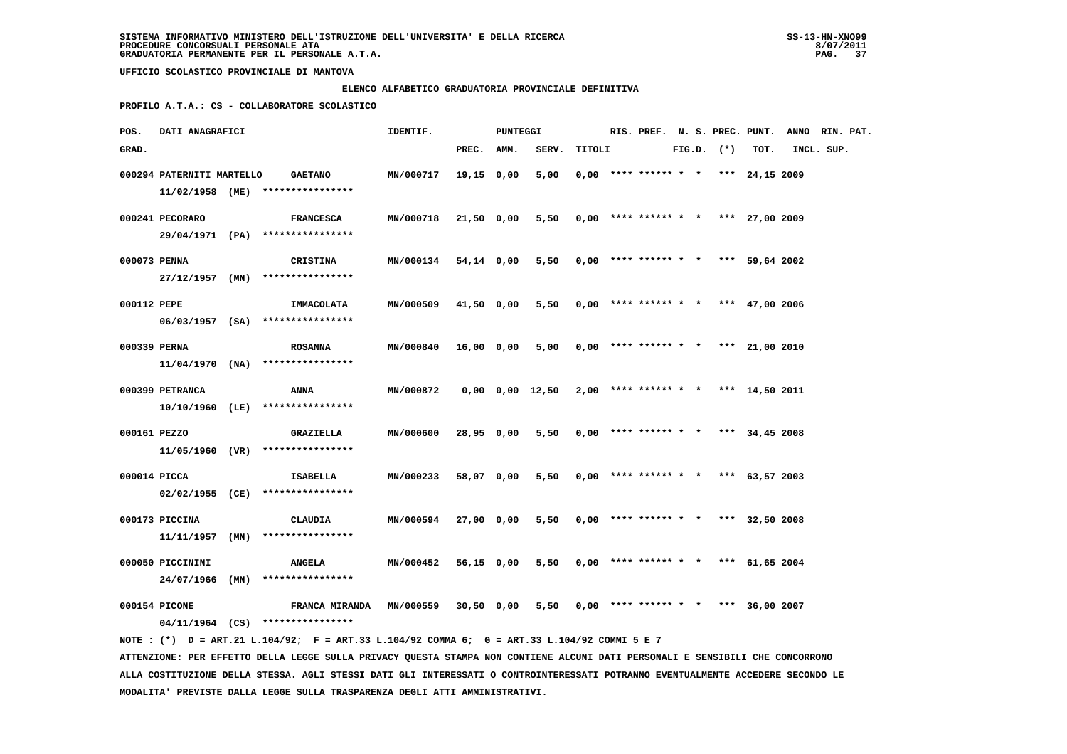SISTEMA INFORMATIVO MINISTERO DELL'ISTRUZIONE DELL'UNIVERSITA' E DELLA RICERCA
PROCEDURE CONCORSUALI PERSONALE ATA
GRADUATORIA PERMANENTE PER IL PERSONALE A.T.A.

UFFICIO SCOLASTICO PROVINCIALE DI MANTOVA

ELENCO ALFABETICO GRADUATORIA PROVINCIALE DEFINITIVA

PROFILO A.T.A.: CS - COLLABORATORE SCOLASTICO

| POS. GRAD. | DATI ANAGRAFICI | | IDENTIF. | PUNTEGGI PREC. | AMM. | SERV. | TITOLI | RIS. | PREF. | N. S. FIG.D. | PREC. (*) | PUNT. TOT. | ANNO INCL. | RIN. PAT. SUP. |
|---|---|---|---|---|---|---|---|---|---|---|---|---|---|---|
| 000294 | PATERNITI MARTELLO 11/02/1958 (ME) | GAETANO **************** | MN/000717 | 19,15 | 0,00 | 5,00 | 0,00 | **** | ****** | * * | *** | 24,15 | 2009 | |
| 000241 | PECORARO 29/04/1971 (PA) | FRANCESCA **************** | MN/000718 | 21,50 | 0,00 | 5,50 | 0,00 | **** | ****** | * * | *** | 27,00 | 2009 | |
| 000073 | PENNA 27/12/1957 (MN) | CRISTINA **************** | MN/000134 | 54,14 | 0,00 | 5,50 | 0,00 | **** | ****** | * * | *** | 59,64 | 2002 | |
| 000112 | PEPE 06/03/1957 (SA) | IMMACOLATA **************** | MN/000509 | 41,50 | 0,00 | 5,50 | 0,00 | **** | ****** | * * | *** | 47,00 | 2006 | |
| 000339 | PERNA 11/04/1970 (NA) | ROSANNA **************** | MN/000840 | 16,00 | 0,00 | 5,00 | 0,00 | **** | ****** | * * | *** | 21,00 | 2010 | |
| 000399 | PETRANCA 10/10/1960 (LE) | ANNA **************** | MN/000872 | 0,00 | 0,00 | 12,50 | 2,00 | **** | ****** | * * | *** | 14,50 | 2011 | |
| 000161 | PEZZO 11/05/1960 (VR) | GRAZIELLA **************** | MN/000600 | 28,95 | 0,00 | 5,50 | 0,00 | **** | ****** | * * | *** | 34,45 | 2008 | |
| 000014 | PICCA 02/02/1955 (CE) | ISABELLA **************** | MN/000233 | 58,07 | 0,00 | 5,50 | 0,00 | **** | ****** | * * | *** | 63,57 | 2003 | |
| 000173 | PICCINA 11/11/1957 (MN) | CLAUDIA **************** | MN/000594 | 27,00 | 0,00 | 5,50 | 0,00 | **** | ****** | * * | *** | 32,50 | 2008 | |
| 000050 | PICCININI 24/07/1966 (MN) | ANGELA **************** | MN/000452 | 56,15 | 0,00 | 5,50 | 0,00 | **** | ****** | * * | *** | 61,65 | 2004 | |
| 000154 | PICONE 04/11/1964 (CS) | FRANCA MIRANDA **************** | MN/000559 | 30,50 | 0,00 | 5,50 | 0,00 | **** | ****** | * * | *** | 36,00 | 2007 | |

NOTE : (*) D = ART.21 L.104/92; F = ART.33 L.104/92 COMMA 6; G = ART.33 L.104/92 COMMI 5 E 7

ATTENZIONE: PER EFFETTO DELLA LEGGE SULLA PRIVACY QUESTA STAMPA NON CONTIENE ALCUNI DATI PERSONALI E SENSIBILI CHE CONCORRONO ALLA COSTITUZIONE DELLA STESSA. AGLI STESSI DATI GLI INTERESSATI O CONTROINTERESSATI POTRANNO EVENTUALMENTE ACCEDERE SECONDO LE MODALITA' PREVISTE DALLA LEGGE SULLA TRASPARENZA DEGLI ATTI AMMINISTRATIVI.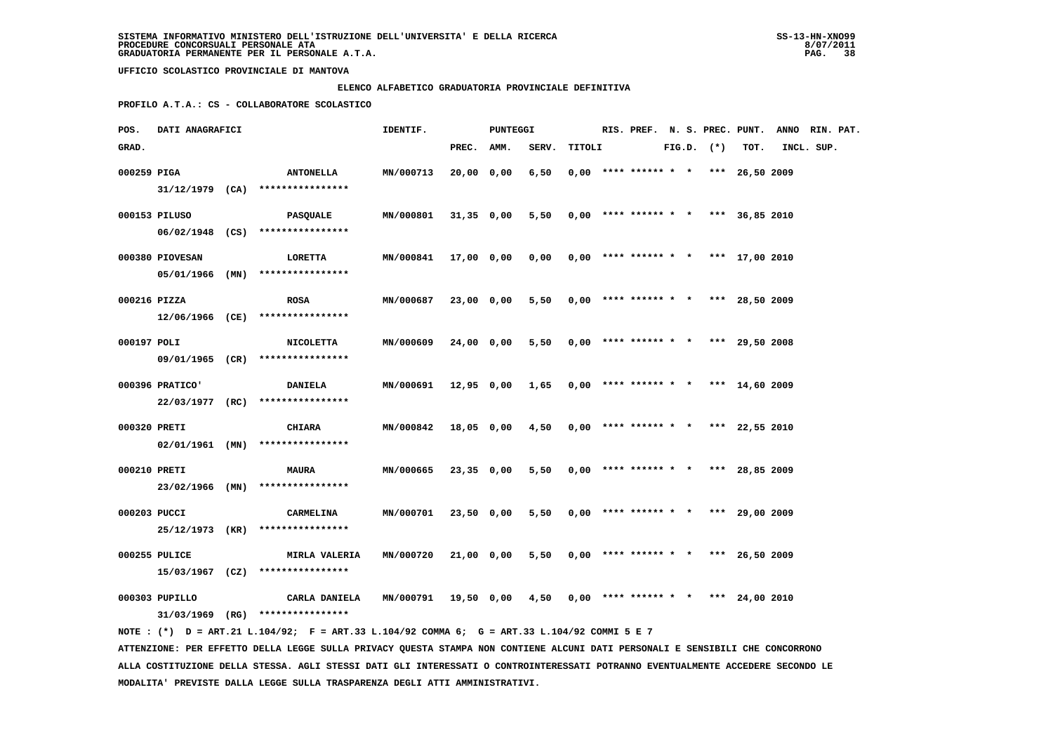SISTEMA INFORMATIVO MINISTERO DELL'ISTRUZIONE DELL'UNIVERSITA' E DELLA RICERCA
PROCEDURE CONCORSUALI PERSONALE ATA
GRADUATORIA PERMANENTE PER IL PERSONALE A.T.A.

UFFICIO SCOLASTICO PROVINCIALE DI MANTOVA

ELENCO ALFABETICO GRADUATORIA PROVINCIALE DEFINITIVA

PROFILO A.T.A.: CS - COLLABORATORE SCOLASTICO

| POS. GRAD. | DATI ANAGRAFICI | | IDENTIF. | PUNTEGGI PREC. | AMM. | SERV. | TITOLI | RIS. | PREF. | N. S. FIG.D. | PREC. (*) | PUNT. TOT. | ANNO INCL. | RIN. PAT. SUP. |
|---|---|---|---|---|---|---|---|---|---|---|---|---|---|---|
| 000259 | PIGA 31/12/1979 (CA) | ANTONELLA **************** | MN/000713 | 20,00 | 0,00 | 6,50 | 0,00 | **** | ****** | * * | *** | 26,50 | 2009 | |
| 000153 | PILUSO 06/02/1948 (CS) | PASQUALE **************** | MN/000801 | 31,35 | 0,00 | 5,50 | 0,00 | **** | ****** | * * | *** | 36,85 | 2010 | |
| 000380 | PIOVESAN 05/01/1966 (MN) | LORETTA **************** | MN/000841 | 17,00 | 0,00 | 0,00 | 0,00 | **** | ****** | * * | *** | 17,00 | 2010 | |
| 000216 | PIZZA 12/06/1966 (CE) | ROSA **************** | MN/000687 | 23,00 | 0,00 | 5,50 | 0,00 | **** | ****** | * * | *** | 28,50 | 2009 | |
| 000197 | POLI 09/01/1965 (CR) | NICOLETTA **************** | MN/000609 | 24,00 | 0,00 | 5,50 | 0,00 | **** | ****** | * * | *** | 29,50 | 2008 | |
| 000396 | PRATICO' 22/03/1977 (RC) | DANIELA **************** | MN/000691 | 12,95 | 0,00 | 1,65 | 0,00 | **** | ****** | * * | *** | 14,60 | 2009 | |
| 000320 | PRETI 02/01/1961 (MN) | CHIARA **************** | MN/000842 | 18,05 | 0,00 | 4,50 | 0,00 | **** | ****** | * * | *** | 22,55 | 2010 | |
| 000210 | PRETI 23/02/1966 (MN) | MAURA **************** | MN/000665 | 23,35 | 0,00 | 5,50 | 0,00 | **** | ****** | * * | *** | 28,85 | 2009 | |
| 000203 | PUCCI 25/12/1973 (KR) | CARMELINA **************** | MN/000701 | 23,50 | 0,00 | 5,50 | 0,00 | **** | ****** | * * | *** | 29,00 | 2009 | |
| 000255 | PULICE 15/03/1967 (CZ) | MIRLA VALERIA **************** | MN/000720 | 21,00 | 0,00 | 5,50 | 0,00 | **** | ****** | * * | *** | 26,50 | 2009 | |
| 000303 | PUPILLO 31/03/1969 (RG) | CARLA DANIELA **************** | MN/000791 | 19,50 | 0,00 | 4,50 | 0,00 | **** | ****** | * * | *** | 24,00 | 2010 | |

NOTE : (*) D = ART.21 L.104/92; F = ART.33 L.104/92 COMMA 6; G = ART.33 L.104/92 COMMI 5 E 7

ATTENZIONE: PER EFFETTO DELLA LEGGE SULLA PRIVACY QUESTA STAMPA NON CONTIENE ALCUNI DATI PERSONALI E SENSIBILI CHE CONCORRONO ALLA COSTITUZIONE DELLA STESSA. AGLI STESSI DATI GLI INTERESSATI O CONTROINTERESSATI POTRANNO EVENTUALMENTE ACCEDERE SECONDO LE MODALITA' PREVISTE DALLA LEGGE SULLA TRASPARENZA DEGLI ATTI AMMINISTRATIVI.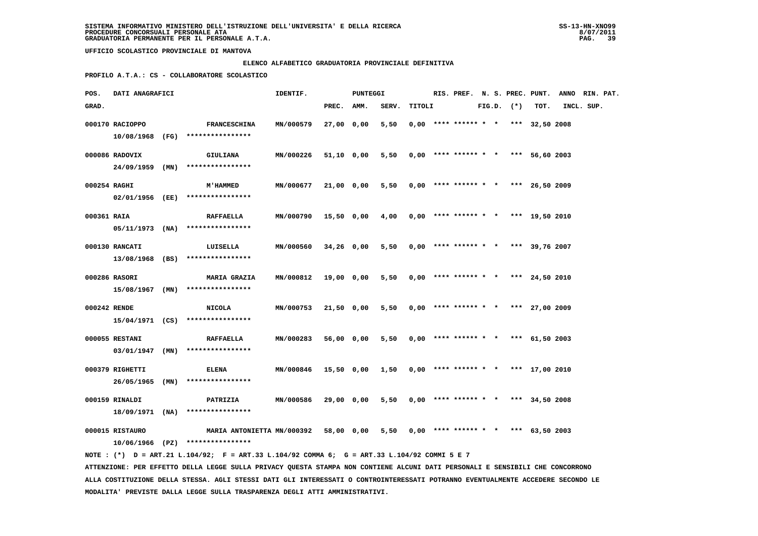UFFICIO SCOLASTICO PROVINCIALE DI MANTOVA

ELENCO ALFABETICO GRADUATORIA PROVINCIALE DEFINITIVA

PROFILO A.T.A.: CS - COLLABORATORE SCOLASTICO

| POS. GRAD. | DATI ANAGRAFICI | | IDENTIF. | PUNTEGGI PREC. | AMM. | SERV. | TITOLI | RIS. | PREF. | N. S. FIG.D. | PREC. (*) | PUNT. TOT. | ANNO INCL. | RIN. PAT. SUP. |
|---|---|---|---|---|---|---|---|---|---|---|---|---|---|---|
| 000170 | RACIOPPO 10/08/1968 (FG) | FRANCESCHINA **************** | MN/000579 | 27,00 | 0,00 | 5,50 | 0,00 | **** | ****** | * * | *** | 32,50 | 2008 | |
| 000086 | RADOVIX 24/09/1959 (MN) | GIULIANA **************** | MN/000226 | 51,10 | 0,00 | 5,50 | 0,00 | **** | ****** | * * | *** | 56,60 | 2003 | |
| 000254 | RAGHI 02/01/1956 (EE) | M'HAMMED **************** | MN/000677 | 21,00 | 0,00 | 5,50 | 0,00 | **** | ****** | * * | *** | 26,50 | 2009 | |
| 000361 | RAIA 05/11/1973 (NA) | RAFFAELLA **************** | MN/000790 | 15,50 | 0,00 | 4,00 | 0,00 | **** | ****** | * * | *** | 19,50 | 2010 | |
| 000130 | RANCATI 13/08/1968 (BS) | LUISELLA **************** | MN/000560 | 34,26 | 0,00 | 5,50 | 0,00 | **** | ****** | * * | *** | 39,76 | 2007 | |
| 000286 | RASORI 15/08/1967 (MN) | MARIA GRAZIA **************** | MN/000812 | 19,00 | 0,00 | 5,50 | 0,00 | **** | ****** | * * | *** | 24,50 | 2010 | |
| 000242 | RENDE 15/04/1971 (CS) | NICOLA **************** | MN/000753 | 21,50 | 0,00 | 5,50 | 0,00 | **** | ****** | * * | *** | 27,00 | 2009 | |
| 000055 | RESTANI 03/01/1947 (MN) | RAFFAELLA **************** | MN/000283 | 56,00 | 0,00 | 5,50 | 0,00 | **** | ****** | * * | *** | 61,50 | 2003 | |
| 000379 | RIGHETTI 26/05/1965 (MN) | ELENA **************** | MN/000846 | 15,50 | 0,00 | 1,50 | 0,00 | **** | ****** | * * | *** | 17,00 | 2010 | |
| 000159 | RINALDI 18/09/1971 (NA) | PATRIZIA **************** | MN/000586 | 29,00 | 0,00 | 5,50 | 0,00 | **** | ****** | * * | *** | 34,50 | 2008 | |
| 000015 | RISTAURO 10/06/1966 (PZ) | MARIA ANTONIETTA **************** | MN/000392 | 58,00 | 0,00 | 5,50 | 0,00 | **** | ****** | * * | *** | 63,50 | 2003 | |

NOTE : (*) D = ART.21 L.104/92; F = ART.33 L.104/92 COMMA 6; G = ART.33 L.104/92 COMMI 5 E 7

ATTENZIONE: PER EFFETTO DELLA LEGGE SULLA PRIVACY QUESTA STAMPA NON CONTIENE ALCUNI DATI PERSONALI E SENSIBILI CHE CONCORRONO ALLA COSTITUZIONE DELLA STESSA. AGLI STESSI DATI GLI INTERESSATI O CONTROINTERESSATI POTRANNO EVENTUALMENTE ACCEDERE SECONDO LE MODALITA' PREVISTE DALLA LEGGE SULLA TRASPARENZA DEGLI ATTI AMMINISTRATIVI.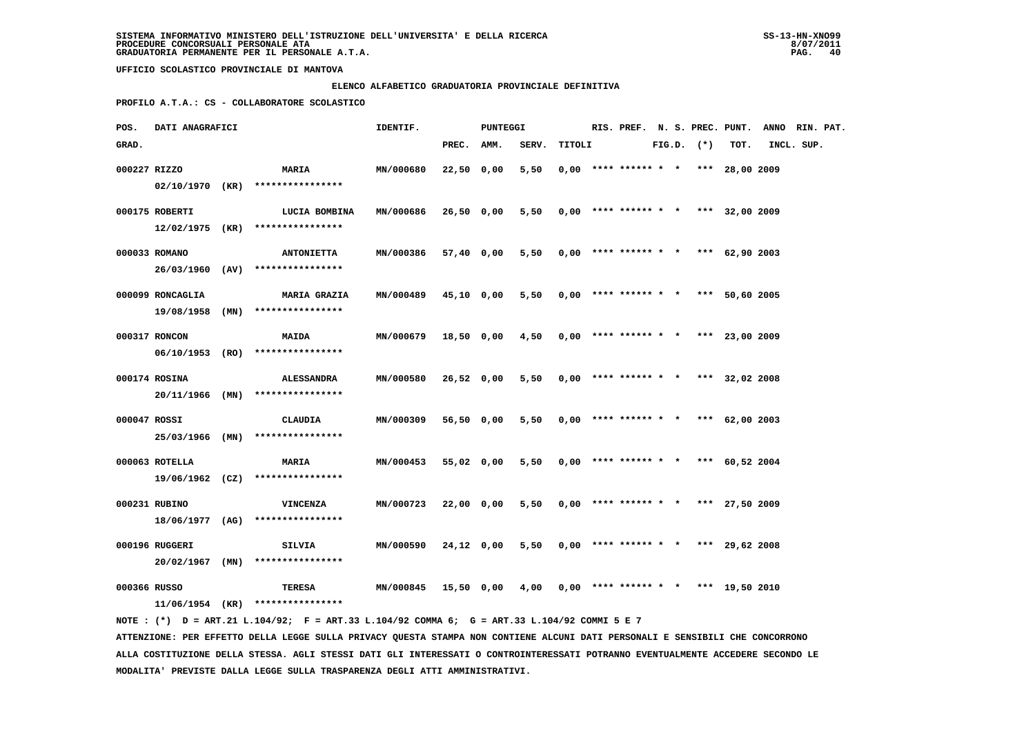SISTEMA INFORMATIVO MINISTERO DELL'ISTRUZIONE DELL'UNIVERSITA' E DELLA RICERCA
PROCEDURE CONCORSUALI PERSONALE ATA
GRADUATORIA PERMANENTE PER IL PERSONALE A.T.A.

UFFICIO SCOLASTICO PROVINCIALE DI MANTOVA

ELENCO ALFABETICO GRADUATORIA PROVINCIALE DEFINITIVA

PROFILO A.T.A.: CS - COLLABORATORE SCOLASTICO

| POS. GRAD. | DATI ANAGRAFICI | | IDENTIF. | PUNTEGGI PREC. | AMM. | SERV. | TITOLI | RIS. | PREF. | N. S. FIG.D. | PREC. (*) | PUNT. TOT. | ANNO INCL. | RIN. SUP. | PAT. |
|---|---|---|---|---|---|---|---|---|---|---|---|---|---|---|---|
| 000227 | RIZZO 02/10/1970 (KR) | MARIA **************** | MN/000680 | 22,50 | 0,00 | 5,50 | 0,00 | **** | ****** | * * | *** | 28,00 | 2009 | | |
| 000175 | ROBERTI 12/02/1975 (KR) | LUCIA BOMBINA **************** | MN/000686 | 26,50 | 0,00 | 5,50 | 0,00 | **** | ****** | * * | *** | 32,00 | 2009 | | |
| 000033 | ROMANO 26/03/1960 (AV) | ANTONIETTA **************** | MN/000386 | 57,40 | 0,00 | 5,50 | 0,00 | **** | ****** | * * | *** | 62,90 | 2003 | | |
| 000099 | RONCAGLIA 19/08/1958 (MN) | MARIA GRAZIA **************** | MN/000489 | 45,10 | 0,00 | 5,50 | 0,00 | **** | ****** | * * | *** | 50,60 | 2005 | | |
| 000317 | RONCON 06/10/1953 (RO) | MAIDA **************** | MN/000679 | 18,50 | 0,00 | 4,50 | 0,00 | **** | ****** | * * | *** | 23,00 | 2009 | | |
| 000174 | ROSINA 20/11/1966 (MN) | ALESSANDRA **************** | MN/000580 | 26,52 | 0,00 | 5,50 | 0,00 | **** | ****** | * * | *** | 32,02 | 2008 | | |
| 000047 | ROSSI 25/03/1966 (MN) | CLAUDIA **************** | MN/000309 | 56,50 | 0,00 | 5,50 | 0,00 | **** | ****** | * * | *** | 62,00 | 2003 | | |
| 000063 | ROTELLA 19/06/1962 (CZ) | MARIA **************** | MN/000453 | 55,02 | 0,00 | 5,50 | 0,00 | **** | ****** | * * | *** | 60,52 | 2004 | | |
| 000231 | RUBINO 18/06/1977 (AG) | VINCENZA **************** | MN/000723 | 22,00 | 0,00 | 5,50 | 0,00 | **** | ****** | * * | *** | 27,50 | 2009 | | |
| 000196 | RUGGERI 20/02/1967 (MN) | SILVIA **************** | MN/000590 | 24,12 | 0,00 | 5,50 | 0,00 | **** | ****** | * * | *** | 29,62 | 2008 | | |
| 000366 | RUSSO 11/06/1954 (KR) | TERESA **************** | MN/000845 | 15,50 | 0,00 | 4,00 | 0,00 | **** | ****** | * * | *** | 19,50 | 2010 | | |

NOTE : (*) D = ART.21 L.104/92; F = ART.33 L.104/92 COMMA 6; G = ART.33 L.104/92 COMMI 5 E 7

ATTENZIONE: PER EFFETTO DELLA LEGGE SULLA PRIVACY QUESTA STAMPA NON CONTIENE ALCUNI DATI PERSONALI E SENSIBILI CHE CONCORRONO ALLA COSTITUZIONE DELLA STESSA. AGLI STESSI DATI GLI INTERESSATI O CONTROINTERESSATI POTRANNO EVENTUALMENTE ACCEDERE SECONDO LE MODALITA' PREVISTE DALLA LEGGE SULLA TRASPARENZA DEGLI ATTI AMMINISTRATIVI.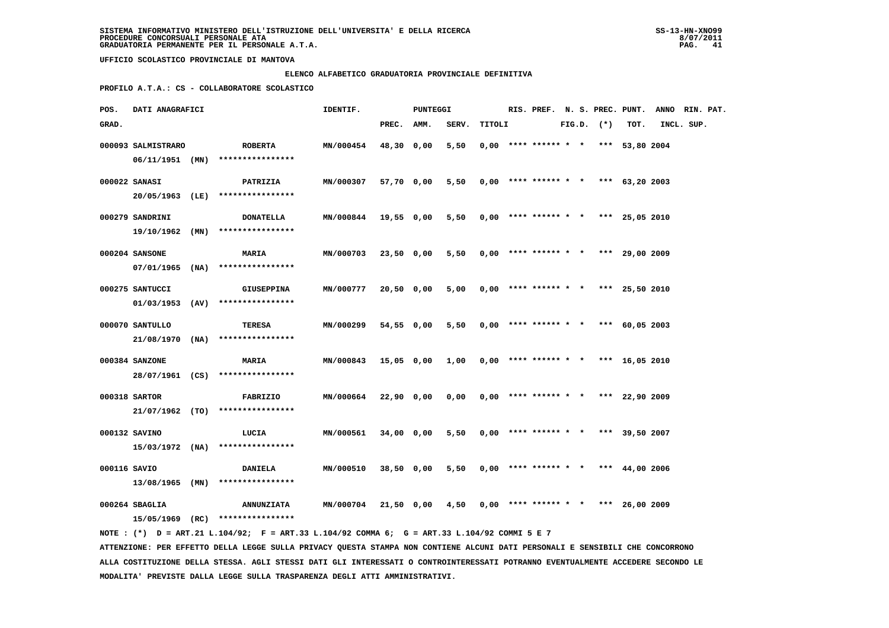SISTEMA INFORMATIVO MINISTERO DELL'ISTRUZIONE DELL'UNIVERSITA' E DELLA RICERCA
PROCEDURE CONCORSUALI PERSONALE ATA
GRADUATORIA PERMANENTE PER IL PERSONALE A.T.A.

UFFICIO SCOLASTICO PROVINCIALE DI MANTOVA

ELENCO ALFABETICO GRADUATORIA PROVINCIALE DEFINITIVA

PROFILO A.T.A.: CS - COLLABORATORE SCOLASTICO

| POS. GRAD. | DATI ANAGRAFICI | | IDENTIF. | PUNTEGGI PREC. | AMM. | SERV. | TITOLI | RIS. | PREF. | N. S. FIG.D. | PREC. (*) | PUNT. TOT. | ANNO INCL. | RIN. SUP. | PAT. |
|---|---|---|---|---|---|---|---|---|---|---|---|---|---|---|---|
| 000093 | SALMISTRARO 06/11/1951 (MN) | ROBERTA **************** | MN/000454 | 48,30 | 0,00 | 5,50 | 0,00 | **** | ****** | * * | *** | 53,80 | 2004 | | |
| 000022 | SANASI 20/05/1963 (LE) | PATRIZIA **************** | MN/000307 | 57,70 | 0,00 | 5,50 | 0,00 | **** | ****** | * * | *** | 63,20 | 2003 | | |
| 000279 | SANDRINI 19/10/1962 (MN) | DONATELLA **************** | MN/000844 | 19,55 | 0,00 | 5,50 | 0,00 | **** | ****** | * * | *** | 25,05 | 2010 | | |
| 000204 | SANSONE 07/01/1965 (NA) | MARIA **************** | MN/000703 | 23,50 | 0,00 | 5,50 | 0,00 | **** | ****** | * * | *** | 29,00 | 2009 | | |
| 000275 | SANTUCCI 01/03/1953 (AV) | GIUSEPPINA **************** | MN/000777 | 20,50 | 0,00 | 5,00 | 0,00 | **** | ****** | * * | *** | 25,50 | 2010 | | |
| 000070 | SANTULLO 21/08/1970 (NA) | TERESA **************** | MN/000299 | 54,55 | 0,00 | 5,50 | 0,00 | **** | ****** | * * | *** | 60,05 | 2003 | | |
| 000384 | SANZONE 28/07/1961 (CS) | MARIA **************** | MN/000843 | 15,05 | 0,00 | 1,00 | 0,00 | **** | ****** | * * | *** | 16,05 | 2010 | | |
| 000318 | SARTOR 21/07/1962 (TO) | FABRIZIO **************** | MN/000664 | 22,90 | 0,00 | 0,00 | 0,00 | **** | ****** | * * | *** | 22,90 | 2009 | | |
| 000132 | SAVINO 15/03/1972 (NA) | LUCIA **************** | MN/000561 | 34,00 | 0,00 | 5,50 | 0,00 | **** | ****** | * * | *** | 39,50 | 2007 | | |
| 000116 | SAVIO 13/08/1965 (MN) | DANIELA **************** | MN/000510 | 38,50 | 0,00 | 5,50 | 0,00 | **** | ****** | * * | *** | 44,00 | 2006 | | |
| 000264 | SBAGLIA 15/05/1969 (RC) | ANNUNZIATA **************** | MN/000704 | 21,50 | 0,00 | 4,50 | 0,00 | **** | ****** | * * | *** | 26,00 | 2009 | | |

NOTE : (*) D = ART.21 L.104/92; F = ART.33 L.104/92 COMMA 6; G = ART.33 L.104/92 COMMI 5 E 7

ATTENZIONE: PER EFFETTO DELLA LEGGE SULLA PRIVACY QUESTA STAMPA NON CONTIENE ALCUNI DATI PERSONALI E SENSIBILI CHE CONCORRONO ALLA COSTITUZIONE DELLA STESSA. AGLI STESSI DATI GLI INTERESSATI O CONTROINTERESSATI POTRANNO EVENTUALMENTE ACCEDERE SECONDO LE MODALITA' PREVISTE DALLA LEGGE SULLA TRASPARENZA DEGLI ATTI AMMINISTRATIVI.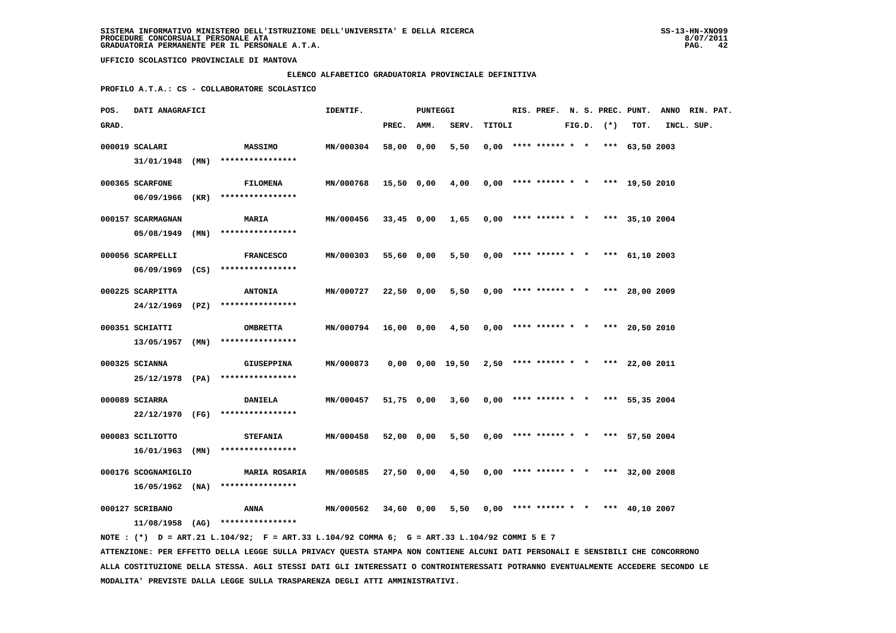**SISTEMA INFORMATIVO MINISTERO DELL'ISTRUZIONE DELL'UNIVERSITA' E DELLA RICERCA**
**PROCEDURE CONCORSUALI PERSONALE ATA**
**GRADUATORIA PERMANENTE PER IL PERSONALE A.T.A.**

**UFFICIO SCOLASTICO PROVINCIALE DI MANTOVA**

**ELENCO ALFABETICO GRADUATORIA PROVINCIALE DEFINITIVA**

**PROFILO A.T.A.: CS - COLLABORATORE SCOLASTICO**

| POS. GRAD. | DATI ANAGRAFICI | | IDENTIF. | PUNTEGGI PREC. | AMM. | SERV. | TITOLI | RIS. | PREF. | N. S. FIG.D. | PREC. (*) | PUNT. TOT. | ANNO INCL. | RIN. PAT. SUP. |
|---|---|---|---|---|---|---|---|---|---|---|---|---|---|---|
| 000019 | SCALARI 31/01/1948 (MN) | MASSIMO **************** | MN/000304 | 58,00 | 0,00 | 5,50 | 0,00 | **** | ****** | * * | *** | 63,50 | 2003 | |
| 000365 | SCARFONE 06/09/1966 (KR) | FILOMENA **************** | MN/000768 | 15,50 | 0,00 | 4,00 | 0,00 | **** | ****** | * * | *** | 19,50 | 2010 | |
| 000157 | SCARMAGNAN 05/08/1949 (MN) | MARIA **************** | MN/000456 | 33,45 | 0,00 | 1,65 | 0,00 | **** | ****** | * * | *** | 35,10 | 2004 | |
| 000056 | SCARPELLI 06/09/1969 (CS) | FRANCESCO **************** | MN/000303 | 55,60 | 0,00 | 5,50 | 0,00 | **** | ****** | * * | *** | 61,10 | 2003 | |
| 000225 | SCARPITTA 24/12/1969 (PZ) | ANTONIA **************** | MN/000727 | 22,50 | 0,00 | 5,50 | 0,00 | **** | ****** | * * | *** | 28,00 | 2009 | |
| 000351 | SCHIATTI 13/05/1957 (MN) | OMBRETTA **************** | MN/000794 | 16,00 | 0,00 | 4,50 | 0,00 | **** | ****** | * * | *** | 20,50 | 2010 | |
| 000325 | SCIANNA 25/12/1978 (PA) | GIUSEPPINA **************** | MN/000873 | 0,00 | 0,00 | 19,50 | 2,50 | **** | ****** | * * | *** | 22,00 | 2011 | |
| 000089 | SCIARRA 22/12/1970 (FG) | DANIELA **************** | MN/000457 | 51,75 | 0,00 | 3,60 | 0,00 | **** | ****** | * * | *** | 55,35 | 2004 | |
| 000083 | SCILIOTTO 16/01/1963 (MN) | STEFANIA **************** | MN/000458 | 52,00 | 0,00 | 5,50 | 0,00 | **** | ****** | * * | *** | 57,50 | 2004 | |
| 000176 | SCOGNAMIGLIO 16/05/1962 (NA) | MARIA ROSARIA **************** | MN/000585 | 27,50 | 0,00 | 4,50 | 0,00 | **** | ****** | * * | *** | 32,00 | 2008 | |
| 000127 | SCRIBANO 11/08/1958 (AG) | ANNA **************** | MN/000562 | 34,60 | 0,00 | 5,50 | 0,00 | **** | ****** | * * | *** | 40,10 | 2007 | |

NOTE : (*) D = ART.21 L.104/92; F = ART.33 L.104/92 COMMA 6; G = ART.33 L.104/92 COMMI 5 E 7

ATTENZIONE: PER EFFETTO DELLA LEGGE SULLA PRIVACY QUESTA STAMPA NON CONTIENE ALCUNI DATI PERSONALI E SENSIBILI CHE CONCORRONO ALLA COSTITUZIONE DELLA STESSA. AGLI STESSI DATI GLI INTERESSATI O CONTROINTERESSATI POTRANNO EVENTUALMENTE ACCEDERE SECONDO LE MODALITA' PREVISTE DALLA LEGGE SULLA TRASPARENZA DEGLI ATTI AMMINISTRATIVI.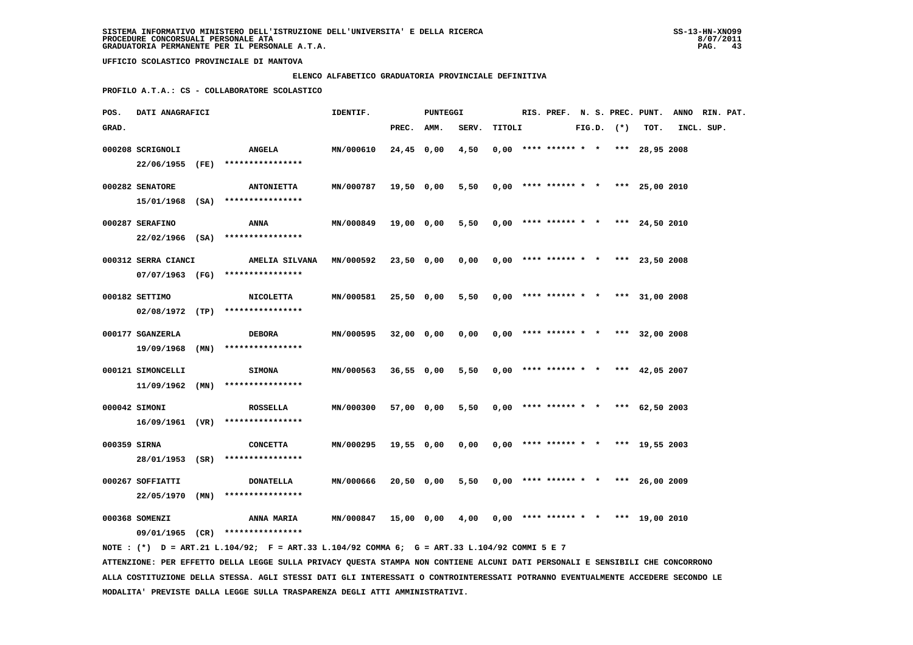SISTEMA INFORMATIVO MINISTERO DELL'ISTRUZIONE DELL'UNIVERSITA' E DELLA RICERCA
PROCEDURE CONCORSUALI PERSONALE ATA
GRADUATORIA PERMANENTE PER IL PERSONALE A.T.A.

UFFICIO SCOLASTICO PROVINCIALE DI MANTOVA

ELENCO ALFABETICO GRADUATORIA PROVINCIALE DEFINITIVA

PROFILO A.T.A.: CS - COLLABORATORE SCOLASTICO

| POS. GRAD. | DATI ANAGRAFICI | | IDENTIF. | PUNTEGGI PREC. | AMM. | SERV. | TITOLI | RIS. | PREF. | N. S. FIG.D. | PREC. (*) | PUNT. TOT. | ANNO INCL. | RIN. SUP. | PAT. |
|---|---|---|---|---|---|---|---|---|---|---|---|---|---|---|---|
| 000208 | SCRIGNOLI 22/06/1955 (FE) | ANGELA **************** | MN/000610 | 24,45 | 0,00 | 4,50 | 0,00 | **** | ****** | * * | *** | 28,95 | 2008 | | |
| 000282 | SENATORE 15/01/1968 (SA) | ANTONIETTA **************** | MN/000787 | 19,50 | 0,00 | 5,50 | 0,00 | **** | ****** | * * | *** | 25,00 | 2010 | | |
| 000287 | SERAFINO 22/02/1966 (SA) | ANNA **************** | MN/000849 | 19,00 | 0,00 | 5,50 | 0,00 | **** | ****** | * * | *** | 24,50 | 2010 | | |
| 000312 | SERRA CIANCI 07/07/1963 (FG) | AMELIA SILVANA **************** | MN/000592 | 23,50 | 0,00 | 0,00 | 0,00 | **** | ****** | * * | *** | 23,50 | 2008 | | |
| 000182 | SETTIMO 02/08/1972 (TP) | NICOLETTA **************** | MN/000581 | 25,50 | 0,00 | 5,50 | 0,00 | **** | ****** | * * | *** | 31,00 | 2008 | | |
| 000177 | SGANZERLA 19/09/1968 (MN) | DEBORA **************** | MN/000595 | 32,00 | 0,00 | 0,00 | 0,00 | **** | ****** | * * | *** | 32,00 | 2008 | | |
| 000121 | SIMONCELLI 11/09/1962 (MN) | SIMONA **************** | MN/000563 | 36,55 | 0,00 | 5,50 | 0,00 | **** | ****** | * * | *** | 42,05 | 2007 | | |
| 000042 | SIMONI 16/09/1961 (VR) | ROSSELLA **************** | MN/000300 | 57,00 | 0,00 | 5,50 | 0,00 | **** | ****** | * * | *** | 62,50 | 2003 | | |
| 000359 | SIRNA 28/01/1953 (SR) | CONCETTA **************** | MN/000295 | 19,55 | 0,00 | 0,00 | 0,00 | **** | ****** | * * | *** | 19,55 | 2003 | | |
| 000267 | SOFFIATTI 22/05/1970 (MN) | DONATELLA **************** | MN/000666 | 20,50 | 0,00 | 5,50 | 0,00 | **** | ****** | * * | *** | 26,00 | 2009 | | |
| 000368 | SOMENZI 09/01/1965 (CR) | ANNA MARIA **************** | MN/000847 | 15,00 | 0,00 | 4,00 | 0,00 | **** | ****** | * * | *** | 19,00 | 2010 | | |

NOTE : (*) D = ART.21 L.104/92; F = ART.33 L.104/92 COMMA 6; G = ART.33 L.104/92 COMMI 5 E 7

ATTENZIONE: PER EFFETTO DELLA LEGGE SULLA PRIVACY QUESTA STAMPA NON CONTIENE ALCUNI DATI PERSONALI E SENSIBILI CHE CONCORRONO ALLA COSTITUZIONE DELLA STESSA. AGLI STESSI DATI GLI INTERESSATI O CONTROINTERESSATI POTRANNO EVENTUALMENTE ACCEDERE SECONDO LE MODALITA' PREVISTE DALLA LEGGE SULLA TRASPARENZA DEGLI ATTI AMMINISTRATIVI.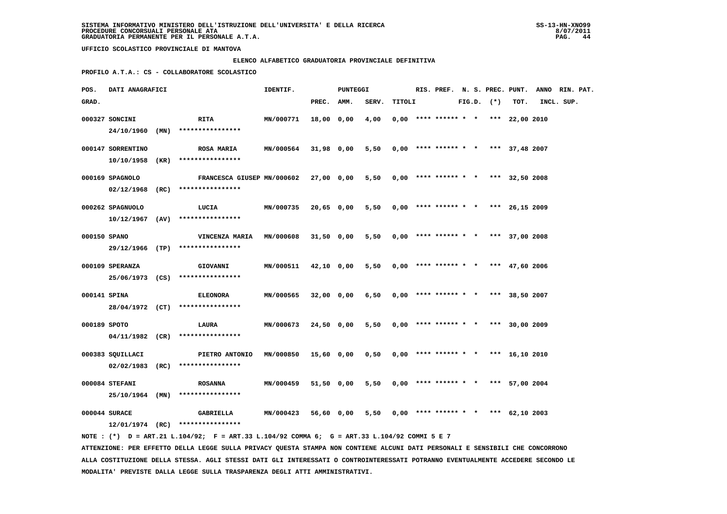SISTEMA INFORMATIVO MINISTERO DELL'ISTRUZIONE DELL'UNIVERSITA' E DELLA RICERCA
PROCEDURE CONCORSUALI PERSONALE ATA
GRADUATORIA PERMANENTE PER IL PERSONALE A.T.A.

UFFICIO SCOLASTICO PROVINCIALE DI MANTOVA

ELENCO ALFABETICO GRADUATORIA PROVINCIALE DEFINITIVA

PROFILO A.T.A.: CS - COLLABORATORE SCOLASTICO

| POS. GRAD. | DATI ANAGRAFICI | | IDENTIF. | PUNTEGGI PREC. | AMM. | SERV. | TITOLI | RIS. | PREF. | N. S. FIG.D. | PREC. (*) | PUNT. TOT. | ANNO INCL. | RIN. PAT. SUP. |
|---|---|---|---|---|---|---|---|---|---|---|---|---|---|---|
| 000327 | SONCINI 24/10/1960 (MN) | RITA **************** | MN/000771 | 18,00 | 0,00 | 4,00 | 0,00 | **** | ****** | * * | *** | 22,00 | 2010 | |
| 000147 | SORRENTINO 10/10/1958 (KR) | ROSA MARIA **************** | MN/000564 | 31,98 | 0,00 | 5,50 | 0,00 | **** | ****** | * * | *** | 37,48 | 2007 | |
| 000169 | SPAGNOLO 02/12/1968 (RC) | FRANCESCA GIUSEP **************** | MN/000602 | 27,00 | 0,00 | 5,50 | 0,00 | **** | ****** | * * | *** | 32,50 | 2008 | |
| 000262 | SPAGNUOLO 10/12/1967 (AV) | LUCIA **************** | MN/000735 | 20,65 | 0,00 | 5,50 | 0,00 | **** | ****** | * * | *** | 26,15 | 2009 | |
| 000150 | SPANO 29/12/1966 (TP) | VINCENZA MARIA **************** | MN/000608 | 31,50 | 0,00 | 5,50 | 0,00 | **** | ****** | * * | *** | 37,00 | 2008 | |
| 000109 | SPERANZA 25/06/1973 (CS) | GIOVANNI **************** | MN/000511 | 42,10 | 0,00 | 5,50 | 0,00 | **** | ****** | * * | *** | 47,60 | 2006 | |
| 000141 | SPINA 28/04/1972 (CT) | ELEONORA **************** | MN/000565 | 32,00 | 0,00 | 6,50 | 0,00 | **** | ****** | * * | *** | 38,50 | 2007 | |
| 000189 | SPOTO 04/11/1982 (CR) | LAURA **************** | MN/000673 | 24,50 | 0,00 | 5,50 | 0,00 | **** | ****** | * * | *** | 30,00 | 2009 | |
| 000383 | SQUILLACI 02/02/1983 (RC) | PIETRO ANTONIO **************** | MN/000850 | 15,60 | 0,00 | 0,50 | 0,00 | **** | ****** | * * | *** | 16,10 | 2010 | |
| 000084 | STEFANI 25/10/1964 (MN) | ROSANNA **************** | MN/000459 | 51,50 | 0,00 | 5,50 | 0,00 | **** | ****** | * * | *** | 57,00 | 2004 | |
| 000044 | SURACE 12/01/1974 (RC) | GABRIELLA **************** | MN/000423 | 56,60 | 0,00 | 5,50 | 0,00 | **** | ****** | * * | *** | 62,10 | 2003 | |

NOTE : (*) D = ART.21 L.104/92; F = ART.33 L.104/92 COMMA 6; G = ART.33 L.104/92 COMMI 5 E 7

ATTENZIONE: PER EFFETTO DELLA LEGGE SULLA PRIVACY QUESTA STAMPA NON CONTIENE ALCUNI DATI PERSONALI E SENSIBILI CHE CONCORRONO ALLA COSTITUZIONE DELLA STESSA. AGLI STESSI DATI GLI INTERESSATI O CONTROINTERESSATI POTRANNO EVENTUALMENTE ACCEDERE SECONDO LE MODALITA' PREVISTE DALLA LEGGE SULLA TRASPARENZA DEGLI ATTI AMMINISTRATIVI.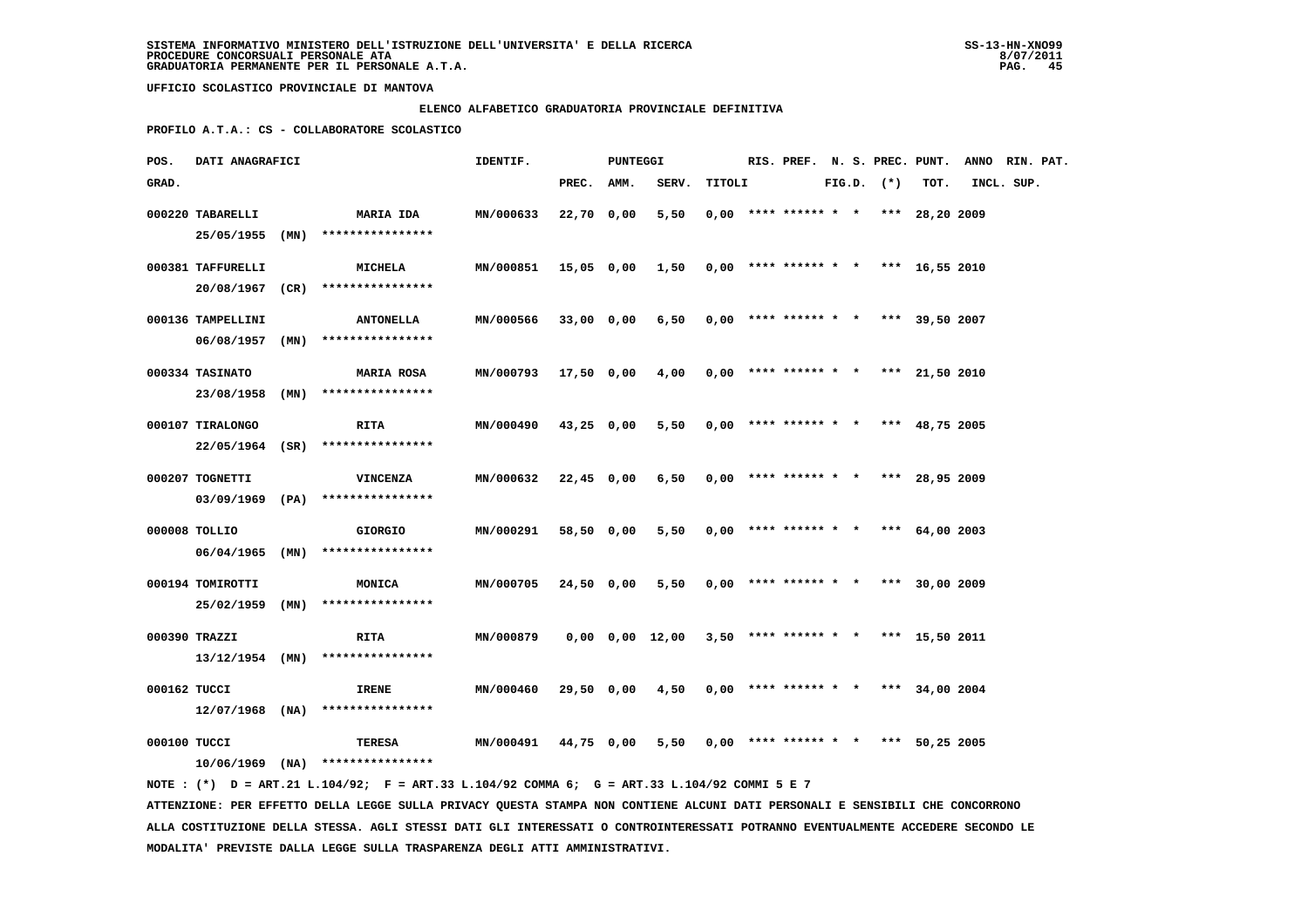**SISTEMA INFORMATIVO MINISTERO DELL'ISTRUZIONE DELL'UNIVERSITA' E DELLA RICERCA**
**PROCEDURE CONCORSUALI PERSONALE ATA**
**GRADUATORIA PERMANENTE PER IL PERSONALE A.T.A.**

SS-13-HN-XNO99
8/07/2011

**UFFICIO SCOLASTICO PROVINCIALE DI MANTOVA**

**ELENCO ALFABETICO GRADUATORIA PROVINCIALE DEFINITIVA**

**PROFILO A.T.A.: CS - COLLABORATORE SCOLASTICO**

| POS. GRAD. | DATI ANAGRAFICI | | IDENTIF. | PUNTEGGI PREC. | AMM. | SERV. | TITOLI | RIS. | PREF. | N. S. FIG.D. | PREC. (*) | PUNT. TOT. | ANNO INCL. | RIN. PAT. SUP. |
|---|---|---|---|---|---|---|---|---|---|---|---|---|---|---|
| 000220 | TABARELLI 25/05/1955 (MN) | MARIA IDA **************** | MN/000633 | 22,70 | 0,00 | 5,50 | 0,00 | **** | ****** | * * | *** | 28,20 | 2009 | |
| 000381 | TAFFURELLI 20/08/1967 (CR) | MICHELA **************** | MN/000851 | 15,05 | 0,00 | 1,50 | 0,00 | **** | ****** | * * | *** | 16,55 | 2010 | |
| 000136 | TAMPELLINI 06/08/1957 (MN) | ANTONELLA **************** | MN/000566 | 33,00 | 0,00 | 6,50 | 0,00 | **** | ****** | * * | *** | 39,50 | 2007 | |
| 000334 | TASINATO 23/08/1958 (MN) | MARIA ROSA **************** | MN/000793 | 17,50 | 0,00 | 4,00 | 0,00 | **** | ****** | * * | *** | 21,50 | 2010 | |
| 000107 | TIRALONGO 22/05/1964 (SR) | RITA **************** | MN/000490 | 43,25 | 0,00 | 5,50 | 0,00 | **** | ****** | * * | *** | 48,75 | 2005 | |
| 000207 | TOGNETTI 03/09/1969 (PA) | VINCENZA **************** | MN/000632 | 22,45 | 0,00 | 6,50 | 0,00 | **** | ****** | * * | *** | 28,95 | 2009 | |
| 000008 | TOLLIO 06/04/1965 (MN) | GIORGIO **************** | MN/000291 | 58,50 | 0,00 | 5,50 | 0,00 | **** | ****** | * * | *** | 64,00 | 2003 | |
| 000194 | TOMIROTTI 25/02/1959 (MN) | MONICA **************** | MN/000705 | 24,50 | 0,00 | 5,50 | 0,00 | **** | ****** | * * | *** | 30,00 | 2009 | |
| 000390 | TRAZZI 13/12/1954 (MN) | RITA **************** | MN/000879 | 0,00 | 0,00 | 12,00 | 3,50 | **** | ****** | * * | *** | 15,50 | 2011 | |
| 000162 | TUCCI 12/07/1968 (NA) | IRENE **************** | MN/000460 | 29,50 | 0,00 | 4,50 | 0,00 | **** | ****** | * * | *** | 34,00 | 2004 | |
| 000100 | TUCCI 10/06/1969 (NA) | TERESA **************** | MN/000491 | 44,75 | 0,00 | 5,50 | 0,00 | **** | ****** | * * | *** | 50,25 | 2005 | |

NOTE : (*) D = ART.21 L.104/92; F = ART.33 L.104/92 COMMA 6; G = ART.33 L.104/92 COMMI 5 E 7

ATTENZIONE: PER EFFETTO DELLA LEGGE SULLA PRIVACY QUESTA STAMPA NON CONTIENE ALCUNI DATI PERSONALI E SENSIBILI CHE CONCORRONO ALLA COSTITUZIONE DELLA STESSA. AGLI STESSI DATI GLI INTERESSATI O CONTROINTERESSATI POTRANNO EVENTUALMENTE ACCEDERE SECONDO LE MODALITA' PREVISTE DALLA LEGGE SULLA TRASPARENZA DEGLI ATTI AMMINISTRATIVI.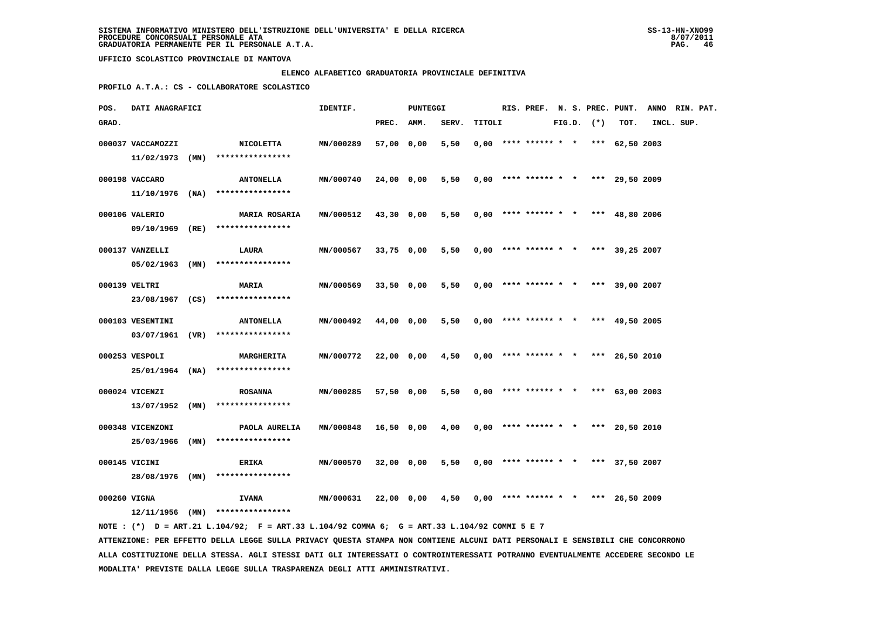**UFFICIO SCOLASTICO PROVINCIALE DI MANTOVA**

**ELENCO ALFABETICO GRADUATORIA PROVINCIALE DEFINITIVA**

**PROFILO A.T.A.: CS - COLLABORATORE SCOLASTICO**

| POS. GRAD. | DATI ANAGRAFICI | | IDENTIF. | PUNTEGGI PREC. | AMM. | SERV. | TITOLI | RIS. | PREF. | N. S. FIG.D. | PREC. (*) | PUNT. TOT. | ANNO INCL. | RIN. SUP. | PAT. |
|---|---|---|---|---|---|---|---|---|---|---|---|---|---|---|---|
| 000037 | VACCAMOZZI 11/02/1973 (MN) | NICOLETTA **************** | MN/000289 | 57,00 | 0,00 | 5,50 | 0,00 | **** | ****** | * * | *** | 62,50 | 2003 | | |
| 000198 | VACCARO 11/10/1976 (NA) | ANTONELLA **************** | MN/000740 | 24,00 | 0,00 | 5,50 | 0,00 | **** | ****** | * * | *** | 29,50 | 2009 | | |
| 000106 | VALERIO 09/10/1969 (RE) | MARIA ROSARIA **************** | MN/000512 | 43,30 | 0,00 | 5,50 | 0,00 | **** | ****** | * * | *** | 48,80 | 2006 | | |
| 000137 | VANZELLI 05/02/1963 (MN) | LAURA **************** | MN/000567 | 33,75 | 0,00 | 5,50 | 0,00 | **** | ****** | * * | *** | 39,25 | 2007 | | |
| 000139 | VELTRI 23/08/1967 (CS) | MARIA **************** | MN/000569 | 33,50 | 0,00 | 5,50 | 0,00 | **** | ****** | * * | *** | 39,00 | 2007 | | |
| 000103 | VESENTINI 03/07/1961 (VR) | ANTONELLA **************** | MN/000492 | 44,00 | 0,00 | 5,50 | 0,00 | **** | ****** | * * | *** | 49,50 | 2005 | | |
| 000253 | VESPOLI 25/01/1964 (NA) | MARGHERITA **************** | MN/000772 | 22,00 | 0,00 | 4,50 | 0,00 | **** | ****** | * * | *** | 26,50 | 2010 | | |
| 000024 | VICENZI 13/07/1952 (MN) | ROSANNA **************** | MN/000285 | 57,50 | 0,00 | 5,50 | 0,00 | **** | ****** | * * | *** | 63,00 | 2003 | | |
| 000348 | VICENZONI 25/03/1966 (MN) | PAOLA AURELIA **************** | MN/000848 | 16,50 | 0,00 | 4,00 | 0,00 | **** | ****** | * * | *** | 20,50 | 2010 | | |
| 000145 | VICINI 28/08/1976 (MN) | ERIKA **************** | MN/000570 | 32,00 | 0,00 | 5,50 | 0,00 | **** | ****** | * * | *** | 37,50 | 2007 | | |
| 000260 | VIGNA 12/11/1956 (MN) | IVANA **************** | MN/000631 | 22,00 | 0,00 | 4,50 | 0,00 | **** | ****** | * * | *** | 26,50 | 2009 | | |

NOTE : (*) D = ART.21 L.104/92; F = ART.33 L.104/92 COMMA 6; G = ART.33 L.104/92 COMMI 5 E 7

ATTENZIONE: PER EFFETTO DELLA LEGGE SULLA PRIVACY QUESTA STAMPA NON CONTIENE ALCUNI DATI PERSONALI E SENSIBILI CHE CONCORRONO ALLA COSTITUZIONE DELLA STESSA. AGLI STESSI DATI GLI INTERESSATI O CONTROINTERESSATI POTRANNO EVENTUALMENTE ACCEDERE SECONDO LE MODALITA' PREVISTE DALLA LEGGE SULLA TRASPARENZA DEGLI ATTI AMMINISTRATIVI.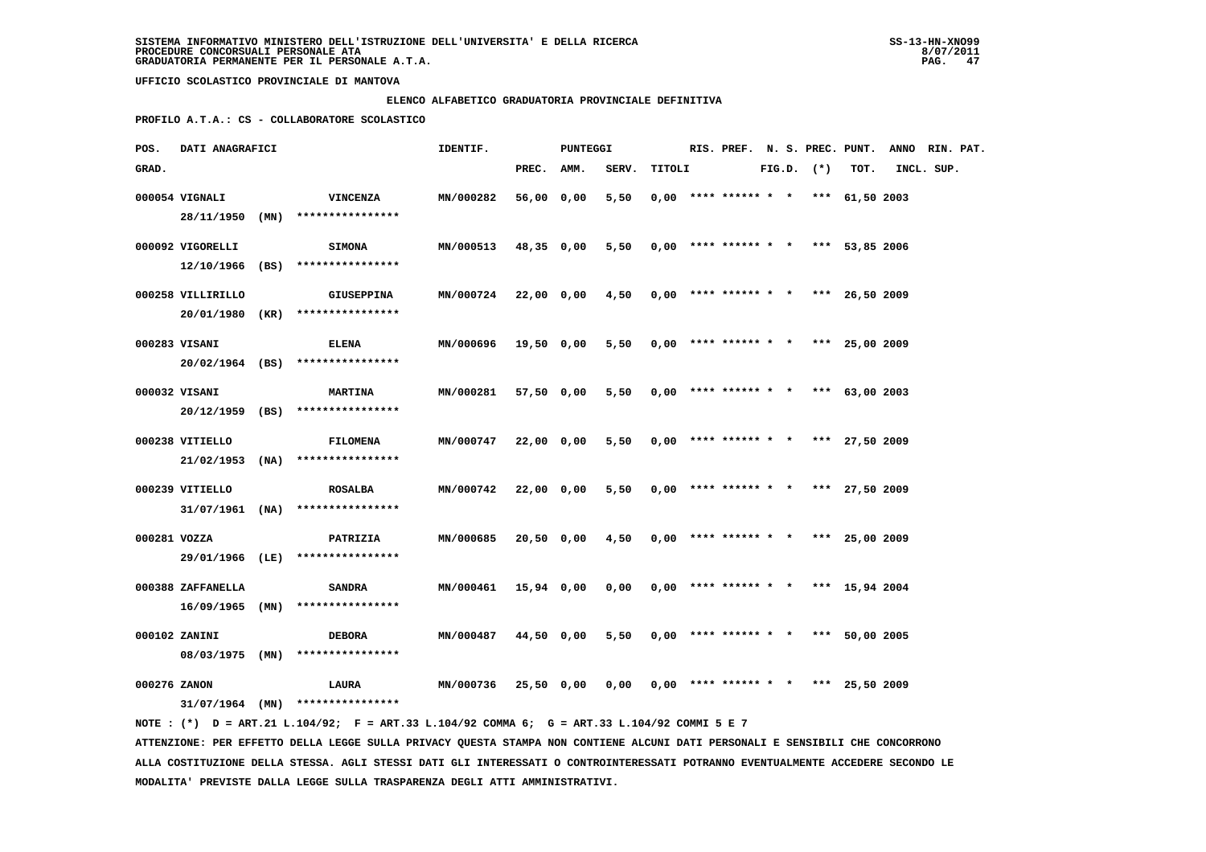**SISTEMA INFORMATIVO MINISTERO DELL'ISTRUZIONE DELL'UNIVERSITA' E DELLA RICERCA**
**PROCEDURE CONCORSUALI PERSONALE ATA**
**GRADUATORIA PERMANENTE PER IL PERSONALE A.T.A.**

**UFFICIO SCOLASTICO PROVINCIALE DI MANTOVA**

**ELENCO ALFABETICO GRADUATORIA PROVINCIALE DEFINITIVA**

**PROFILO A.T.A.: CS - COLLABORATORE SCOLASTICO**

| POS. GRAD. | DATI ANAGRAFICI | | IDENTIF. | PUNTEGGI PREC. | AMM. | SERV. | TITOLI | RIS. | PREF. | N. S. FIG.D. | PREC. (*) | PUNT. TOT. | ANNO INCL. | RIN. PAT. SUP. |
|---|---|---|---|---|---|---|---|---|---|---|---|---|---|---|
| 000054 | VIGNALI 28/11/1950 (MN) | VINCENZA **************** | MN/000282 | 56,00 | 0,00 | 5,50 | 0,00 | **** | ****** | * * | *** | 61,50 | 2003 | |
| 000092 | VIGORELLI 12/10/1966 (BS) | SIMONA **************** | MN/000513 | 48,35 | 0,00 | 5,50 | 0,00 | **** | ****** | * * | *** | 53,85 | 2006 | |
| 000258 | VILLIRILLO 20/01/1980 (KR) | GIUSEPPINA **************** | MN/000724 | 22,00 | 0,00 | 4,50 | 0,00 | **** | ****** | * * | *** | 26,50 | 2009 | |
| 000283 | VISANI 20/02/1964 (BS) | ELENA **************** | MN/000696 | 19,50 | 0,00 | 5,50 | 0,00 | **** | ****** | * * | *** | 25,00 | 2009 | |
| 000032 | VISANI 20/12/1959 (BS) | MARTINA **************** | MN/000281 | 57,50 | 0,00 | 5,50 | 0,00 | **** | ****** | * * | *** | 63,00 | 2003 | |
| 000238 | VITIELLO 21/02/1953 (NA) | FILOMENA **************** | MN/000747 | 22,00 | 0,00 | 5,50 | 0,00 | **** | ****** | * * | *** | 27,50 | 2009 | |
| 000239 | VITIELLO 31/07/1961 (NA) | ROSALBA **************** | MN/000742 | 22,00 | 0,00 | 5,50 | 0,00 | **** | ****** | * * | *** | 27,50 | 2009 | |
| 000281 | VOZZA 29/01/1966 (LE) | PATRIZIA **************** | MN/000685 | 20,50 | 0,00 | 4,50 | 0,00 | **** | ****** | * * | *** | 25,00 | 2009 | |
| 000388 | ZAFFANELLA 16/09/1965 (MN) | SANDRA **************** | MN/000461 | 15,94 | 0,00 | 0,00 | 0,00 | **** | ****** | * * | *** | 15,94 | 2004 | |
| 000102 | ZANINI 08/03/1975 (MN) | DEBORA **************** | MN/000487 | 44,50 | 0,00 | 5,50 | 0,00 | **** | ****** | * * | *** | 50,00 | 2005 | |
| 000276 | ZANON 31/07/1964 (MN) | LAURA **************** | MN/000736 | 25,50 | 0,00 | 0,00 | 0,00 | **** | ****** | * * | *** | 25,50 | 2009 | |

NOTE : (*) D = ART.21 L.104/92; F = ART.33 L.104/92 COMMA 6; G = ART.33 L.104/92 COMMI 5 E 7

ATTENZIONE: PER EFFETTO DELLA LEGGE SULLA PRIVACY QUESTA STAMPA NON CONTIENE ALCUNI DATI PERSONALI E SENSIBILI CHE CONCORRONO ALLA COSTITUZIONE DELLA STESSA. AGLI STESSI DATI GLI INTERESSATI O CONTROINTERESSATI POTRANNO EVENTUALMENTE ACCEDERE SECONDO LE MODALITA' PREVISTE DALLA LEGGE SULLA TRASPARENZA DEGLI ATTI AMMINISTRATIVI.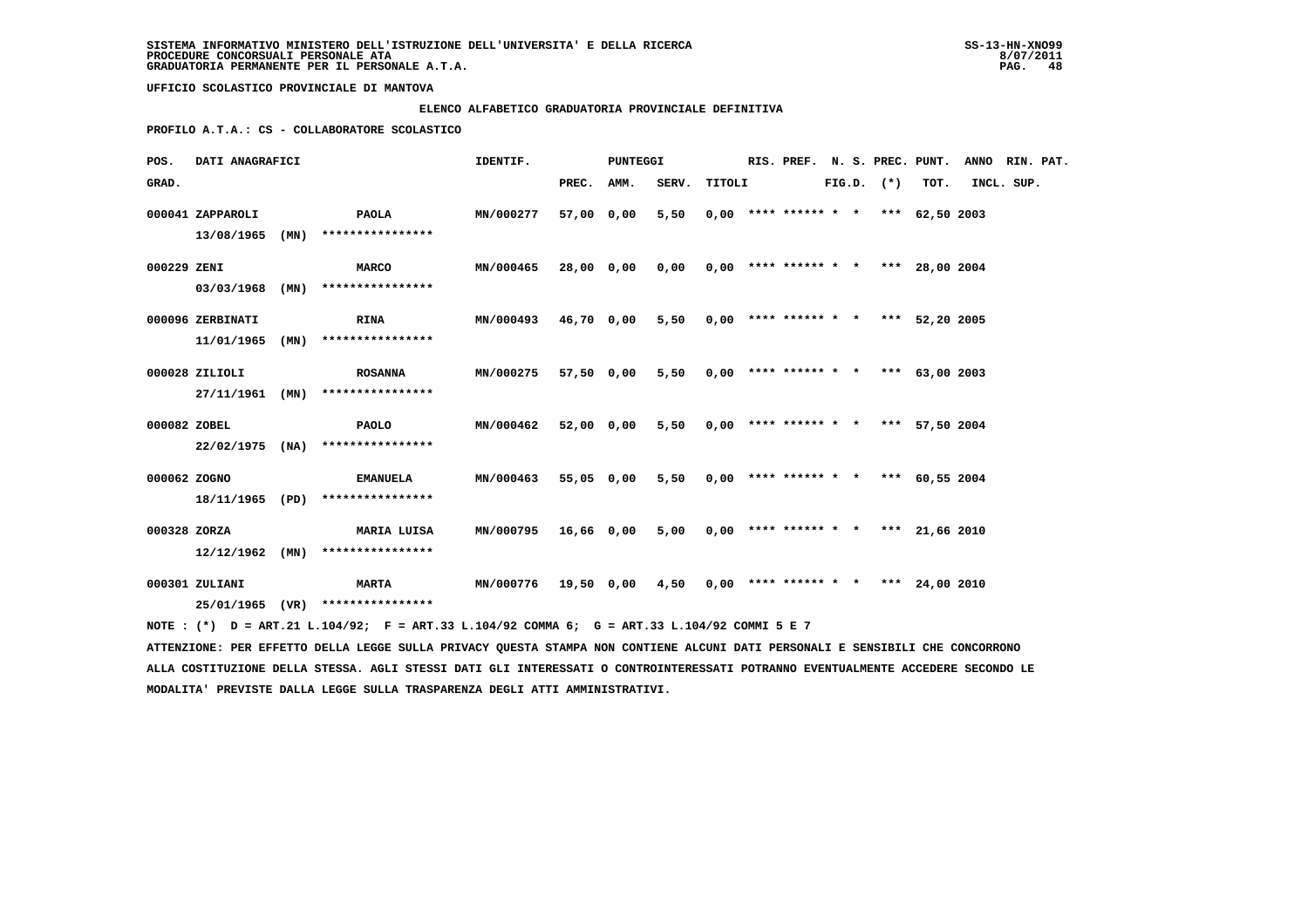SISTEMA INFORMATIVO MINISTERO DELL'ISTRUZIONE DELL'UNIVERSITA' E DELLA RICERCA
PROCEDURE CONCORSUALI PERSONALE ATA
GRADUATORIA PERMANENTE PER IL PERSONALE A.T.A.

UFFICIO SCOLASTICO PROVINCIALE DI MANTOVA

ELENCO ALFABETICO GRADUATORIA PROVINCIALE DEFINITIVA

PROFILO A.T.A.: CS - COLLABORATORE SCOLASTICO

| POS. GRAD. | DATI ANAGRAFICI | | IDENTIF. | PUNTEGGI PREC. | AMM. | SERV. | TITOLI | RIS. | PREF. | N. S. FIG.D. | PREC. (*) | PUNT. TOT. | ANNO INCL. | RIN. PAT. SUP. |
|---|---|---|---|---|---|---|---|---|---|---|---|---|---|---|
| 000041 | ZAPPAROLI 13/08/1965 (MN) | PAOLA **************** | MN/000277 | 57,00 | 0,00 | 5,50 | 0,00 | **** | ****** | * * | *** | 62,50 | 2003 | |
| 000229 | ZENI 03/03/1968 (MN) | MARCO **************** | MN/000465 | 28,00 | 0,00 | 0,00 | 0,00 | **** | ****** | * * | *** | 28,00 | 2004 | |
| 000096 | ZERBINATI 11/01/1965 (MN) | RINA **************** | MN/000493 | 46,70 | 0,00 | 5,50 | 0,00 | **** | ****** | * * | *** | 52,20 | 2005 | |
| 000028 | ZILIOLI 27/11/1961 (MN) | ROSANNA **************** | MN/000275 | 57,50 | 0,00 | 5,50 | 0,00 | **** | ****** | * * | *** | 63,00 | 2003 | |
| 000082 | ZOBEL 22/02/1975 (NA) | PAOLO **************** | MN/000462 | 52,00 | 0,00 | 5,50 | 0,00 | **** | ****** | * * | *** | 57,50 | 2004 | |
| 000062 | ZOGNO 18/11/1965 (PD) | EMANUELA **************** | MN/000463 | 55,05 | 0,00 | 5,50 | 0,00 | **** | ****** | * * | *** | 60,55 | 2004 | |
| 000328 | ZORZA 12/12/1962 (MN) | MARIA LUISA **************** | MN/000795 | 16,66 | 0,00 | 5,00 | 0,00 | **** | ****** | * * | *** | 21,66 | 2010 | |
| 000301 | ZULIANI 25/01/1965 (VR) | MARTA **************** | MN/000776 | 19,50 | 0,00 | 4,50 | 0,00 | **** | ****** | * * | *** | 24,00 | 2010 | |

NOTE : (*) D = ART.21 L.104/92; F = ART.33 L.104/92 COMMA 6; G = ART.33 L.104/92 COMMI 5 E 7

ATTENZIONE: PER EFFETTO DELLA LEGGE SULLA PRIVACY QUESTA STAMPA NON CONTIENE ALCUNI DATI PERSONALI E SENSIBILI CHE CONCORRONO ALLA COSTITUZIONE DELLA STESSA. AGLI STESSI DATI GLI INTERESSATI O CONTROINTERESSATI POTRANNO EVENTUALMENTE ACCEDERE SECONDO LE MODALITA' PREVISTE DALLA LEGGE SULLA TRASPARENZA DEGLI ATTI AMMINISTRATIVI.